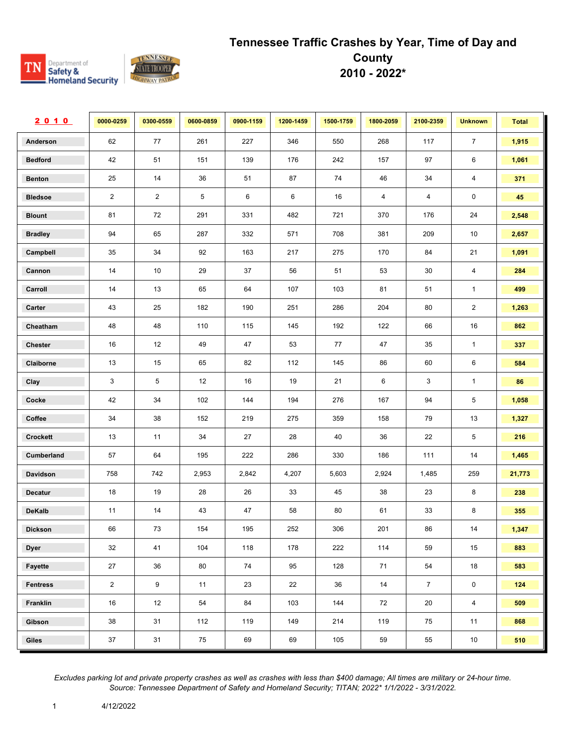# Tennessee Traffic Crashes by Year, Time of Day and County
## 2010 - 2022*

| 2010 | 0000-0259 | 0300-0559 | 0600-0859 | 0900-1159 | 1200-1459 | 1500-1759 | 1800-2059 | 2100-2359 | Unknown | Total |
|---|---|---|---|---|---|---|---|---|---|---|
| Anderson | 62 | 77 | 261 | 227 | 346 | 550 | 268 | 117 | 7 | 1,915 |
| Bedford | 42 | 51 | 151 | 139 | 176 | 242 | 157 | 97 | 6 | 1,061 |
| Benton | 25 | 14 | 36 | 51 | 87 | 74 | 46 | 34 | 4 | 371 |
| Bledsoe | 2 | 2 | 5 | 6 | 6 | 16 | 4 | 4 | 0 | 45 |
| Blount | 81 | 72 | 291 | 331 | 482 | 721 | 370 | 176 | 24 | 2,548 |
| Bradley | 94 | 65 | 287 | 332 | 571 | 708 | 381 | 209 | 10 | 2,657 |
| Campbell | 35 | 34 | 92 | 163 | 217 | 275 | 170 | 84 | 21 | 1,091 |
| Cannon | 14 | 10 | 29 | 37 | 56 | 51 | 53 | 30 | 4 | 284 |
| Carroll | 14 | 13 | 65 | 64 | 107 | 103 | 81 | 51 | 1 | 499 |
| Carter | 43 | 25 | 182 | 190 | 251 | 286 | 204 | 80 | 2 | 1,263 |
| Cheatham | 48 | 48 | 110 | 115 | 145 | 192 | 122 | 66 | 16 | 862 |
| Chester | 16 | 12 | 49 | 47 | 53 | 77 | 47 | 35 | 1 | 337 |
| Claiborne | 13 | 15 | 65 | 82 | 112 | 145 | 86 | 60 | 6 | 584 |
| Clay | 3 | 5 | 12 | 16 | 19 | 21 | 6 | 3 | 1 | 86 |
| Cocke | 42 | 34 | 102 | 144 | 194 | 276 | 167 | 94 | 5 | 1,058 |
| Coffee | 34 | 38 | 152 | 219 | 275 | 359 | 158 | 79 | 13 | 1,327 |
| Crockett | 13 | 11 | 34 | 27 | 28 | 40 | 36 | 22 | 5 | 216 |
| Cumberland | 57 | 64 | 195 | 222 | 286 | 330 | 186 | 111 | 14 | 1,465 |
| Davidson | 758 | 742 | 2,953 | 2,842 | 4,207 | 5,603 | 2,924 | 1,485 | 259 | 21,773 |
| Decatur | 18 | 19 | 28 | 26 | 33 | 45 | 38 | 23 | 8 | 238 |
| DeKalb | 11 | 14 | 43 | 47 | 58 | 80 | 61 | 33 | 8 | 355 |
| Dickson | 66 | 73 | 154 | 195 | 252 | 306 | 201 | 86 | 14 | 1,347 |
| Dyer | 32 | 41 | 104 | 118 | 178 | 222 | 114 | 59 | 15 | 883 |
| Fayette | 27 | 36 | 80 | 74 | 95 | 128 | 71 | 54 | 18 | 583 |
| Fentress | 2 | 9 | 11 | 23 | 22 | 36 | 14 | 7 | 0 | 124 |
| Franklin | 16 | 12 | 54 | 84 | 103 | 144 | 72 | 20 | 4 | 509 |
| Gibson | 38 | 31 | 112 | 119 | 149 | 214 | 119 | 75 | 11 | 868 |
| Giles | 37 | 31 | 75 | 69 | 69 | 105 | 59 | 55 | 10 | 510 |

*Excludes parking lot and private property crashes as well as crashes with less than $400 damage; All times are military or 24-hour time.*
*Source: Tennessee Department of Safety and Homeland Security; TITAN; 2022* 1/1/2022 - 3/31/2022.*

4/12/2022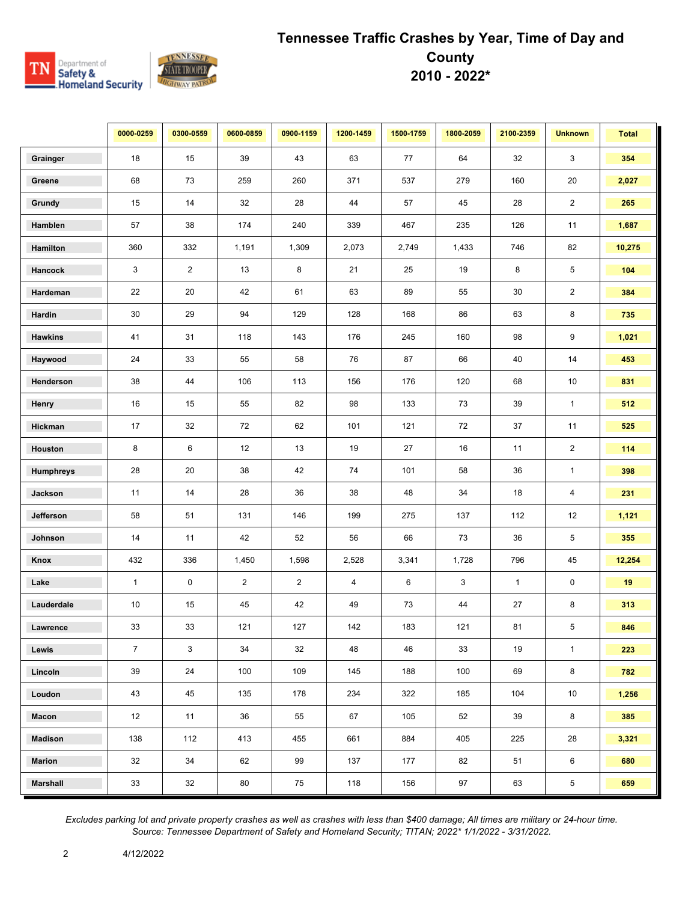# Tennessee Traffic Crashes by Year, Time of Day and County 2010 - 2022*

| | 0000-0259 | 0300-0559 | 0600-0859 | 0900-1159 | 1200-1459 | 1500-1759 | 1800-2059 | 2100-2359 | Unknown | Total |
|---|---|---|---|---|---|---|---|---|---|---|
| Grainger | 18 | 15 | 39 | 43 | 63 | 77 | 64 | 32 | 3 | **354** |
| Greene | 68 | 73 | 259 | 260 | 371 | 537 | 279 | 160 | 20 | **2,027** |
| Grundy | 15 | 14 | 32 | 28 | 44 | 57 | 45 | 28 | 2 | **265** |
| Hamblen | 57 | 38 | 174 | 240 | 339 | 467 | 235 | 126 | 11 | **1,687** |
| Hamilton | 360 | 332 | 1,191 | 1,309 | 2,073 | 2,749 | 1,433 | 746 | 82 | **10,275** |
| Hancock | 3 | 2 | 13 | 8 | 21 | 25 | 19 | 8 | 5 | **104** |
| Hardeman | 22 | 20 | 42 | 61 | 63 | 89 | 55 | 30 | 2 | **384** |
| Hardin | 30 | 29 | 94 | 129 | 128 | 168 | 86 | 63 | 8 | **735** |
| Hawkins | 41 | 31 | 118 | 143 | 176 | 245 | 160 | 98 | 9 | **1,021** |
| Haywood | 24 | 33 | 55 | 58 | 76 | 87 | 66 | 40 | 14 | **453** |
| Henderson | 38 | 44 | 106 | 113 | 156 | 176 | 120 | 68 | 10 | **831** |
| Henry | 16 | 15 | 55 | 82 | 98 | 133 | 73 | 39 | 1 | **512** |
| Hickman | 17 | 32 | 72 | 62 | 101 | 121 | 72 | 37 | 11 | **525** |
| Houston | 8 | 6 | 12 | 13 | 19 | 27 | 16 | 11 | 2 | **114** |
| Humphreys | 28 | 20 | 38 | 42 | 74 | 101 | 58 | 36 | 1 | **398** |
| Jackson | 11 | 14 | 28 | 36 | 38 | 48 | 34 | 18 | 4 | **231** |
| Jefferson | 58 | 51 | 131 | 146 | 199 | 275 | 137 | 112 | 12 | **1,121** |
| Johnson | 14 | 11 | 42 | 52 | 56 | 66 | 73 | 36 | 5 | **355** |
| Knox | 432 | 336 | 1,450 | 1,598 | 2,528 | 3,341 | 1,728 | 796 | 45 | **12,254** |
| Lake | 1 | 0 | 2 | 2 | 4 | 6 | 3 | 1 | 0 | **19** |
| Lauderdale | 10 | 15 | 45 | 42 | 49 | 73 | 44 | 27 | 8 | **313** |
| Lawrence | 33 | 33 | 121 | 127 | 142 | 183 | 121 | 81 | 5 | **846** |
| Lewis | 7 | 3 | 34 | 32 | 48 | 46 | 33 | 19 | 1 | **223** |
| Lincoln | 39 | 24 | 100 | 109 | 145 | 188 | 100 | 69 | 8 | **782** |
| Loudon | 43 | 45 | 135 | 178 | 234 | 322 | 185 | 104 | 10 | **1,256** |
| Macon | 12 | 11 | 36 | 55 | 67 | 105 | 52 | 39 | 8 | **385** |
| Madison | 138 | 112 | 413 | 455 | 661 | 884 | 405 | 225 | 28 | **3,321** |
| Marion | 32 | 34 | 62 | 99 | 137 | 177 | 82 | 51 | 6 | **680** |
| Marshall | 33 | 32 | 80 | 75 | 118 | 156 | 97 | 63 | 5 | **659** |

*Excludes parking lot and private property crashes as well as crashes with less than $400 damage; All times are military or 24-hour time.*
*Source: Tennessee Department of Safety and Homeland Security; TITAN; 2022* 1/1/2022 - 3/31/2022.*

4/12/2022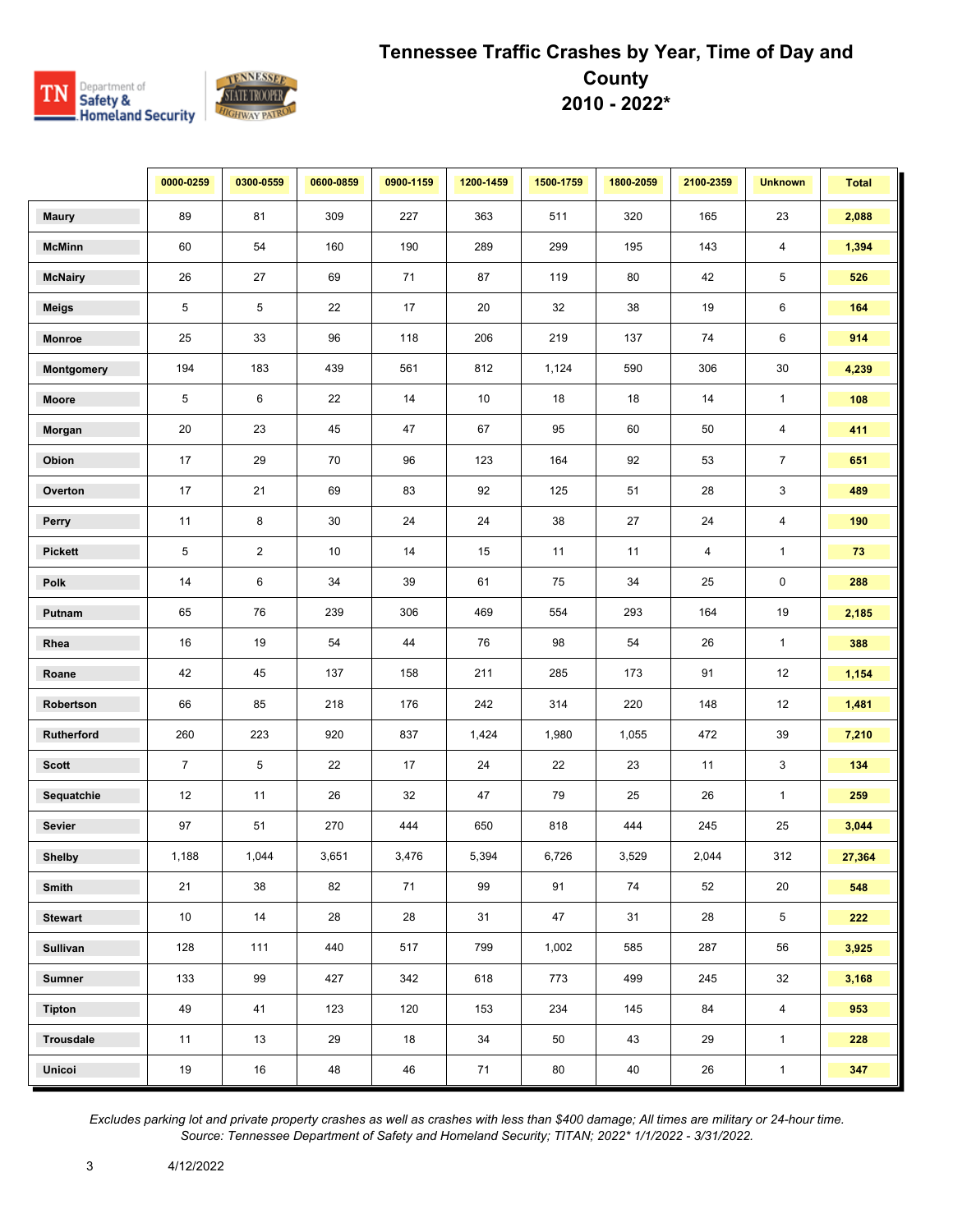# Tennessee Traffic Crashes by Year, Time of Day and County 2010 - 2022*

| | 0000-0259 | 0300-0559 | 0600-0859 | 0900-1159 | 1200-1459 | 1500-1759 | 1800-2059 | 2100-2359 | Unknown | Total |
|---|---|---|---|---|---|---|---|---|---|---|
| **Maury** | 89 | 81 | 309 | 227 | 363 | 511 | 320 | 165 | 23 | **2,088** |
| **McMinn** | 60 | 54 | 160 | 190 | 289 | 299 | 195 | 143 | 4 | **1,394** |
| **McNairy** | 26 | 27 | 69 | 71 | 87 | 119 | 80 | 42 | 5 | **526** |
| **Meigs** | 5 | 5 | 22 | 17 | 20 | 32 | 38 | 19 | 6 | **164** |
| **Monroe** | 25 | 33 | 96 | 118 | 206 | 219 | 137 | 74 | 6 | **914** |
| **Montgomery** | 194 | 183 | 439 | 561 | 812 | 1,124 | 590 | 306 | 30 | **4,239** |
| **Moore** | 5 | 6 | 22 | 14 | 10 | 18 | 18 | 14 | 1 | **108** |
| **Morgan** | 20 | 23 | 45 | 47 | 67 | 95 | 60 | 50 | 4 | **411** |
| **Obion** | 17 | 29 | 70 | 96 | 123 | 164 | 92 | 53 | 7 | **651** |
| **Overton** | 17 | 21 | 69 | 83 | 92 | 125 | 51 | 28 | 3 | **489** |
| **Perry** | 11 | 8 | 30 | 24 | 24 | 38 | 27 | 24 | 4 | **190** |
| **Pickett** | 5 | 2 | 10 | 14 | 15 | 11 | 11 | 4 | 1 | **73** |
| **Polk** | 14 | 6 | 34 | 39 | 61 | 75 | 34 | 25 | 0 | **288** |
| **Putnam** | 65 | 76 | 239 | 306 | 469 | 554 | 293 | 164 | 19 | **2,185** |
| **Rhea** | 16 | 19 | 54 | 44 | 76 | 98 | 54 | 26 | 1 | **388** |
| **Roane** | 42 | 45 | 137 | 158 | 211 | 285 | 173 | 91 | 12 | **1,154** |
| **Robertson** | 66 | 85 | 218 | 176 | 242 | 314 | 220 | 148 | 12 | **1,481** |
| **Rutherford** | 260 | 223 | 920 | 837 | 1,424 | 1,980 | 1,055 | 472 | 39 | **7,210** |
| **Scott** | 7 | 5 | 22 | 17 | 24 | 22 | 23 | 11 | 3 | **134** |
| **Sequatchie** | 12 | 11 | 26 | 32 | 47 | 79 | 25 | 26 | 1 | **259** |
| **Sevier** | 97 | 51 | 270 | 444 | 650 | 818 | 444 | 245 | 25 | **3,044** |
| **Shelby** | 1,188 | 1,044 | 3,651 | 3,476 | 5,394 | 6,726 | 3,529 | 2,044 | 312 | **27,364** |
| **Smith** | 21 | 38 | 82 | 71 | 99 | 91 | 74 | 52 | 20 | **548** |
| **Stewart** | 10 | 14 | 28 | 28 | 31 | 47 | 31 | 28 | 5 | **222** |
| **Sullivan** | 128 | 111 | 440 | 517 | 799 | 1,002 | 585 | 287 | 56 | **3,925** |
| **Sumner** | 133 | 99 | 427 | 342 | 618 | 773 | 499 | 245 | 32 | **3,168** |
| **Tipton** | 49 | 41 | 123 | 120 | 153 | 234 | 145 | 84 | 4 | **953** |
| **Trousdale** | 11 | 13 | 29 | 18 | 34 | 50 | 43 | 29 | 1 | **228** |
| **Unicoi** | 19 | 16 | 48 | 46 | 71 | 80 | 40 | 26 | 1 | **347** |

*Excludes parking lot and private property crashes as well as crashes with less than $400 damage; All times are military or 24-hour time.*
*Source: Tennessee Department of Safety and Homeland Security; TITAN; 2022* 1/1/2022 - 3/31/2022.*

4/12/2022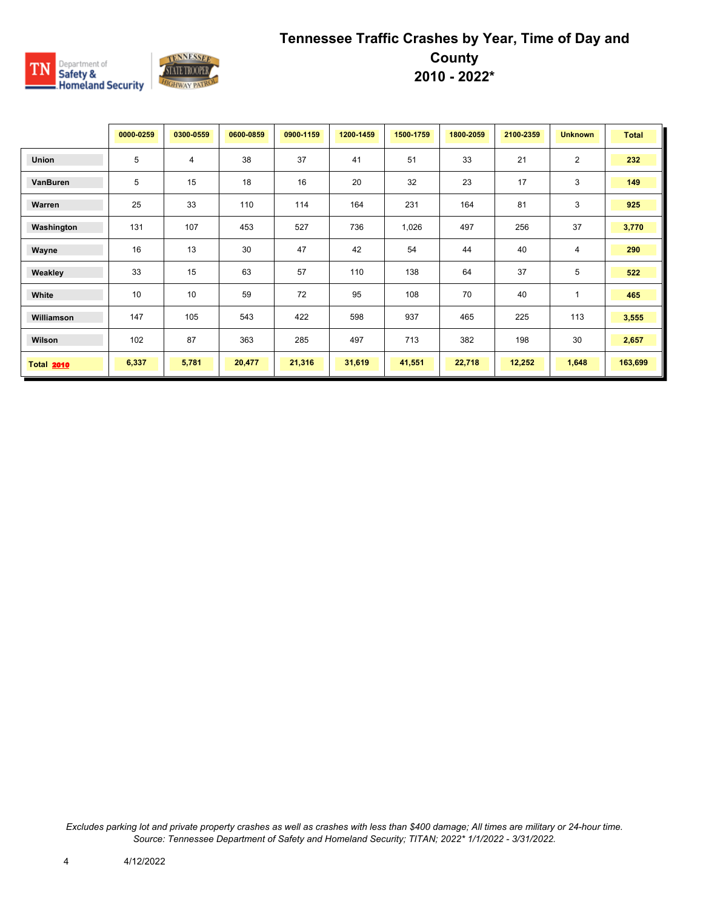# Tennessee Traffic Crashes by Year, Time of Day and County 2010 - 2022*

| | 0000-0259 | 0300-0559 | 0600-0859 | 0900-1159 | 1200-1459 | 1500-1759 | 1800-2059 | 2100-2359 | Unknown | Total |
|---|---|---|---|---|---|---|---|---|---|---|
| **Union** | 5 | 4 | 38 | 37 | 41 | 51 | 33 | 21 | 2 | **232** |
| **VanBuren** | 5 | 15 | 18 | 16 | 20 | 32 | 23 | 17 | 3 | **149** |
| **Warren** | 25 | 33 | 110 | 114 | 164 | 231 | 164 | 81 | 3 | **925** |
| **Washington** | 131 | 107 | 453 | 527 | 736 | 1,026 | 497 | 256 | 37 | **3,770** |
| **Wayne** | 16 | 13 | 30 | 47 | 42 | 54 | 44 | 40 | 4 | **290** |
| **Weakley** | 33 | 15 | 63 | 57 | 110 | 138 | 64 | 37 | 5 | **522** |
| **White** | 10 | 10 | 59 | 72 | 95 | 108 | 70 | 40 | 1 | **465** |
| **Williamson** | 147 | 105 | 543 | 422 | 598 | 937 | 465 | 225 | 113 | **3,555** |
| **Wilson** | 102 | 87 | 363 | 285 | 497 | 713 | 382 | 198 | 30 | **2,657** |
| **Total 2010** | **6,337** | **5,781** | **20,477** | **21,316** | **31,619** | **41,551** | **22,718** | **12,252** | **1,648** | **163,699** |

*Excludes parking lot and private property crashes as well as crashes with less than $400 damage; All times are military or 24-hour time. Source: Tennessee Department of Safety and Homeland Security; TITAN; 2022* 1/1/2022 - 3/31/2022.*

4/12/2022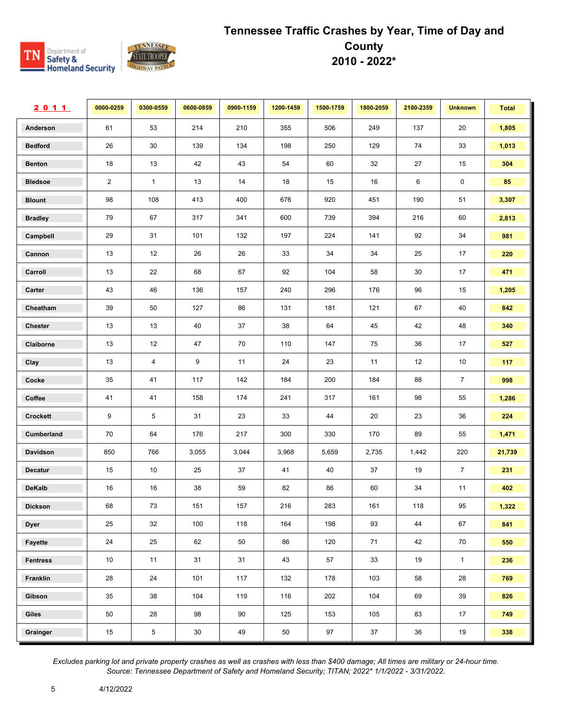# Tennessee Traffic Crashes by Year, Time of Day and County 2010 - 2022*

| 2011 | 0000-0259 | 0300-0559 | 0600-0859 | 0900-1159 | 1200-1459 | 1500-1759 | 1800-2059 | 2100-2359 | Unknown | Total |
|---|---|---|---|---|---|---|---|---|---|---|
| Anderson | 61 | 53 | 214 | 210 | 355 | 506 | 249 | 137 | 20 | 1,805 |
| Bedford | 26 | 30 | 139 | 134 | 198 | 250 | 129 | 74 | 33 | 1,013 |
| Benton | 18 | 13 | 42 | 43 | 54 | 60 | 32 | 27 | 15 | 304 |
| Bledsoe | 2 | 1 | 13 | 14 | 18 | 15 | 16 | 6 | 0 | 85 |
| Blount | 98 | 108 | 413 | 400 | 676 | 920 | 451 | 190 | 51 | 3,307 |
| Bradley | 79 | 67 | 317 | 341 | 600 | 739 | 394 | 216 | 60 | 2,813 |
| Campbell | 29 | 31 | 101 | 132 | 197 | 224 | 141 | 92 | 34 | 981 |
| Cannon | 13 | 12 | 26 | 26 | 33 | 34 | 34 | 25 | 17 | 220 |
| Carroll | 13 | 22 | 68 | 67 | 92 | 104 | 58 | 30 | 17 | 471 |
| Carter | 43 | 46 | 136 | 157 | 240 | 296 | 176 | 96 | 15 | 1,205 |
| Cheatham | 39 | 50 | 127 | 86 | 131 | 181 | 121 | 67 | 40 | 842 |
| Chester | 13 | 13 | 40 | 37 | 38 | 64 | 45 | 42 | 48 | 340 |
| Claiborne | 13 | 12 | 47 | 70 | 110 | 147 | 75 | 36 | 17 | 527 |
| Clay | 13 | 4 | 9 | 11 | 24 | 23 | 11 | 12 | 10 | 117 |
| Cocke | 35 | 41 | 117 | 142 | 184 | 200 | 184 | 88 | 7 | 998 |
| Coffee | 41 | 41 | 158 | 174 | 241 | 317 | 161 | 98 | 55 | 1,286 |
| Crockett | 9 | 5 | 31 | 23 | 33 | 44 | 20 | 23 | 36 | 224 |
| Cumberland | 70 | 64 | 176 | 217 | 300 | 330 | 170 | 89 | 55 | 1,471 |
| Davidson | 850 | 766 | 3,055 | 3,044 | 3,968 | 5,659 | 2,735 | 1,442 | 220 | 21,739 |
| Decatur | 15 | 10 | 25 | 37 | 41 | 40 | 37 | 19 | 7 | 231 |
| DeKalb | 16 | 16 | 38 | 59 | 82 | 86 | 60 | 34 | 11 | 402 |
| Dickson | 68 | 73 | 151 | 157 | 216 | 283 | 161 | 118 | 95 | 1,322 |
| Dyer | 25 | 32 | 100 | 118 | 164 | 198 | 93 | 44 | 67 | 841 |
| Fayette | 24 | 25 | 62 | 50 | 86 | 120 | 71 | 42 | 70 | 550 |
| Fentress | 10 | 11 | 31 | 31 | 43 | 57 | 33 | 19 | 1 | 236 |
| Franklin | 28 | 24 | 101 | 117 | 132 | 178 | 103 | 58 | 28 | 769 |
| Gibson | 35 | 38 | 104 | 119 | 116 | 202 | 104 | 69 | 39 | 826 |
| Giles | 50 | 28 | 98 | 90 | 125 | 153 | 105 | 83 | 17 | 749 |
| Grainger | 15 | 5 | 30 | 49 | 50 | 97 | 37 | 36 | 19 | 338 |

*Excludes parking lot and private property crashes as well as crashes with less than $400 damage; All times are military or 24-hour time.*
*Source: Tennessee Department of Safety and Homeland Security; TITAN; 2022* 1/1/2022 - 3/31/2022.*

4/12/2022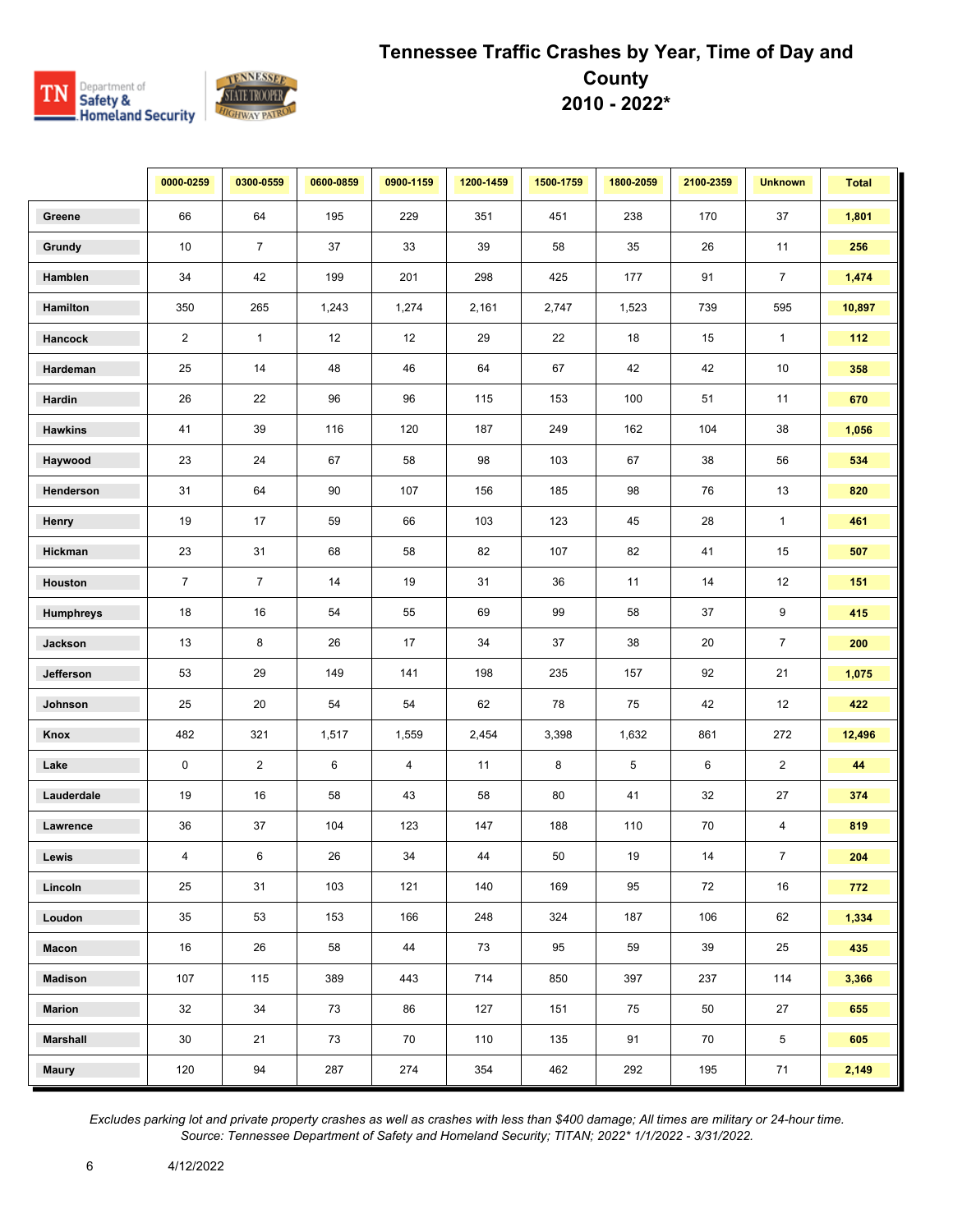# Tennessee Traffic Crashes by Year, Time of Day and County 2010 - 2022*

| | 0000-0259 | 0300-0559 | 0600-0859 | 0900-1159 | 1200-1459 | 1500-1759 | 1800-2059 | 2100-2359 | Unknown | Total |
|---|---|---|---|---|---|---|---|---|---|---|
| **Greene** | 66 | 64 | 195 | 229 | 351 | 451 | 238 | 170 | 37 | **1,801** |
| **Grundy** | 10 | 7 | 37 | 33 | 39 | 58 | 35 | 26 | 11 | **256** |
| **Hamblen** | 34 | 42 | 199 | 201 | 298 | 425 | 177 | 91 | 7 | **1,474** |
| **Hamilton** | 350 | 265 | 1,243 | 1,274 | 2,161 | 2,747 | 1,523 | 739 | 595 | **10,897** |
| **Hancock** | 2 | 1 | 12 | 12 | 29 | 22 | 18 | 15 | 1 | **112** |
| **Hardeman** | 25 | 14 | 48 | 46 | 64 | 67 | 42 | 42 | 10 | **358** |
| **Hardin** | 26 | 22 | 96 | 96 | 115 | 153 | 100 | 51 | 11 | **670** |
| **Hawkins** | 41 | 39 | 116 | 120 | 187 | 249 | 162 | 104 | 38 | **1,056** |
| **Haywood** | 23 | 24 | 67 | 58 | 98 | 103 | 67 | 38 | 56 | **534** |
| **Henderson** | 31 | 64 | 90 | 107 | 156 | 185 | 98 | 76 | 13 | **820** |
| **Henry** | 19 | 17 | 59 | 66 | 103 | 123 | 45 | 28 | 1 | **461** |
| **Hickman** | 23 | 31 | 68 | 58 | 82 | 107 | 82 | 41 | 15 | **507** |
| **Houston** | 7 | 7 | 14 | 19 | 31 | 36 | 11 | 14 | 12 | **151** |
| **Humphreys** | 18 | 16 | 54 | 55 | 69 | 99 | 58 | 37 | 9 | **415** |
| **Jackson** | 13 | 8 | 26 | 17 | 34 | 37 | 38 | 20 | 7 | **200** |
| **Jefferson** | 53 | 29 | 149 | 141 | 198 | 235 | 157 | 92 | 21 | **1,075** |
| **Johnson** | 25 | 20 | 54 | 54 | 62 | 78 | 75 | 42 | 12 | **422** |
| **Knox** | 482 | 321 | 1,517 | 1,559 | 2,454 | 3,398 | 1,632 | 861 | 272 | **12,496** |
| **Lake** | 0 | 2 | 6 | 4 | 11 | 8 | 5 | 6 | 2 | **44** |
| **Lauderdale** | 19 | 16 | 58 | 43 | 58 | 80 | 41 | 32 | 27 | **374** |
| **Lawrence** | 36 | 37 | 104 | 123 | 147 | 188 | 110 | 70 | 4 | **819** |
| **Lewis** | 4 | 6 | 26 | 34 | 44 | 50 | 19 | 14 | 7 | **204** |
| **Lincoln** | 25 | 31 | 103 | 121 | 140 | 169 | 95 | 72 | 16 | **772** |
| **Loudon** | 35 | 53 | 153 | 166 | 248 | 324 | 187 | 106 | 62 | **1,334** |
| **Macon** | 16 | 26 | 58 | 44 | 73 | 95 | 59 | 39 | 25 | **435** |
| **Madison** | 107 | 115 | 389 | 443 | 714 | 850 | 397 | 237 | 114 | **3,366** |
| **Marion** | 32 | 34 | 73 | 86 | 127 | 151 | 75 | 50 | 27 | **655** |
| **Marshall** | 30 | 21 | 73 | 70 | 110 | 135 | 91 | 70 | 5 | **605** |
| **Maury** | 120 | 94 | 287 | 274 | 354 | 462 | 292 | 195 | 71 | **2,149** |

*Excludes parking lot and private property crashes as well as crashes with less than $400 damage; All times are military or 24-hour time.*
*Source: Tennessee Department of Safety and Homeland Security; TITAN; 2022* 1/1/2022 - 3/31/2022.*

4/12/2022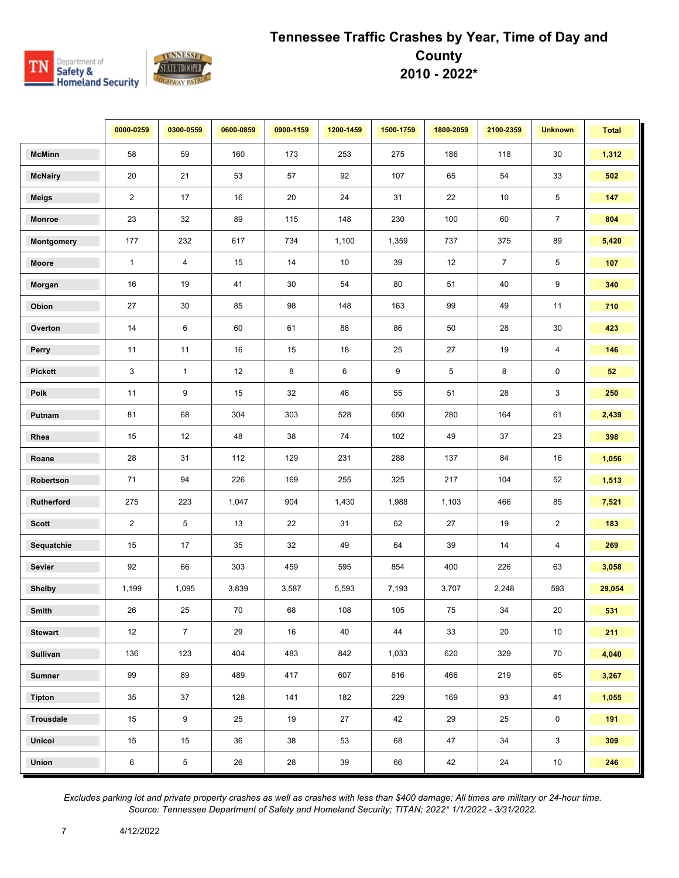# Tennessee Traffic Crashes by Year, Time of Day and County
## 2010 - 2022*

| | 0000-0259 | 0300-0559 | 0600-0859 | 0900-1159 | 1200-1459 | 1500-1759 | 1800-2059 | 2100-2359 | Unknown | Total |
|---|---|---|---|---|---|---|---|---|---|---|
| **McMinn** | 58 | 59 | 160 | 173 | 253 | 275 | 186 | 118 | 30 | **1,312** |
| **McNairy** | 20 | 21 | 53 | 57 | 92 | 107 | 65 | 54 | 33 | **502** |
| **Meigs** | 2 | 17 | 16 | 20 | 24 | 31 | 22 | 10 | 5 | **147** |
| **Monroe** | 23 | 32 | 89 | 115 | 148 | 230 | 100 | 60 | 7 | **804** |
| **Montgomery** | 177 | 232 | 617 | 734 | 1,100 | 1,359 | 737 | 375 | 89 | **5,420** |
| **Moore** | 1 | 4 | 15 | 14 | 10 | 39 | 12 | 7 | 5 | **107** |
| **Morgan** | 16 | 19 | 41 | 30 | 54 | 80 | 51 | 40 | 9 | **340** |
| **Obion** | 27 | 30 | 85 | 98 | 148 | 163 | 99 | 49 | 11 | **710** |
| **Overton** | 14 | 6 | 60 | 61 | 88 | 86 | 50 | 28 | 30 | **423** |
| **Perry** | 11 | 11 | 16 | 15 | 18 | 25 | 27 | 19 | 4 | **146** |
| **Pickett** | 3 | 1 | 12 | 8 | 6 | 9 | 5 | 8 | 0 | **52** |
| **Polk** | 11 | 9 | 15 | 32 | 46 | 55 | 51 | 28 | 3 | **250** |
| **Putnam** | 81 | 68 | 304 | 303 | 528 | 650 | 280 | 164 | 61 | **2,439** |
| **Rhea** | 15 | 12 | 48 | 38 | 74 | 102 | 49 | 37 | 23 | **398** |
| **Roane** | 28 | 31 | 112 | 129 | 231 | 288 | 137 | 84 | 16 | **1,056** |
| **Robertson** | 71 | 94 | 226 | 169 | 255 | 325 | 217 | 104 | 52 | **1,513** |
| **Rutherford** | 275 | 223 | 1,047 | 904 | 1,430 | 1,988 | 1,103 | 466 | 85 | **7,521** |
| **Scott** | 2 | 5 | 13 | 22 | 31 | 62 | 27 | 19 | 2 | **183** |
| **Sequatchie** | 15 | 17 | 35 | 32 | 49 | 64 | 39 | 14 | 4 | **269** |
| **Sevier** | 92 | 66 | 303 | 459 | 595 | 854 | 400 | 226 | 63 | **3,058** |
| **Shelby** | 1,199 | 1,095 | 3,839 | 3,587 | 5,593 | 7,193 | 3,707 | 2,248 | 593 | **29,054** |
| **Smith** | 26 | 25 | 70 | 68 | 108 | 105 | 75 | 34 | 20 | **531** |
| **Stewart** | 12 | 7 | 29 | 16 | 40 | 44 | 33 | 20 | 10 | **211** |
| **Sullivan** | 136 | 123 | 404 | 483 | 842 | 1,033 | 620 | 329 | 70 | **4,040** |
| **Sumner** | 99 | 89 | 489 | 417 | 607 | 816 | 466 | 219 | 65 | **3,267** |
| **Tipton** | 35 | 37 | 128 | 141 | 182 | 229 | 169 | 93 | 41 | **1,055** |
| **Trousdale** | 15 | 9 | 25 | 19 | 27 | 42 | 29 | 25 | 0 | **191** |
| **Unicoi** | 15 | 15 | 36 | 38 | 53 | 68 | 47 | 34 | 3 | **309** |
| **Union** | 6 | 5 | 26 | 28 | 39 | 66 | 42 | 24 | 10 | **246** |

*Excludes parking lot and private property crashes as well as crashes with less than $400 damage; All times are military or 24-hour time.*
*Source: Tennessee Department of Safety and Homeland Security; TITAN; 2022* 1/1/2022 - 3/31/2022.*

4/12/2022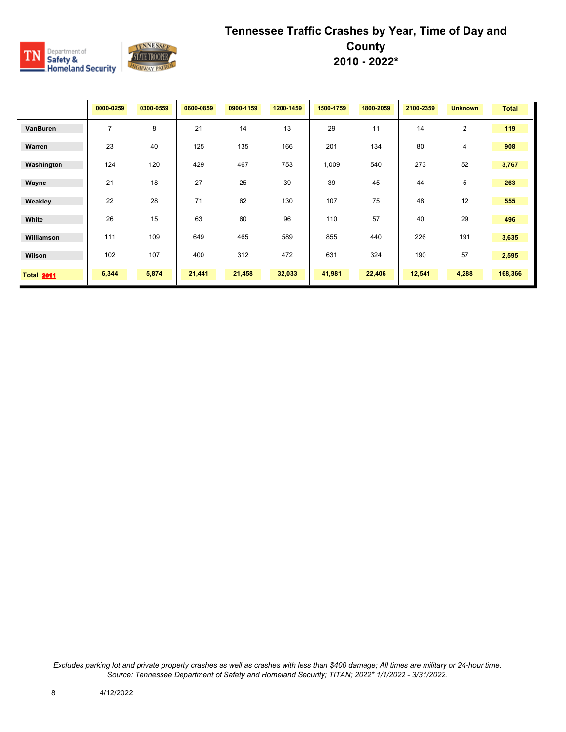# Tennessee Traffic Crashes by Year, Time of Day and County 2010 - 2022*

| | 0000-0259 | 0300-0559 | 0600-0859 | 0900-1159 | 1200-1459 | 1500-1759 | 1800-2059 | 2100-2359 | Unknown | Total |
|---|---|---|---|---|---|---|---|---|---|---|
| VanBuren | 7 | 8 | 21 | 14 | 13 | 29 | 11 | 14 | 2 | 119 |
| Warren | 23 | 40 | 125 | 135 | 166 | 201 | 134 | 80 | 4 | 908 |
| Washington | 124 | 120 | 429 | 467 | 753 | 1,009 | 540 | 273 | 52 | 3,767 |
| Wayne | 21 | 18 | 27 | 25 | 39 | 39 | 45 | 44 | 5 | 263 |
| Weakley | 22 | 28 | 71 | 62 | 130 | 107 | 75 | 48 | 12 | 555 |
| White | 26 | 15 | 63 | 60 | 96 | 110 | 57 | 40 | 29 | 496 |
| Williamson | 111 | 109 | 649 | 465 | 589 | 855 | 440 | 226 | 191 | 3,635 |
| Wilson | 102 | 107 | 400 | 312 | 472 | 631 | 324 | 190 | 57 | 2,595 |
| **Total 2011** | **6,344** | **5,874** | **21,441** | **21,458** | **32,033** | **41,981** | **22,406** | **12,541** | **4,288** | **168,366** |

*Excludes parking lot and private property crashes as well as crashes with less than $400 damage; All times are military or 24-hour time. Source: Tennessee Department of Safety and Homeland Security; TITAN; 2022* 1/1/2022 - 3/31/2022.*

4/12/2022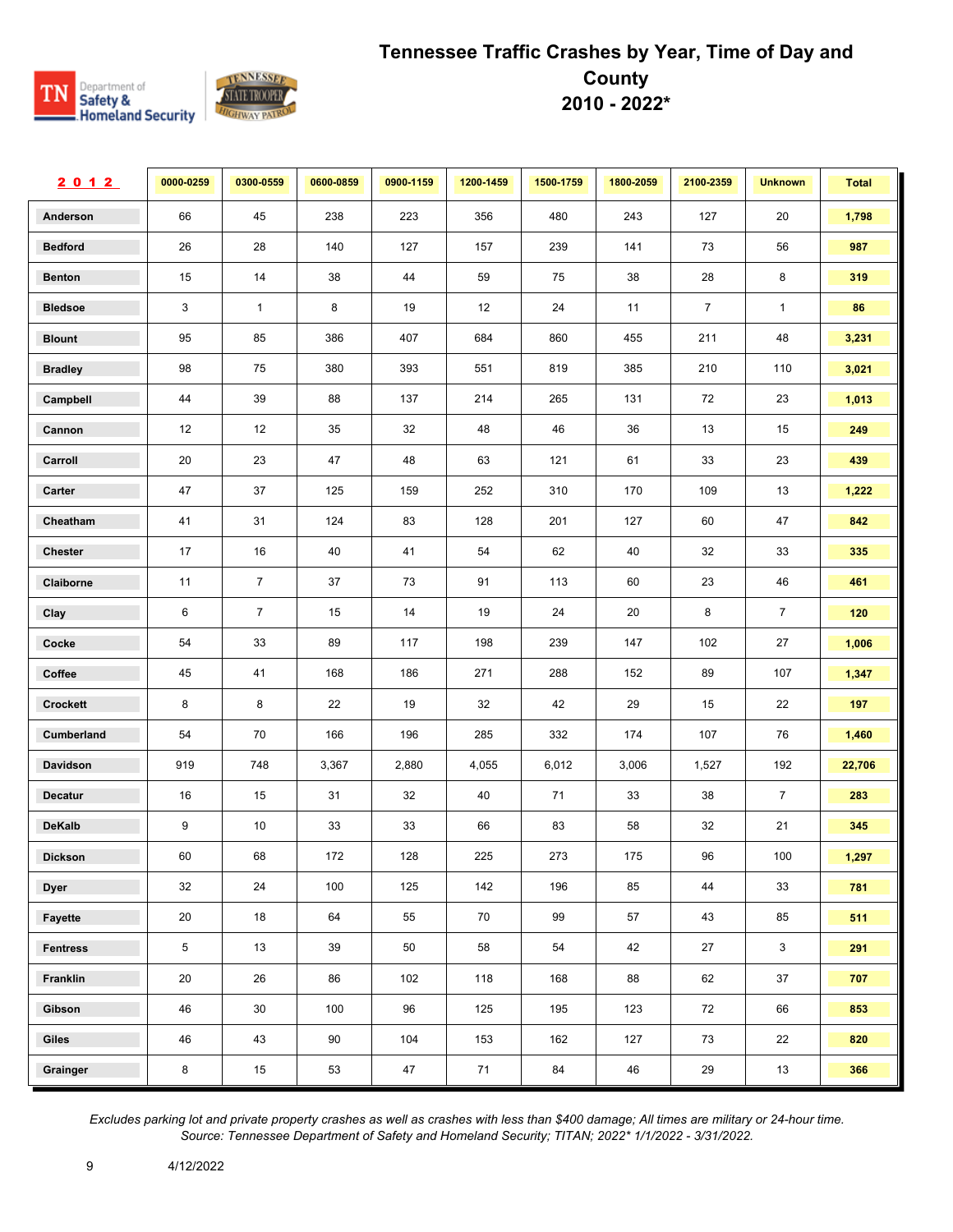# Tennessee Traffic Crashes by Year, Time of Day and County
# 2010 - 2022*

| 2012 | 0000-0259 | 0300-0559 | 0600-0859 | 0900-1159 | 1200-1459 | 1500-1759 | 1800-2059 | 2100-2359 | Unknown | Total |
|---|---|---|---|---|---|---|---|---|---|---|
| Anderson | 66 | 45 | 238 | 223 | 356 | 480 | 243 | 127 | 20 | 1,798 |
| Bedford | 26 | 28 | 140 | 127 | 157 | 239 | 141 | 73 | 56 | 987 |
| Benton | 15 | 14 | 38 | 44 | 59 | 75 | 38 | 28 | 8 | 319 |
| Bledsoe | 3 | 1 | 8 | 19 | 12 | 24 | 11 | 7 | 1 | 86 |
| Blount | 95 | 85 | 386 | 407 | 684 | 860 | 455 | 211 | 48 | 3,231 |
| Bradley | 98 | 75 | 380 | 393 | 551 | 819 | 385 | 210 | 110 | 3,021 |
| Campbell | 44 | 39 | 88 | 137 | 214 | 265 | 131 | 72 | 23 | 1,013 |
| Cannon | 12 | 12 | 35 | 32 | 48 | 46 | 36 | 13 | 15 | 249 |
| Carroll | 20 | 23 | 47 | 48 | 63 | 121 | 61 | 33 | 23 | 439 |
| Carter | 47 | 37 | 125 | 159 | 252 | 310 | 170 | 109 | 13 | 1,222 |
| Cheatham | 41 | 31 | 124 | 83 | 128 | 201 | 127 | 60 | 47 | 842 |
| Chester | 17 | 16 | 40 | 41 | 54 | 62 | 40 | 32 | 33 | 335 |
| Claiborne | 11 | 7 | 37 | 73 | 91 | 113 | 60 | 23 | 46 | 461 |
| Clay | 6 | 7 | 15 | 14 | 19 | 24 | 20 | 8 | 7 | 120 |
| Cocke | 54 | 33 | 89 | 117 | 198 | 239 | 147 | 102 | 27 | 1,006 |
| Coffee | 45 | 41 | 168 | 186 | 271 | 288 | 152 | 89 | 107 | 1,347 |
| Crockett | 8 | 8 | 22 | 19 | 32 | 42 | 29 | 15 | 22 | 197 |
| Cumberland | 54 | 70 | 166 | 196 | 285 | 332 | 174 | 107 | 76 | 1,460 |
| Davidson | 919 | 748 | 3,367 | 2,880 | 4,055 | 6,012 | 3,006 | 1,527 | 192 | 22,706 |
| Decatur | 16 | 15 | 31 | 32 | 40 | 71 | 33 | 38 | 7 | 283 |
| DeKalb | 9 | 10 | 33 | 33 | 66 | 83 | 58 | 32 | 21 | 345 |
| Dickson | 60 | 68 | 172 | 128 | 225 | 273 | 175 | 96 | 100 | 1,297 |
| Dyer | 32 | 24 | 100 | 125 | 142 | 196 | 85 | 44 | 33 | 781 |
| Fayette | 20 | 18 | 64 | 55 | 70 | 99 | 57 | 43 | 85 | 511 |
| Fentress | 5 | 13 | 39 | 50 | 58 | 54 | 42 | 27 | 3 | 291 |
| Franklin | 20 | 26 | 86 | 102 | 118 | 168 | 88 | 62 | 37 | 707 |
| Gibson | 46 | 30 | 100 | 96 | 125 | 195 | 123 | 72 | 66 | 853 |
| Giles | 46 | 43 | 90 | 104 | 153 | 162 | 127 | 73 | 22 | 820 |
| Grainger | 8 | 15 | 53 | 47 | 71 | 84 | 46 | 29 | 13 | 366 |

*Excludes parking lot and private property crashes as well as crashes with less than $400 damage; All times are military or 24-hour time.*
*Source: Tennessee Department of Safety and Homeland Security; TITAN; 2022* 1/1/2022 - 3/31/2022.*

4/12/2022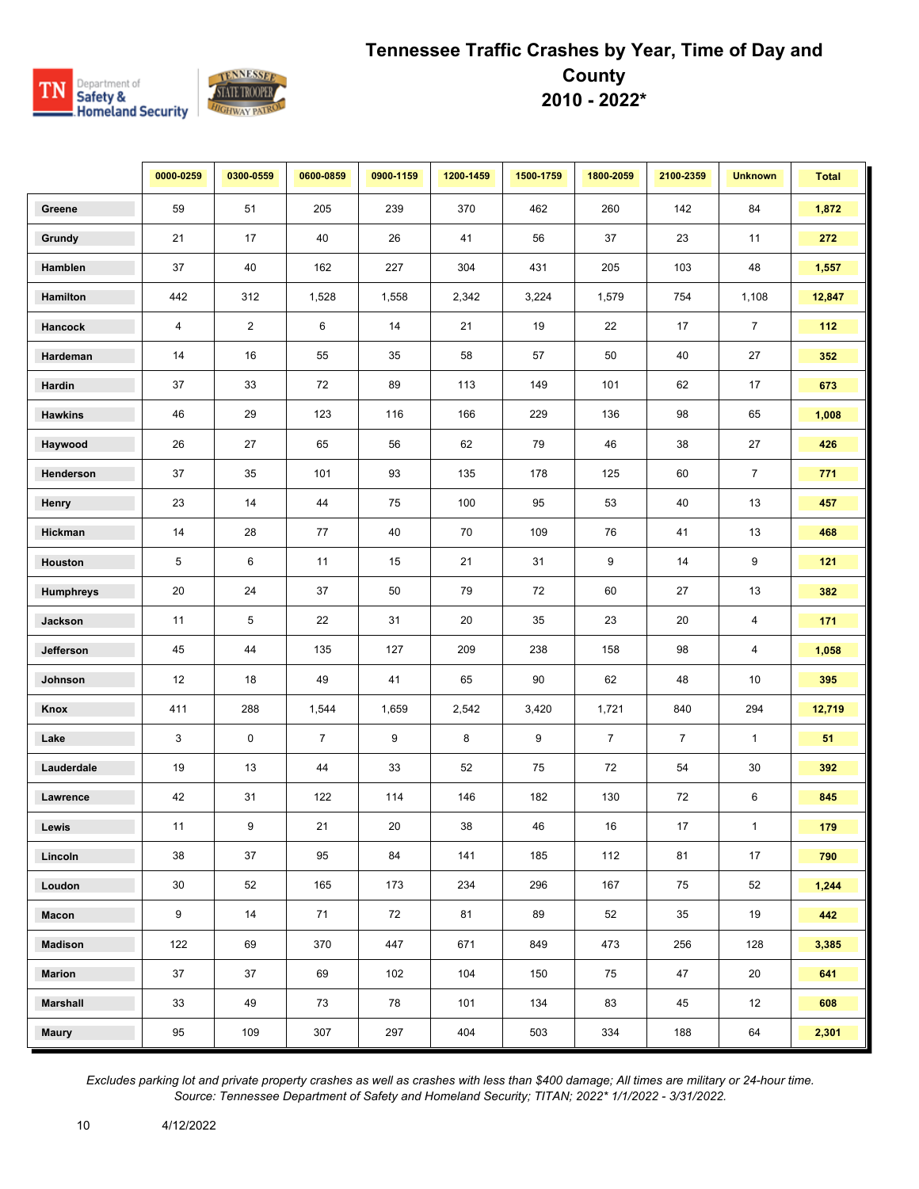# Tennessee Traffic Crashes by Year, Time of Day and County 2010 - 2022*

| | 0000-0259 | 0300-0559 | 0600-0859 | 0900-1159 | 1200-1459 | 1500-1759 | 1800-2059 | 2100-2359 | Unknown | Total |
|---|---|---|---|---|---|---|---|---|---|---|
| **Greene** | 59 | 51 | 205 | 239 | 370 | 462 | 260 | 142 | 84 | **1,872** |
| **Grundy** | 21 | 17 | 40 | 26 | 41 | 56 | 37 | 23 | 11 | **272** |
| **Hamblen** | 37 | 40 | 162 | 227 | 304 | 431 | 205 | 103 | 48 | **1,557** |
| **Hamilton** | 442 | 312 | 1,528 | 1,558 | 2,342 | 3,224 | 1,579 | 754 | 1,108 | **12,847** |
| **Hancock** | 4 | 2 | 6 | 14 | 21 | 19 | 22 | 17 | 7 | **112** |
| **Hardeman** | 14 | 16 | 55 | 35 | 58 | 57 | 50 | 40 | 27 | **352** |
| **Hardin** | 37 | 33 | 72 | 89 | 113 | 149 | 101 | 62 | 17 | **673** |
| **Hawkins** | 46 | 29 | 123 | 116 | 166 | 229 | 136 | 98 | 65 | **1,008** |
| **Haywood** | 26 | 27 | 65 | 56 | 62 | 79 | 46 | 38 | 27 | **426** |
| **Henderson** | 37 | 35 | 101 | 93 | 135 | 178 | 125 | 60 | 7 | **771** |
| **Henry** | 23 | 14 | 44 | 75 | 100 | 95 | 53 | 40 | 13 | **457** |
| **Hickman** | 14 | 28 | 77 | 40 | 70 | 109 | 76 | 41 | 13 | **468** |
| **Houston** | 5 | 6 | 11 | 15 | 21 | 31 | 9 | 14 | 9 | **121** |
| **Humphreys** | 20 | 24 | 37 | 50 | 79 | 72 | 60 | 27 | 13 | **382** |
| **Jackson** | 11 | 5 | 22 | 31 | 20 | 35 | 23 | 20 | 4 | **171** |
| **Jefferson** | 45 | 44 | 135 | 127 | 209 | 238 | 158 | 98 | 4 | **1,058** |
| **Johnson** | 12 | 18 | 49 | 41 | 65 | 90 | 62 | 48 | 10 | **395** |
| **Knox** | 411 | 288 | 1,544 | 1,659 | 2,542 | 3,420 | 1,721 | 840 | 294 | **12,719** |
| **Lake** | 3 | 0 | 7 | 9 | 8 | 9 | 7 | 7 | 1 | **51** |
| **Lauderdale** | 19 | 13 | 44 | 33 | 52 | 75 | 72 | 54 | 30 | **392** |
| **Lawrence** | 42 | 31 | 122 | 114 | 146 | 182 | 130 | 72 | 6 | **845** |
| **Lewis** | 11 | 9 | 21 | 20 | 38 | 46 | 16 | 17 | 1 | **179** |
| **Lincoln** | 38 | 37 | 95 | 84 | 141 | 185 | 112 | 81 | 17 | **790** |
| **Loudon** | 30 | 52 | 165 | 173 | 234 | 296 | 167 | 75 | 52 | **1,244** |
| **Macon** | 9 | 14 | 71 | 72 | 81 | 89 | 52 | 35 | 19 | **442** |
| **Madison** | 122 | 69 | 370 | 447 | 671 | 849 | 473 | 256 | 128 | **3,385** |
| **Marion** | 37 | 37 | 69 | 102 | 104 | 150 | 75 | 47 | 20 | **641** |
| **Marshall** | 33 | 49 | 73 | 78 | 101 | 134 | 83 | 45 | 12 | **608** |
| **Maury** | 95 | 109 | 307 | 297 | 404 | 503 | 334 | 188 | 64 | **2,301** |

*Excludes parking lot and private property crashes as well as crashes with less than $400 damage; All times are military or 24-hour time.*
*Source: Tennessee Department of Safety and Homeland Security; TITAN; 2022* 1/1/2022 - 3/31/2022.*

4/12/2022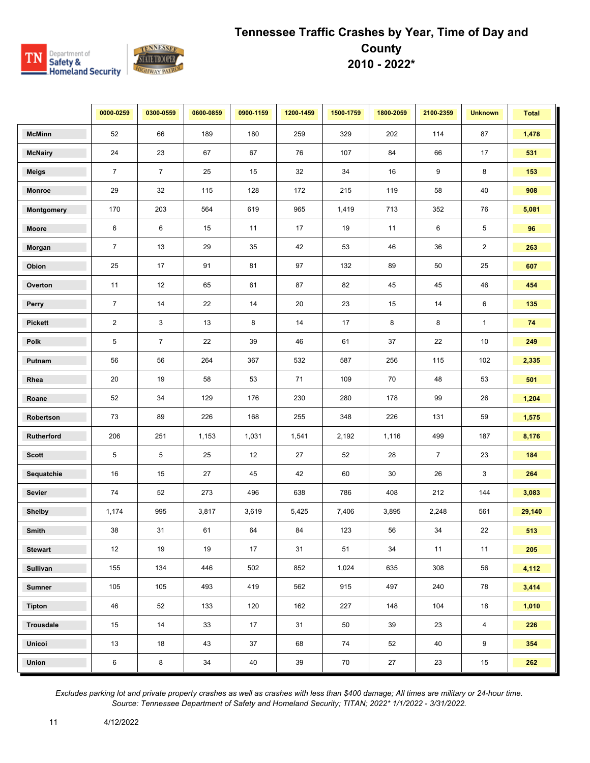# Tennessee Traffic Crashes by Year, Time of Day and County
## 2010 - 2022*

| | 0000-0259 | 0300-0559 | 0600-0859 | 0900-1159 | 1200-1459 | 1500-1759 | 1800-2059 | 2100-2359 | Unknown | Total |
|---|---|---|---|---|---|---|---|---|---|---|
| **McMinn** | 52 | 66 | 189 | 180 | 259 | 329 | 202 | 114 | 87 | **1,478** |
| **McNairy** | 24 | 23 | 67 | 67 | 76 | 107 | 84 | 66 | 17 | **531** |
| **Meigs** | 7 | 7 | 25 | 15 | 32 | 34 | 16 | 9 | 8 | **153** |
| **Monroe** | 29 | 32 | 115 | 128 | 172 | 215 | 119 | 58 | 40 | **908** |
| **Montgomery** | 170 | 203 | 564 | 619 | 965 | 1,419 | 713 | 352 | 76 | **5,081** |
| **Moore** | 6 | 6 | 15 | 11 | 17 | 19 | 11 | 6 | 5 | **96** |
| **Morgan** | 7 | 13 | 29 | 35 | 42 | 53 | 46 | 36 | 2 | **263** |
| **Obion** | 25 | 17 | 91 | 81 | 97 | 132 | 89 | 50 | 25 | **607** |
| **Overton** | 11 | 12 | 65 | 61 | 87 | 82 | 45 | 45 | 46 | **454** |
| **Perry** | 7 | 14 | 22 | 14 | 20 | 23 | 15 | 14 | 6 | **135** |
| **Pickett** | 2 | 3 | 13 | 8 | 14 | 17 | 8 | 8 | 1 | **74** |
| **Polk** | 5 | 7 | 22 | 39 | 46 | 61 | 37 | 22 | 10 | **249** |
| **Putnam** | 56 | 56 | 264 | 367 | 532 | 587 | 256 | 115 | 102 | **2,335** |
| **Rhea** | 20 | 19 | 58 | 53 | 71 | 109 | 70 | 48 | 53 | **501** |
| **Roane** | 52 | 34 | 129 | 176 | 230 | 280 | 178 | 99 | 26 | **1,204** |
| **Robertson** | 73 | 89 | 226 | 168 | 255 | 348 | 226 | 131 | 59 | **1,575** |
| **Rutherford** | 206 | 251 | 1,153 | 1,031 | 1,541 | 2,192 | 1,116 | 499 | 187 | **8,176** |
| **Scott** | 5 | 5 | 25 | 12 | 27 | 52 | 28 | 7 | 23 | **184** |
| **Sequatchie** | 16 | 15 | 27 | 45 | 42 | 60 | 30 | 26 | 3 | **264** |
| **Sevier** | 74 | 52 | 273 | 496 | 638 | 786 | 408 | 212 | 144 | **3,083** |
| **Shelby** | 1,174 | 995 | 3,817 | 3,619 | 5,425 | 7,406 | 3,895 | 2,248 | 561 | **29,140** |
| **Smith** | 38 | 31 | 61 | 64 | 84 | 123 | 56 | 34 | 22 | **513** |
| **Stewart** | 12 | 19 | 19 | 17 | 31 | 51 | 34 | 11 | 11 | **205** |
| **Sullivan** | 155 | 134 | 446 | 502 | 852 | 1,024 | 635 | 308 | 56 | **4,112** |
| **Sumner** | 105 | 105 | 493 | 419 | 562 | 915 | 497 | 240 | 78 | **3,414** |
| **Tipton** | 46 | 52 | 133 | 120 | 162 | 227 | 148 | 104 | 18 | **1,010** |
| **Trousdale** | 15 | 14 | 33 | 17 | 31 | 50 | 39 | 23 | 4 | **226** |
| **Unicoi** | 13 | 18 | 43 | 37 | 68 | 74 | 52 | 40 | 9 | **354** |
| **Union** | 6 | 8 | 34 | 40 | 39 | 70 | 27 | 23 | 15 | **262** |

*Excludes parking lot and private property crashes as well as crashes with less than $400 damage; All times are military or 24-hour time.*
*Source: Tennessee Department of Safety and Homeland Security; TITAN; 2022* 1/1/2022 - 3/31/2022.*

4/12/2022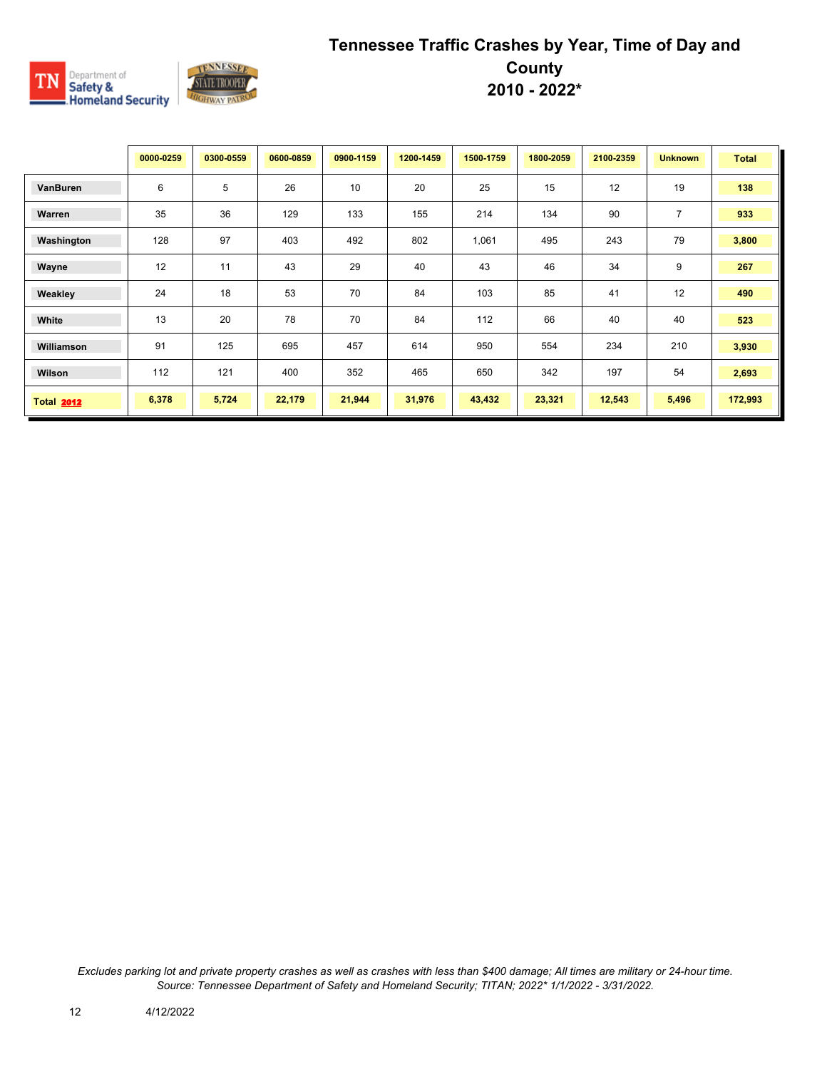# Tennessee Traffic Crashes by Year, Time of Day and County
## 2010 - 2022*

| | 0000-0259 | 0300-0559 | 0600-0859 | 0900-1159 | 1200-1459 | 1500-1759 | 1800-2059 | 2100-2359 | Unknown | Total |
|---|---|---|---|---|---|---|---|---|---|---|
| **VanBuren** | 6 | 5 | 26 | 10 | 20 | 25 | 15 | 12 | 19 | **138** |
| **Warren** | 35 | 36 | 129 | 133 | 155 | 214 | 134 | 90 | 7 | **933** |
| **Washington** | 128 | 97 | 403 | 492 | 802 | 1,061 | 495 | 243 | 79 | **3,800** |
| **Wayne** | 12 | 11 | 43 | 29 | 40 | 43 | 46 | 34 | 9 | **267** |
| **Weakley** | 24 | 18 | 53 | 70 | 84 | 103 | 85 | 41 | 12 | **490** |
| **White** | 13 | 20 | 78 | 70 | 84 | 112 | 66 | 40 | 40 | **523** |
| **Williamson** | 91 | 125 | 695 | 457 | 614 | 950 | 554 | 234 | 210 | **3,930** |
| **Wilson** | 112 | 121 | 400 | 352 | 465 | 650 | 342 | 197 | 54 | **2,693** |
| **Total 2012** | **6,378** | **5,724** | **22,179** | **21,944** | **31,976** | **43,432** | **23,321** | **12,543** | **5,496** | **172,993** |

*Excludes parking lot and private property crashes as well as crashes with less than $400 damage; All times are military or 24-hour time.*
*Source: Tennessee Department of Safety and Homeland Security; TITAN; 2022* 1/1/2022 - 3/31/2022.*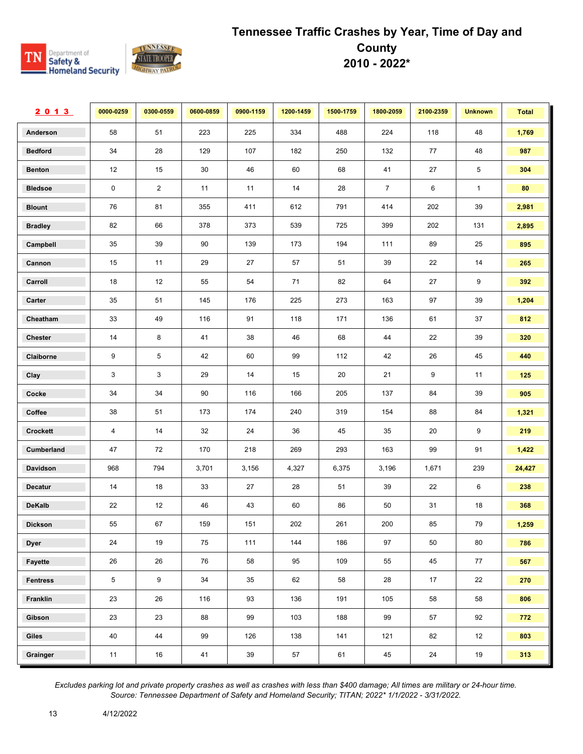# Tennessee Traffic Crashes by Year, Time of Day and County 2010 - 2022*

| 2013 | 0000-0259 | 0300-0559 | 0600-0859 | 0900-1159 | 1200-1459 | 1500-1759 | 1800-2059 | 2100-2359 | Unknown | Total |
|---|---|---|---|---|---|---|---|---|---|---|
| Anderson | 58 | 51 | 223 | 225 | 334 | 488 | 224 | 118 | 48 | **1,769** |
| Bedford | 34 | 28 | 129 | 107 | 182 | 250 | 132 | 77 | 48 | **987** |
| Benton | 12 | 15 | 30 | 46 | 60 | 68 | 41 | 27 | 5 | **304** |
| Bledsoe | 0 | 2 | 11 | 11 | 14 | 28 | 7 | 6 | 1 | **80** |
| Blount | 76 | 81 | 355 | 411 | 612 | 791 | 414 | 202 | 39 | **2,981** |
| Bradley | 82 | 66 | 378 | 373 | 539 | 725 | 399 | 202 | 131 | **2,895** |
| Campbell | 35 | 39 | 90 | 139 | 173 | 194 | 111 | 89 | 25 | **895** |
| Cannon | 15 | 11 | 29 | 27 | 57 | 51 | 39 | 22 | 14 | **265** |
| Carroll | 18 | 12 | 55 | 54 | 71 | 82 | 64 | 27 | 9 | **392** |
| Carter | 35 | 51 | 145 | 176 | 225 | 273 | 163 | 97 | 39 | **1,204** |
| Cheatham | 33 | 49 | 116 | 91 | 118 | 171 | 136 | 61 | 37 | **812** |
| Chester | 14 | 8 | 41 | 38 | 46 | 68 | 44 | 22 | 39 | **320** |
| Claiborne | 9 | 5 | 42 | 60 | 99 | 112 | 42 | 26 | 45 | **440** |
| Clay | 3 | 3 | 29 | 14 | 15 | 20 | 21 | 9 | 11 | **125** |
| Cocke | 34 | 34 | 90 | 116 | 166 | 205 | 137 | 84 | 39 | **905** |
| Coffee | 38 | 51 | 173 | 174 | 240 | 319 | 154 | 88 | 84 | **1,321** |
| Crockett | 4 | 14 | 32 | 24 | 36 | 45 | 35 | 20 | 9 | **219** |
| Cumberland | 47 | 72 | 170 | 218 | 269 | 293 | 163 | 99 | 91 | **1,422** |
| Davidson | 968 | 794 | 3,701 | 3,156 | 4,327 | 6,375 | 3,196 | 1,671 | 239 | **24,427** |
| Decatur | 14 | 18 | 33 | 27 | 28 | 51 | 39 | 22 | 6 | **238** |
| DeKalb | 22 | 12 | 46 | 43 | 60 | 86 | 50 | 31 | 18 | **368** |
| Dickson | 55 | 67 | 159 | 151 | 202 | 261 | 200 | 85 | 79 | **1,259** |
| Dyer | 24 | 19 | 75 | 111 | 144 | 186 | 97 | 50 | 80 | **786** |
| Fayette | 26 | 26 | 76 | 58 | 95 | 109 | 55 | 45 | 77 | **567** |
| Fentress | 5 | 9 | 34 | 35 | 62 | 58 | 28 | 17 | 22 | **270** |
| Franklin | 23 | 26 | 116 | 93 | 136 | 191 | 105 | 58 | 58 | **806** |
| Gibson | 23 | 23 | 88 | 99 | 103 | 188 | 99 | 57 | 92 | **772** |
| Giles | 40 | 44 | 99 | 126 | 138 | 141 | 121 | 82 | 12 | **803** |
| Grainger | 11 | 16 | 41 | 39 | 57 | 61 | 45 | 24 | 19 | **313** |

*Excludes parking lot and private property crashes as well as crashes with less than $400 damage; All times are military or 24-hour time.*
*Source: Tennessee Department of Safety and Homeland Security; TITAN; 2022* 1/1/2022 - 3/31/2022.*

4/12/2022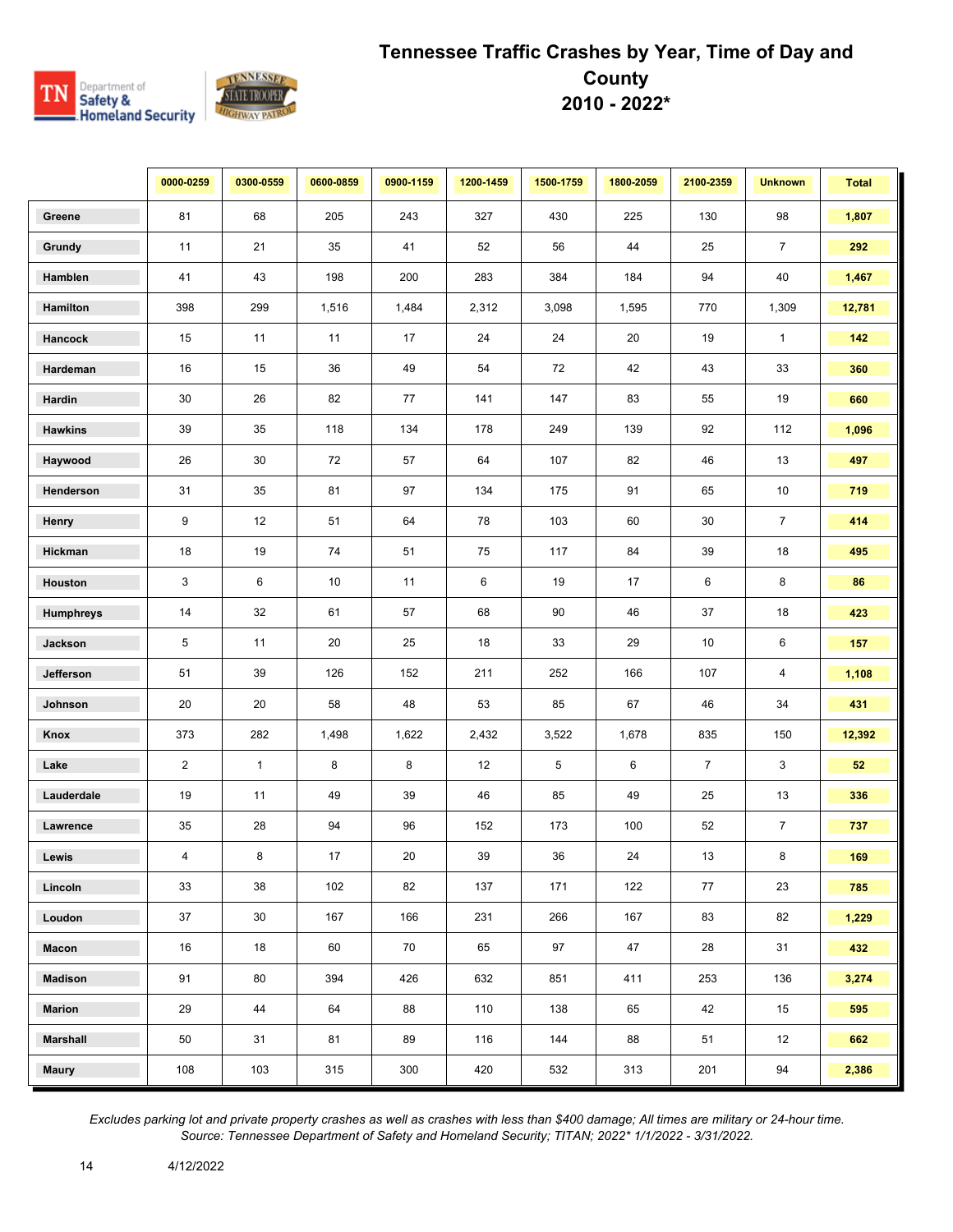# Tennessee Traffic Crashes by Year, Time of Day and County
## 2010 - 2022*

| | 0000-0259 | 0300-0559 | 0600-0859 | 0900-1159 | 1200-1459 | 1500-1759 | 1800-2059 | 2100-2359 | Unknown | Total |
|---|---|---|---|---|---|---|---|---|---|---|
| Greene | 81 | 68 | 205 | 243 | 327 | 430 | 225 | 130 | 98 | **1,807** |
| Grundy | 11 | 21 | 35 | 41 | 52 | 56 | 44 | 25 | 7 | **292** |
| Hamblen | 41 | 43 | 198 | 200 | 283 | 384 | 184 | 94 | 40 | **1,467** |
| Hamilton | 398 | 299 | 1,516 | 1,484 | 2,312 | 3,098 | 1,595 | 770 | 1,309 | **12,781** |
| Hancock | 15 | 11 | 11 | 17 | 24 | 24 | 20 | 19 | 1 | **142** |
| Hardeman | 16 | 15 | 36 | 49 | 54 | 72 | 42 | 43 | 33 | **360** |
| Hardin | 30 | 26 | 82 | 77 | 141 | 147 | 83 | 55 | 19 | **660** |
| Hawkins | 39 | 35 | 118 | 134 | 178 | 249 | 139 | 92 | 112 | **1,096** |
| Haywood | 26 | 30 | 72 | 57 | 64 | 107 | 82 | 46 | 13 | **497** |
| Henderson | 31 | 35 | 81 | 97 | 134 | 175 | 91 | 65 | 10 | **719** |
| Henry | 9 | 12 | 51 | 64 | 78 | 103 | 60 | 30 | 7 | **414** |
| Hickman | 18 | 19 | 74 | 51 | 75 | 117 | 84 | 39 | 18 | **495** |
| Houston | 3 | 6 | 10 | 11 | 6 | 19 | 17 | 6 | 8 | **86** |
| Humphreys | 14 | 32 | 61 | 57 | 68 | 90 | 46 | 37 | 18 | **423** |
| Jackson | 5 | 11 | 20 | 25 | 18 | 33 | 29 | 10 | 6 | **157** |
| Jefferson | 51 | 39 | 126 | 152 | 211 | 252 | 166 | 107 | 4 | **1,108** |
| Johnson | 20 | 20 | 58 | 48 | 53 | 85 | 67 | 46 | 34 | **431** |
| Knox | 373 | 282 | 1,498 | 1,622 | 2,432 | 3,522 | 1,678 | 835 | 150 | **12,392** |
| Lake | 2 | 1 | 8 | 8 | 12 | 5 | 6 | 7 | 3 | **52** |
| Lauderdale | 19 | 11 | 49 | 39 | 46 | 85 | 49 | 25 | 13 | **336** |
| Lawrence | 35 | 28 | 94 | 96 | 152 | 173 | 100 | 52 | 7 | **737** |
| Lewis | 4 | 8 | 17 | 20 | 39 | 36 | 24 | 13 | 8 | **169** |
| Lincoln | 33 | 38 | 102 | 82 | 137 | 171 | 122 | 77 | 23 | **785** |
| Loudon | 37 | 30 | 167 | 166 | 231 | 266 | 167 | 83 | 82 | **1,229** |
| Macon | 16 | 18 | 60 | 70 | 65 | 97 | 47 | 28 | 31 | **432** |
| Madison | 91 | 80 | 394 | 426 | 632 | 851 | 411 | 253 | 136 | **3,274** |
| Marion | 29 | 44 | 64 | 88 | 110 | 138 | 65 | 42 | 15 | **595** |
| Marshall | 50 | 31 | 81 | 89 | 116 | 144 | 88 | 51 | 12 | **662** |
| Maury | 108 | 103 | 315 | 300 | 420 | 532 | 313 | 201 | 94 | **2,386** |

*Excludes parking lot and private property crashes as well as crashes with less than $400 damage; All times are military or 24-hour time. Source: Tennessee Department of Safety and Homeland Security; TITAN; 2022* 1/1/2022 - 3/31/2022.*

4/12/2022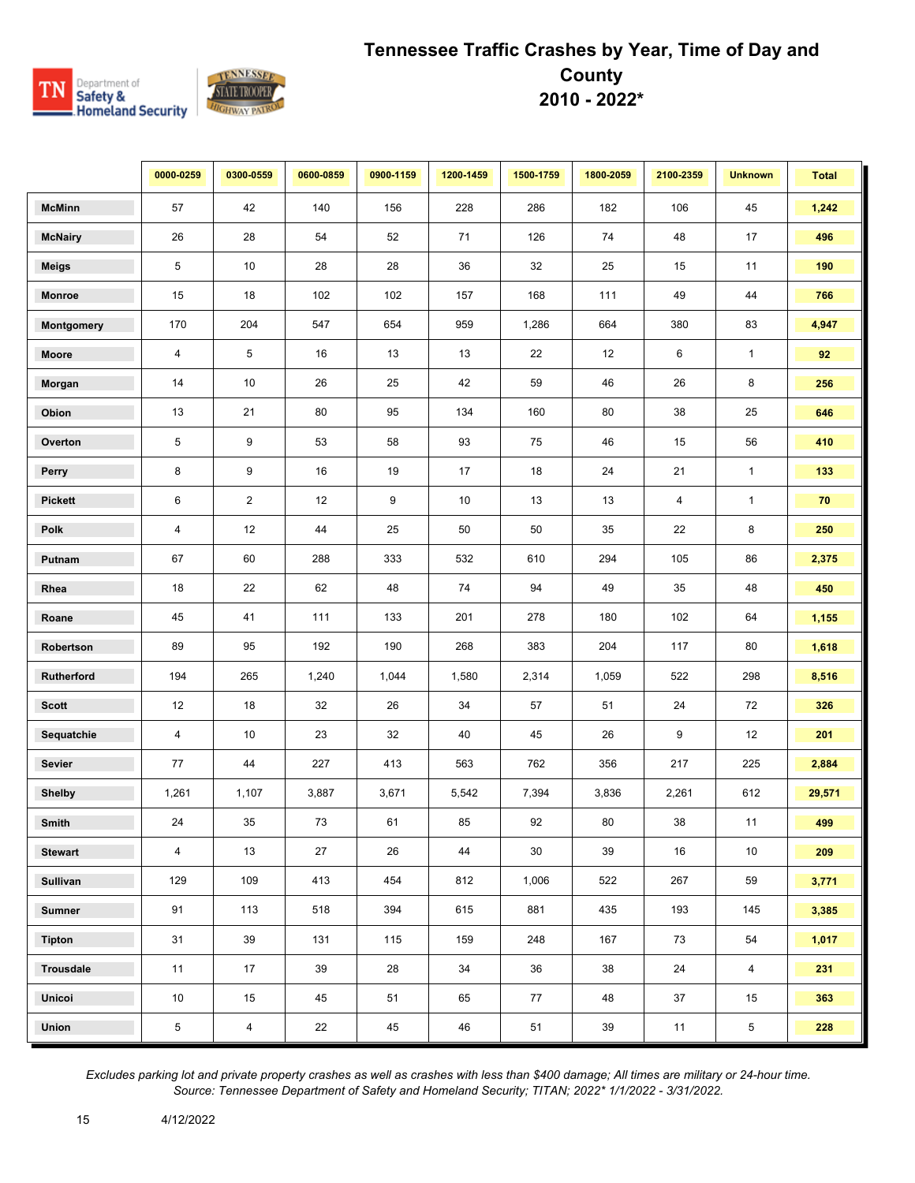# Tennessee Traffic Crashes by Year, Time of Day and County 2010 - 2022*

| | 0000-0259 | 0300-0559 | 0600-0859 | 0900-1159 | 1200-1459 | 1500-1759 | 1800-2059 | 2100-2359 | Unknown | Total |
|---|---|---|---|---|---|---|---|---|---|---|
| **McMinn** | 57 | 42 | 140 | 156 | 228 | 286 | 182 | 106 | 45 | **1,242** |
| **McNairy** | 26 | 28 | 54 | 52 | 71 | 126 | 74 | 48 | 17 | **496** |
| **Meigs** | 5 | 10 | 28 | 28 | 36 | 32 | 25 | 15 | 11 | **190** |
| **Monroe** | 15 | 18 | 102 | 102 | 157 | 168 | 111 | 49 | 44 | **766** |
| **Montgomery** | 170 | 204 | 547 | 654 | 959 | 1,286 | 664 | 380 | 83 | **4,947** |
| **Moore** | 4 | 5 | 16 | 13 | 13 | 22 | 12 | 6 | 1 | **92** |
| **Morgan** | 14 | 10 | 26 | 25 | 42 | 59 | 46 | 26 | 8 | **256** |
| **Obion** | 13 | 21 | 80 | 95 | 134 | 160 | 80 | 38 | 25 | **646** |
| **Overton** | 5 | 9 | 53 | 58 | 93 | 75 | 46 | 15 | 56 | **410** |
| **Perry** | 8 | 9 | 16 | 19 | 17 | 18 | 24 | 21 | 1 | **133** |
| **Pickett** | 6 | 2 | 12 | 9 | 10 | 13 | 13 | 4 | 1 | **70** |
| **Polk** | 4 | 12 | 44 | 25 | 50 | 50 | 35 | 22 | 8 | **250** |
| **Putnam** | 67 | 60 | 288 | 333 | 532 | 610 | 294 | 105 | 86 | **2,375** |
| **Rhea** | 18 | 22 | 62 | 48 | 74 | 94 | 49 | 35 | 48 | **450** |
| **Roane** | 45 | 41 | 111 | 133 | 201 | 278 | 180 | 102 | 64 | **1,155** |
| **Robertson** | 89 | 95 | 192 | 190 | 268 | 383 | 204 | 117 | 80 | **1,618** |
| **Rutherford** | 194 | 265 | 1,240 | 1,044 | 1,580 | 2,314 | 1,059 | 522 | 298 | **8,516** |
| **Scott** | 12 | 18 | 32 | 26 | 34 | 57 | 51 | 24 | 72 | **326** |
| **Sequatchie** | 4 | 10 | 23 | 32 | 40 | 45 | 26 | 9 | 12 | **201** |
| **Sevier** | 77 | 44 | 227 | 413 | 563 | 762 | 356 | 217 | 225 | **2,884** |
| **Shelby** | 1,261 | 1,107 | 3,887 | 3,671 | 5,542 | 7,394 | 3,836 | 2,261 | 612 | **29,571** |
| **Smith** | 24 | 35 | 73 | 61 | 85 | 92 | 80 | 38 | 11 | **499** |
| **Stewart** | 4 | 13 | 27 | 26 | 44 | 30 | 39 | 16 | 10 | **209** |
| **Sullivan** | 129 | 109 | 413 | 454 | 812 | 1,006 | 522 | 267 | 59 | **3,771** |
| **Sumner** | 91 | 113 | 518 | 394 | 615 | 881 | 435 | 193 | 145 | **3,385** |
| **Tipton** | 31 | 39 | 131 | 115 | 159 | 248 | 167 | 73 | 54 | **1,017** |
| **Trousdale** | 11 | 17 | 39 | 28 | 34 | 36 | 38 | 24 | 4 | **231** |
| **Unicoi** | 10 | 15 | 45 | 51 | 65 | 77 | 48 | 37 | 15 | **363** |
| **Union** | 5 | 4 | 22 | 45 | 46 | 51 | 39 | 11 | 5 | **228** |

*Excludes parking lot and private property crashes as well as crashes with less than $400 damage; All times are military or 24-hour time.*
*Source: Tennessee Department of Safety and Homeland Security; TITAN; 2022* 1/1/2022 - 3/31/2022.*

4/12/2022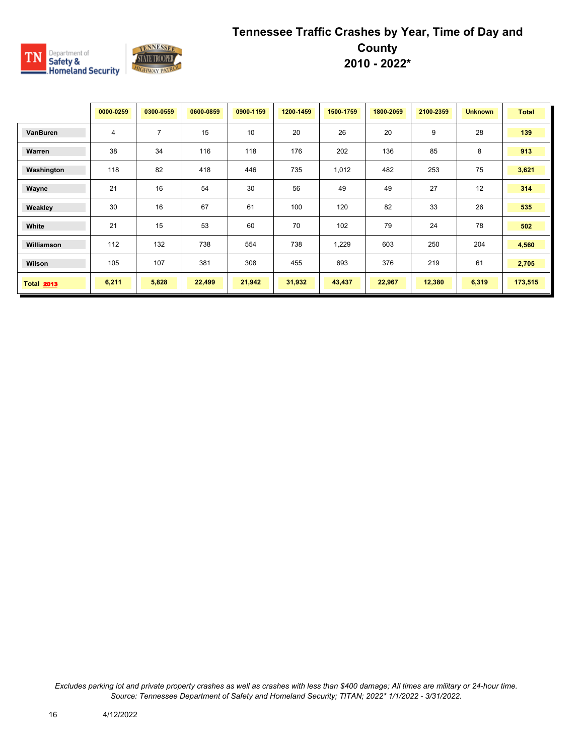# Tennessee Traffic Crashes by Year, Time of Day and County
## 2010 - 2022*

| | 0000-0259 | 0300-0559 | 0600-0859 | 0900-1159 | 1200-1459 | 1500-1759 | 1800-2059 | 2100-2359 | Unknown | Total |
|---|---|---|---|---|---|---|---|---|---|---|
| **VanBuren** | 4 | 7 | 15 | 10 | 20 | 26 | 20 | 9 | 28 | **139** |
| **Warren** | 38 | 34 | 116 | 118 | 176 | 202 | 136 | 85 | 8 | **913** |
| **Washington** | 118 | 82 | 418 | 446 | 735 | 1,012 | 482 | 253 | 75 | **3,621** |
| **Wayne** | 21 | 16 | 54 | 30 | 56 | 49 | 49 | 27 | 12 | **314** |
| **Weakley** | 30 | 16 | 67 | 61 | 100 | 120 | 82 | 33 | 26 | **535** |
| **White** | 21 | 15 | 53 | 60 | 70 | 102 | 79 | 24 | 78 | **502** |
| **Williamson** | 112 | 132 | 738 | 554 | 738 | 1,229 | 603 | 250 | 204 | **4,560** |
| **Wilson** | 105 | 107 | 381 | 308 | 455 | 693 | 376 | 219 | 61 | **2,705** |
| **Total 2013** | **6,211** | **5,828** | **22,499** | **21,942** | **31,932** | **43,437** | **22,967** | **12,380** | **6,319** | **173,515** |

*Excludes parking lot and private property crashes as well as crashes with less than $400 damage; All times are military or 24-hour time.*
*Source: Tennessee Department of Safety and Homeland Security; TITAN; 2022* 1/1/2022 - 3/31/2022.*

4/12/2022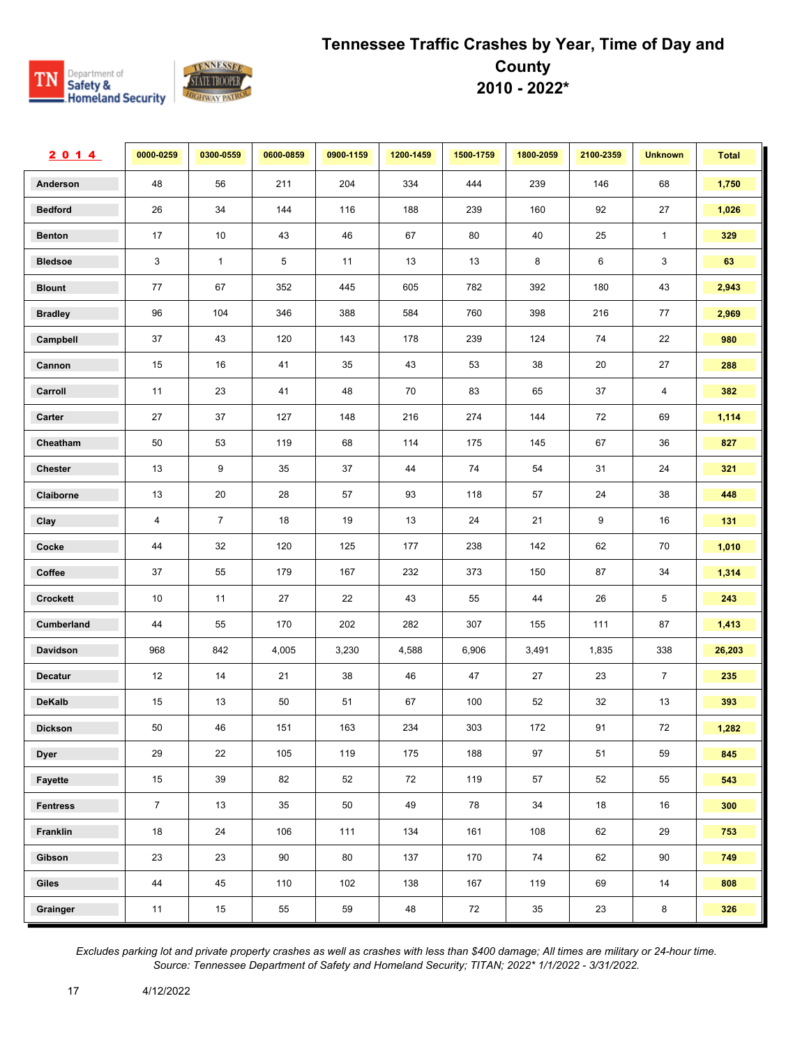# Tennessee Traffic Crashes by Year, Time of Day and County 2010 - 2022*

| 2014 | 0000-0259 | 0300-0559 | 0600-0859 | 0900-1159 | 1200-1459 | 1500-1759 | 1800-2059 | 2100-2359 | Unknown | Total |
|---|---|---|---|---|---|---|---|---|---|---|
| Anderson | 48 | 56 | 211 | 204 | 334 | 444 | 239 | 146 | 68 | **1,750** |
| Bedford | 26 | 34 | 144 | 116 | 188 | 239 | 160 | 92 | 27 | **1,026** |
| Benton | 17 | 10 | 43 | 46 | 67 | 80 | 40 | 25 | 1 | **329** |
| Bledsoe | 3 | 1 | 5 | 11 | 13 | 13 | 8 | 6 | 3 | **63** |
| Blount | 77 | 67 | 352 | 445 | 605 | 782 | 392 | 180 | 43 | **2,943** |
| Bradley | 96 | 104 | 346 | 388 | 584 | 760 | 398 | 216 | 77 | **2,969** |
| Campbell | 37 | 43 | 120 | 143 | 178 | 239 | 124 | 74 | 22 | **980** |
| Cannon | 15 | 16 | 41 | 35 | 43 | 53 | 38 | 20 | 27 | **288** |
| Carroll | 11 | 23 | 41 | 48 | 70 | 83 | 65 | 37 | 4 | **382** |
| Carter | 27 | 37 | 127 | 148 | 216 | 274 | 144 | 72 | 69 | **1,114** |
| Cheatham | 50 | 53 | 119 | 68 | 114 | 175 | 145 | 67 | 36 | **827** |
| Chester | 13 | 9 | 35 | 37 | 44 | 74 | 54 | 31 | 24 | **321** |
| Claiborne | 13 | 20 | 28 | 57 | 93 | 118 | 57 | 24 | 38 | **448** |
| Clay | 4 | 7 | 18 | 19 | 13 | 24 | 21 | 9 | 16 | **131** |
| Cocke | 44 | 32 | 120 | 125 | 177 | 238 | 142 | 62 | 70 | **1,010** |
| Coffee | 37 | 55 | 179 | 167 | 232 | 373 | 150 | 87 | 34 | **1,314** |
| Crockett | 10 | 11 | 27 | 22 | 43 | 55 | 44 | 26 | 5 | **243** |
| Cumberland | 44 | 55 | 170 | 202 | 282 | 307 | 155 | 111 | 87 | **1,413** |
| Davidson | 968 | 842 | 4,005 | 3,230 | 4,588 | 6,906 | 3,491 | 1,835 | 338 | **26,203** |
| Decatur | 12 | 14 | 21 | 38 | 46 | 47 | 27 | 23 | 7 | **235** |
| DeKalb | 15 | 13 | 50 | 51 | 67 | 100 | 52 | 32 | 13 | **393** |
| Dickson | 50 | 46 | 151 | 163 | 234 | 303 | 172 | 91 | 72 | **1,282** |
| Dyer | 29 | 22 | 105 | 119 | 175 | 188 | 97 | 51 | 59 | **845** |
| Fayette | 15 | 39 | 82 | 52 | 72 | 119 | 57 | 52 | 55 | **543** |
| Fentress | 7 | 13 | 35 | 50 | 49 | 78 | 34 | 18 | 16 | **300** |
| Franklin | 18 | 24 | 106 | 111 | 134 | 161 | 108 | 62 | 29 | **753** |
| Gibson | 23 | 23 | 90 | 80 | 137 | 170 | 74 | 62 | 90 | **749** |
| Giles | 44 | 45 | 110 | 102 | 138 | 167 | 119 | 69 | 14 | **808** |
| Grainger | 11 | 15 | 55 | 59 | 48 | 72 | 35 | 23 | 8 | **326** |

*Excludes parking lot and private property crashes as well as crashes with less than $400 damage; All times are military or 24-hour time.*
*Source: Tennessee Department of Safety and Homeland Security; TITAN; 2022* 1/1/2022 - 3/31/2022.*

4/12/2022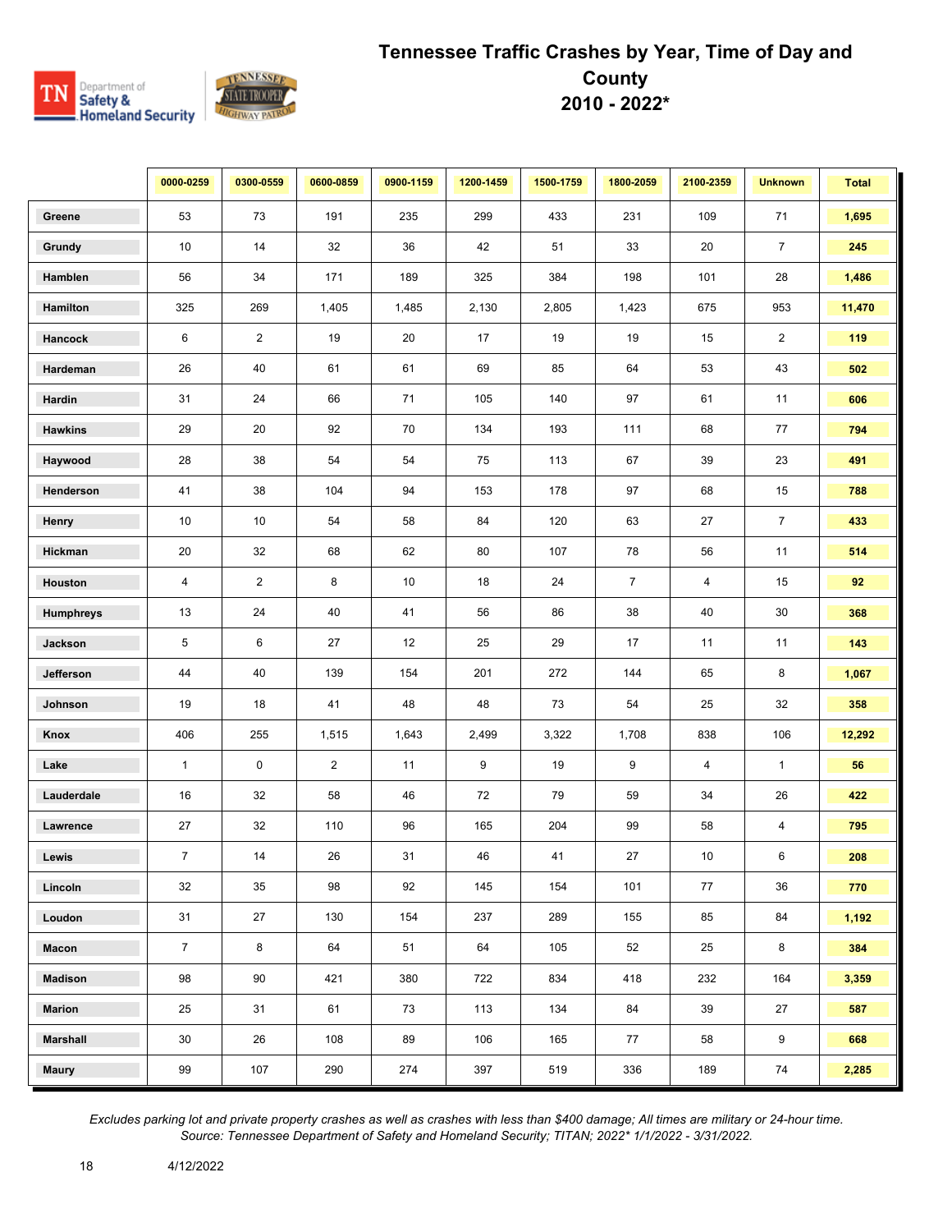# Tennessee Traffic Crashes by Year, Time of Day and County 2010 - 2022*

| | 0000-0259 | 0300-0559 | 0600-0859 | 0900-1159 | 1200-1459 | 1500-1759 | 1800-2059 | 2100-2359 | Unknown | Total |
|---|---|---|---|---|---|---|---|---|---|---|
| Greene | 53 | 73 | 191 | 235 | 299 | 433 | 231 | 109 | 71 | 1,695 |
| Grundy | 10 | 14 | 32 | 36 | 42 | 51 | 33 | 20 | 7 | 245 |
| Hamblen | 56 | 34 | 171 | 189 | 325 | 384 | 198 | 101 | 28 | 1,486 |
| Hamilton | 325 | 269 | 1,405 | 1,485 | 2,130 | 2,805 | 1,423 | 675 | 953 | 11,470 |
| Hancock | 6 | 2 | 19 | 20 | 17 | 19 | 19 | 15 | 2 | 119 |
| Hardeman | 26 | 40 | 61 | 61 | 69 | 85 | 64 | 53 | 43 | 502 |
| Hardin | 31 | 24 | 66 | 71 | 105 | 140 | 97 | 61 | 11 | 606 |
| Hawkins | 29 | 20 | 92 | 70 | 134 | 193 | 111 | 68 | 77 | 794 |
| Haywood | 28 | 38 | 54 | 54 | 75 | 113 | 67 | 39 | 23 | 491 |
| Henderson | 41 | 38 | 104 | 94 | 153 | 178 | 97 | 68 | 15 | 788 |
| Henry | 10 | 10 | 54 | 58 | 84 | 120 | 63 | 27 | 7 | 433 |
| Hickman | 20 | 32 | 68 | 62 | 80 | 107 | 78 | 56 | 11 | 514 |
| Houston | 4 | 2 | 8 | 10 | 18 | 24 | 7 | 4 | 15 | 92 |
| Humphreys | 13 | 24 | 40 | 41 | 56 | 86 | 38 | 40 | 30 | 368 |
| Jackson | 5 | 6 | 27 | 12 | 25 | 29 | 17 | 11 | 11 | 143 |
| Jefferson | 44 | 40 | 139 | 154 | 201 | 272 | 144 | 65 | 8 | 1,067 |
| Johnson | 19 | 18 | 41 | 48 | 48 | 73 | 54 | 25 | 32 | 358 |
| Knox | 406 | 255 | 1,515 | 1,643 | 2,499 | 3,322 | 1,708 | 838 | 106 | 12,292 |
| Lake | 1 | 0 | 2 | 11 | 9 | 19 | 9 | 4 | 1 | 56 |
| Lauderdale | 16 | 32 | 58 | 46 | 72 | 79 | 59 | 34 | 26 | 422 |
| Lawrence | 27 | 32 | 110 | 96 | 165 | 204 | 99 | 58 | 4 | 795 |
| Lewis | 7 | 14 | 26 | 31 | 46 | 41 | 27 | 10 | 6 | 208 |
| Lincoln | 32 | 35 | 98 | 92 | 145 | 154 | 101 | 77 | 36 | 770 |
| Loudon | 31 | 27 | 130 | 154 | 237 | 289 | 155 | 85 | 84 | 1,192 |
| Macon | 7 | 8 | 64 | 51 | 64 | 105 | 52 | 25 | 8 | 384 |
| Madison | 98 | 90 | 421 | 380 | 722 | 834 | 418 | 232 | 164 | 3,359 |
| Marion | 25 | 31 | 61 | 73 | 113 | 134 | 84 | 39 | 27 | 587 |
| Marshall | 30 | 26 | 108 | 89 | 106 | 165 | 77 | 58 | 9 | 668 |
| Maury | 99 | 107 | 290 | 274 | 397 | 519 | 336 | 189 | 74 | 2,285 |

*Excludes parking lot and private property crashes as well as crashes with less than $400 damage; All times are military or 24-hour time.*
*Source: Tennessee Department of Safety and Homeland Security; TITAN; 2022* 1/1/2022 - 3/31/2022.*

4/12/2022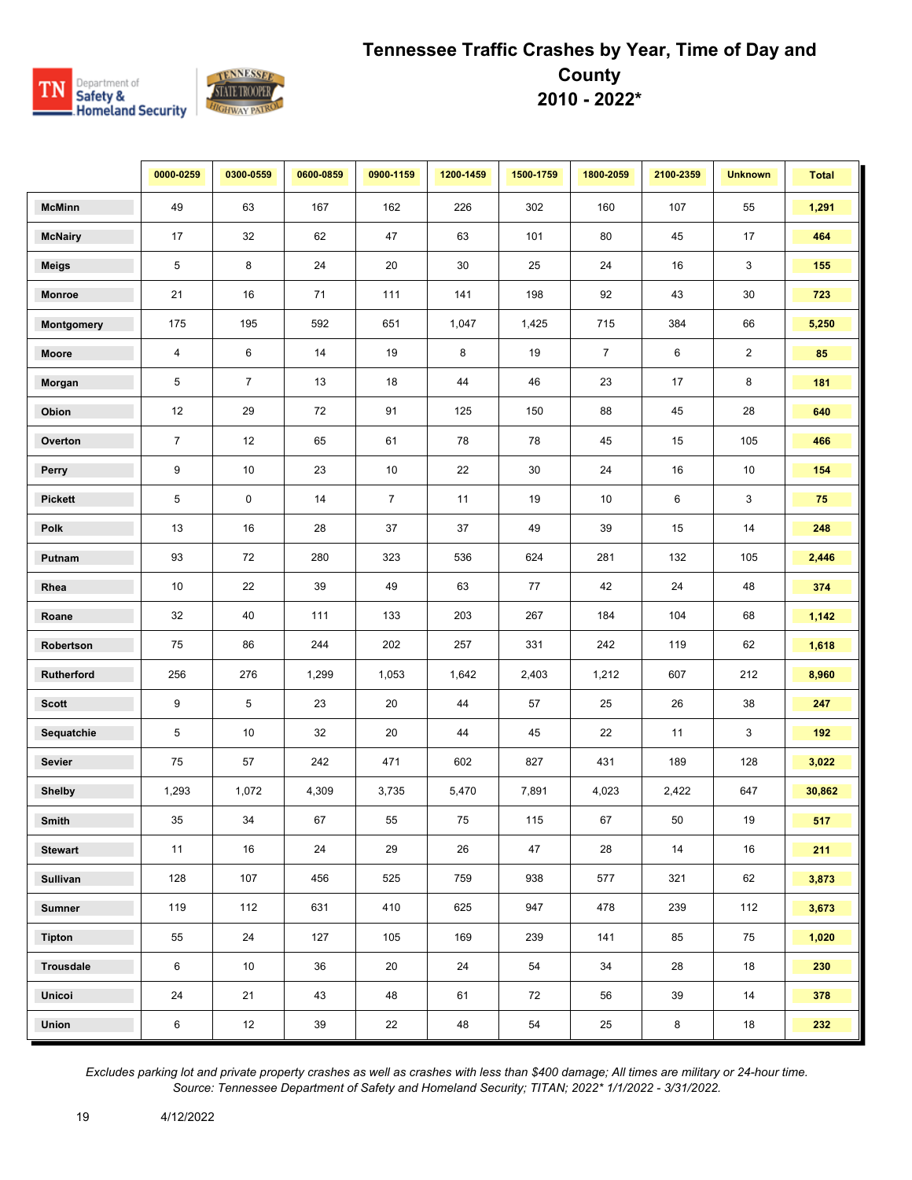# Tennessee Traffic Crashes by Year, Time of Day and County 2010 - 2022*

| | 0000-0259 | 0300-0559 | 0600-0859 | 0900-1159 | 1200-1459 | 1500-1759 | 1800-2059 | 2100-2359 | Unknown | Total |
|---|---|---|---|---|---|---|---|---|---|---|
| **McMinn** | 49 | 63 | 167 | 162 | 226 | 302 | 160 | 107 | 55 | **1,291** |
| **McNairy** | 17 | 32 | 62 | 47 | 63 | 101 | 80 | 45 | 17 | **464** |
| **Meigs** | 5 | 8 | 24 | 20 | 30 | 25 | 24 | 16 | 3 | **155** |
| **Monroe** | 21 | 16 | 71 | 111 | 141 | 198 | 92 | 43 | 30 | **723** |
| **Montgomery** | 175 | 195 | 592 | 651 | 1,047 | 1,425 | 715 | 384 | 66 | **5,250** |
| **Moore** | 4 | 6 | 14 | 19 | 8 | 19 | 7 | 6 | 2 | **85** |
| **Morgan** | 5 | 7 | 13 | 18 | 44 | 46 | 23 | 17 | 8 | **181** |
| **Obion** | 12 | 29 | 72 | 91 | 125 | 150 | 88 | 45 | 28 | **640** |
| **Overton** | 7 | 12 | 65 | 61 | 78 | 78 | 45 | 15 | 105 | **466** |
| **Perry** | 9 | 10 | 23 | 10 | 22 | 30 | 24 | 16 | 10 | **154** |
| **Pickett** | 5 | 0 | 14 | 7 | 11 | 19 | 10 | 6 | 3 | **75** |
| **Polk** | 13 | 16 | 28 | 37 | 37 | 49 | 39 | 15 | 14 | **248** |
| **Putnam** | 93 | 72 | 280 | 323 | 536 | 624 | 281 | 132 | 105 | **2,446** |
| **Rhea** | 10 | 22 | 39 | 49 | 63 | 77 | 42 | 24 | 48 | **374** |
| **Roane** | 32 | 40 | 111 | 133 | 203 | 267 | 184 | 104 | 68 | **1,142** |
| **Robertson** | 75 | 86 | 244 | 202 | 257 | 331 | 242 | 119 | 62 | **1,618** |
| **Rutherford** | 256 | 276 | 1,299 | 1,053 | 1,642 | 2,403 | 1,212 | 607 | 212 | **8,960** |
| **Scott** | 9 | 5 | 23 | 20 | 44 | 57 | 25 | 26 | 38 | **247** |
| **Sequatchie** | 5 | 10 | 32 | 20 | 44 | 45 | 22 | 11 | 3 | **192** |
| **Sevier** | 75 | 57 | 242 | 471 | 602 | 827 | 431 | 189 | 128 | **3,022** |
| **Shelby** | 1,293 | 1,072 | 4,309 | 3,735 | 5,470 | 7,891 | 4,023 | 2,422 | 647 | **30,862** |
| **Smith** | 35 | 34 | 67 | 55 | 75 | 115 | 67 | 50 | 19 | **517** |
| **Stewart** | 11 | 16 | 24 | 29 | 26 | 47 | 28 | 14 | 16 | **211** |
| **Sullivan** | 128 | 107 | 456 | 525 | 759 | 938 | 577 | 321 | 62 | **3,873** |
| **Sumner** | 119 | 112 | 631 | 410 | 625 | 947 | 478 | 239 | 112 | **3,673** |
| **Tipton** | 55 | 24 | 127 | 105 | 169 | 239 | 141 | 85 | 75 | **1,020** |
| **Trousdale** | 6 | 10 | 36 | 20 | 24 | 54 | 34 | 28 | 18 | **230** |
| **Unicoi** | 24 | 21 | 43 | 48 | 61 | 72 | 56 | 39 | 14 | **378** |
| **Union** | 6 | 12 | 39 | 22 | 48 | 54 | 25 | 8 | 18 | **232** |

*Excludes parking lot and private property crashes as well as crashes with less than $400 damage; All times are military or 24-hour time.*
*Source: Tennessee Department of Safety and Homeland Security; TITAN; 2022* 1/1/2022 - 3/31/2022.*

4/12/2022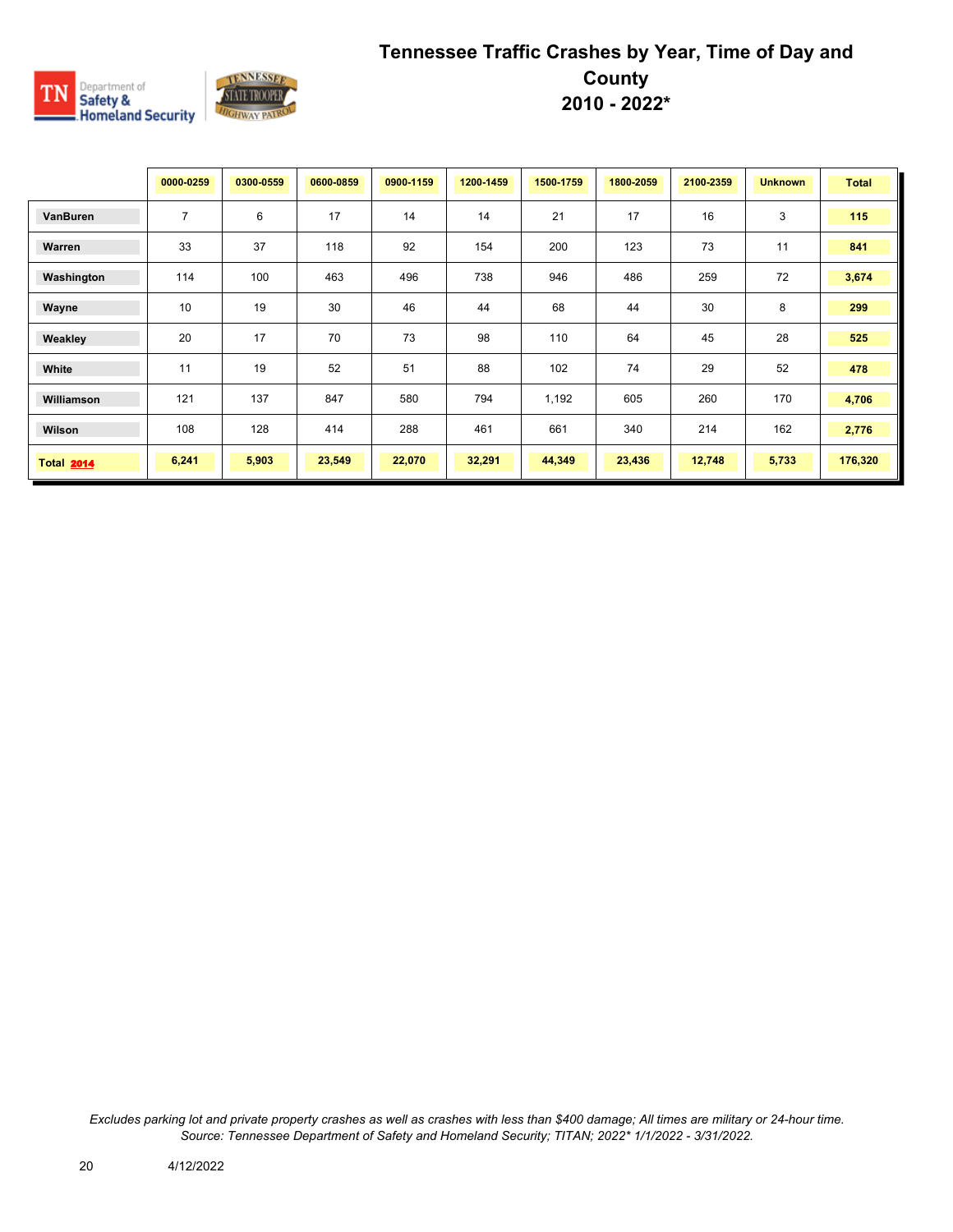# Tennessee Traffic Crashes by Year, Time of Day and County 2010 - 2022*

| | 0000-0259 | 0300-0559 | 0600-0859 | 0900-1159 | 1200-1459 | 1500-1759 | 1800-2059 | 2100-2359 | Unknown | Total |
|---|---|---|---|---|---|---|---|---|---|---|
| **VanBuren** | 7 | 6 | 17 | 14 | 14 | 21 | 17 | 16 | 3 | **115** |
| **Warren** | 33 | 37 | 118 | 92 | 154 | 200 | 123 | 73 | 11 | **841** |
| **Washington** | 114 | 100 | 463 | 496 | 738 | 946 | 486 | 259 | 72 | **3,674** |
| **Wayne** | 10 | 19 | 30 | 46 | 44 | 68 | 44 | 30 | 8 | **299** |
| **Weakley** | 20 | 17 | 70 | 73 | 98 | 110 | 64 | 45 | 28 | **525** |
| **White** | 11 | 19 | 52 | 51 | 88 | 102 | 74 | 29 | 52 | **478** |
| **Williamson** | 121 | 137 | 847 | 580 | 794 | 1,192 | 605 | 260 | 170 | **4,706** |
| **Wilson** | 108 | 128 | 414 | 288 | 461 | 661 | 340 | 214 | 162 | **2,776** |
| **Total 2014** | **6,241** | **5,903** | **23,549** | **22,070** | **32,291** | **44,349** | **23,436** | **12,748** | **5,733** | **176,320** |

*Excludes parking lot and private property crashes as well as crashes with less than $400 damage; All times are military or 24-hour time. Source: Tennessee Department of Safety and Homeland Security; TITAN; 2022* 1/1/2022 - 3/31/2022.*

4/12/2022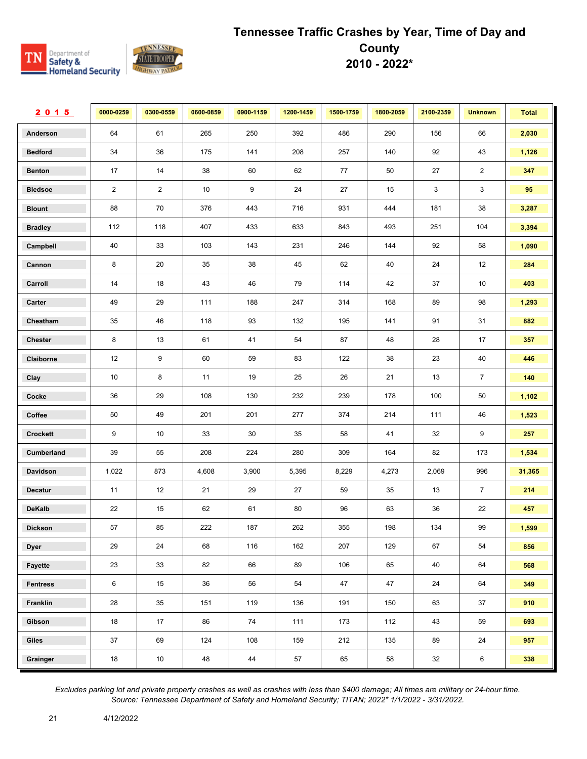# Tennessee Traffic Crashes by Year, Time of Day and County
# 2010 - 2022*

| 2015 | 0000-0259 | 0300-0559 | 0600-0859 | 0900-1159 | 1200-1459 | 1500-1759 | 1800-2059 | 2100-2359 | Unknown | Total |
|---|---|---|---|---|---|---|---|---|---|---|
| Anderson | 64 | 61 | 265 | 250 | 392 | 486 | 290 | 156 | 66 | 2,030 |
| Bedford | 34 | 36 | 175 | 141 | 208 | 257 | 140 | 92 | 43 | 1,126 |
| Benton | 17 | 14 | 38 | 60 | 62 | 77 | 50 | 27 | 2 | 347 |
| Bledsoe | 2 | 2 | 10 | 9 | 24 | 27 | 15 | 3 | 3 | 95 |
| Blount | 88 | 70 | 376 | 443 | 716 | 931 | 444 | 181 | 38 | 3,287 |
| Bradley | 112 | 118 | 407 | 433 | 633 | 843 | 493 | 251 | 104 | 3,394 |
| Campbell | 40 | 33 | 103 | 143 | 231 | 246 | 144 | 92 | 58 | 1,090 |
| Cannon | 8 | 20 | 35 | 38 | 45 | 62 | 40 | 24 | 12 | 284 |
| Carroll | 14 | 18 | 43 | 46 | 79 | 114 | 42 | 37 | 10 | 403 |
| Carter | 49 | 29 | 111 | 188 | 247 | 314 | 168 | 89 | 98 | 1,293 |
| Cheatham | 35 | 46 | 118 | 93 | 132 | 195 | 141 | 91 | 31 | 882 |
| Chester | 8 | 13 | 61 | 41 | 54 | 87 | 48 | 28 | 17 | 357 |
| Claiborne | 12 | 9 | 60 | 59 | 83 | 122 | 38 | 23 | 40 | 446 |
| Clay | 10 | 8 | 11 | 19 | 25 | 26 | 21 | 13 | 7 | 140 |
| Cocke | 36 | 29 | 108 | 130 | 232 | 239 | 178 | 100 | 50 | 1,102 |
| Coffee | 50 | 49 | 201 | 201 | 277 | 374 | 214 | 111 | 46 | 1,523 |
| Crockett | 9 | 10 | 33 | 30 | 35 | 58 | 41 | 32 | 9 | 257 |
| Cumberland | 39 | 55 | 208 | 224 | 280 | 309 | 164 | 82 | 173 | 1,534 |
| Davidson | 1,022 | 873 | 4,608 | 3,900 | 5,395 | 8,229 | 4,273 | 2,069 | 996 | 31,365 |
| Decatur | 11 | 12 | 21 | 29 | 27 | 59 | 35 | 13 | 7 | 214 |
| DeKalb | 22 | 15 | 62 | 61 | 80 | 96 | 63 | 36 | 22 | 457 |
| Dickson | 57 | 85 | 222 | 187 | 262 | 355 | 198 | 134 | 99 | 1,599 |
| Dyer | 29 | 24 | 68 | 116 | 162 | 207 | 129 | 67 | 54 | 856 |
| Fayette | 23 | 33 | 82 | 66 | 89 | 106 | 65 | 40 | 64 | 568 |
| Fentress | 6 | 15 | 36 | 56 | 54 | 47 | 47 | 24 | 64 | 349 |
| Franklin | 28 | 35 | 151 | 119 | 136 | 191 | 150 | 63 | 37 | 910 |
| Gibson | 18 | 17 | 86 | 74 | 111 | 173 | 112 | 43 | 59 | 693 |
| Giles | 37 | 69 | 124 | 108 | 159 | 212 | 135 | 89 | 24 | 957 |
| Grainger | 18 | 10 | 48 | 44 | 57 | 65 | 58 | 32 | 6 | 338 |

*Excludes parking lot and private property crashes as well as crashes with less than $400 damage; All times are military or 24-hour time.*
*Source: Tennessee Department of Safety and Homeland Security; TITAN; 2022* 1/1/2022 - 3/31/2022.*

4/12/2022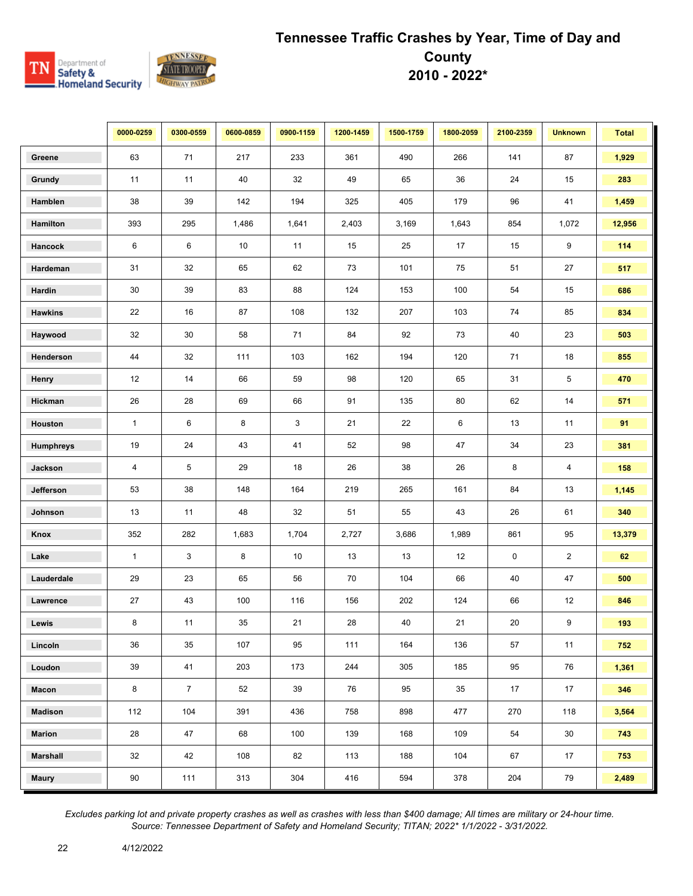# Tennessee Traffic Crashes by Year, Time of Day and County
# 2010 - 2022*

| | 0000-0259 | 0300-0559 | 0600-0859 | 0900-1159 | 1200-1459 | 1500-1759 | 1800-2059 | 2100-2359 | Unknown | Total |
|---|---|---|---|---|---|---|---|---|---|---|
| **Greene** | 63 | 71 | 217 | 233 | 361 | 490 | 266 | 141 | 87 | **1,929** |
| **Grundy** | 11 | 11 | 40 | 32 | 49 | 65 | 36 | 24 | 15 | **283** |
| **Hamblen** | 38 | 39 | 142 | 194 | 325 | 405 | 179 | 96 | 41 | **1,459** |
| **Hamilton** | 393 | 295 | 1,486 | 1,641 | 2,403 | 3,169 | 1,643 | 854 | 1,072 | **12,956** |
| **Hancock** | 6 | 6 | 10 | 11 | 15 | 25 | 17 | 15 | 9 | **114** |
| **Hardeman** | 31 | 32 | 65 | 62 | 73 | 101 | 75 | 51 | 27 | **517** |
| **Hardin** | 30 | 39 | 83 | 88 | 124 | 153 | 100 | 54 | 15 | **686** |
| **Hawkins** | 22 | 16 | 87 | 108 | 132 | 207 | 103 | 74 | 85 | **834** |
| **Haywood** | 32 | 30 | 58 | 71 | 84 | 92 | 73 | 40 | 23 | **503** |
| **Henderson** | 44 | 32 | 111 | 103 | 162 | 194 | 120 | 71 | 18 | **855** |
| **Henry** | 12 | 14 | 66 | 59 | 98 | 120 | 65 | 31 | 5 | **470** |
| **Hickman** | 26 | 28 | 69 | 66 | 91 | 135 | 80 | 62 | 14 | **571** |
| **Houston** | 1 | 6 | 8 | 3 | 21 | 22 | 6 | 13 | 11 | **91** |
| **Humphreys** | 19 | 24 | 43 | 41 | 52 | 98 | 47 | 34 | 23 | **381** |
| **Jackson** | 4 | 5 | 29 | 18 | 26 | 38 | 26 | 8 | 4 | **158** |
| **Jefferson** | 53 | 38 | 148 | 164 | 219 | 265 | 161 | 84 | 13 | **1,145** |
| **Johnson** | 13 | 11 | 48 | 32 | 51 | 55 | 43 | 26 | 61 | **340** |
| **Knox** | 352 | 282 | 1,683 | 1,704 | 2,727 | 3,686 | 1,989 | 861 | 95 | **13,379** |
| **Lake** | 1 | 3 | 8 | 10 | 13 | 13 | 12 | 0 | 2 | **62** |
| **Lauderdale** | 29 | 23 | 65 | 56 | 70 | 104 | 66 | 40 | 47 | **500** |
| **Lawrence** | 27 | 43 | 100 | 116 | 156 | 202 | 124 | 66 | 12 | **846** |
| **Lewis** | 8 | 11 | 35 | 21 | 28 | 40 | 21 | 20 | 9 | **193** |
| **Lincoln** | 36 | 35 | 107 | 95 | 111 | 164 | 136 | 57 | 11 | **752** |
| **Loudon** | 39 | 41 | 203 | 173 | 244 | 305 | 185 | 95 | 76 | **1,361** |
| **Macon** | 8 | 7 | 52 | 39 | 76 | 95 | 35 | 17 | 17 | **346** |
| **Madison** | 112 | 104 | 391 | 436 | 758 | 898 | 477 | 270 | 118 | **3,564** |
| **Marion** | 28 | 47 | 68 | 100 | 139 | 168 | 109 | 54 | 30 | **743** |
| **Marshall** | 32 | 42 | 108 | 82 | 113 | 188 | 104 | 67 | 17 | **753** |
| **Maury** | 90 | 111 | 313 | 304 | 416 | 594 | 378 | 204 | 79 | **2,489** |

*Excludes parking lot and private property crashes as well as crashes with less than $400 damage; All times are military or 24-hour time.*
*Source: Tennessee Department of Safety and Homeland Security; TITAN; 2022* 1/1/2022 - 3/31/2022.*

4/12/2022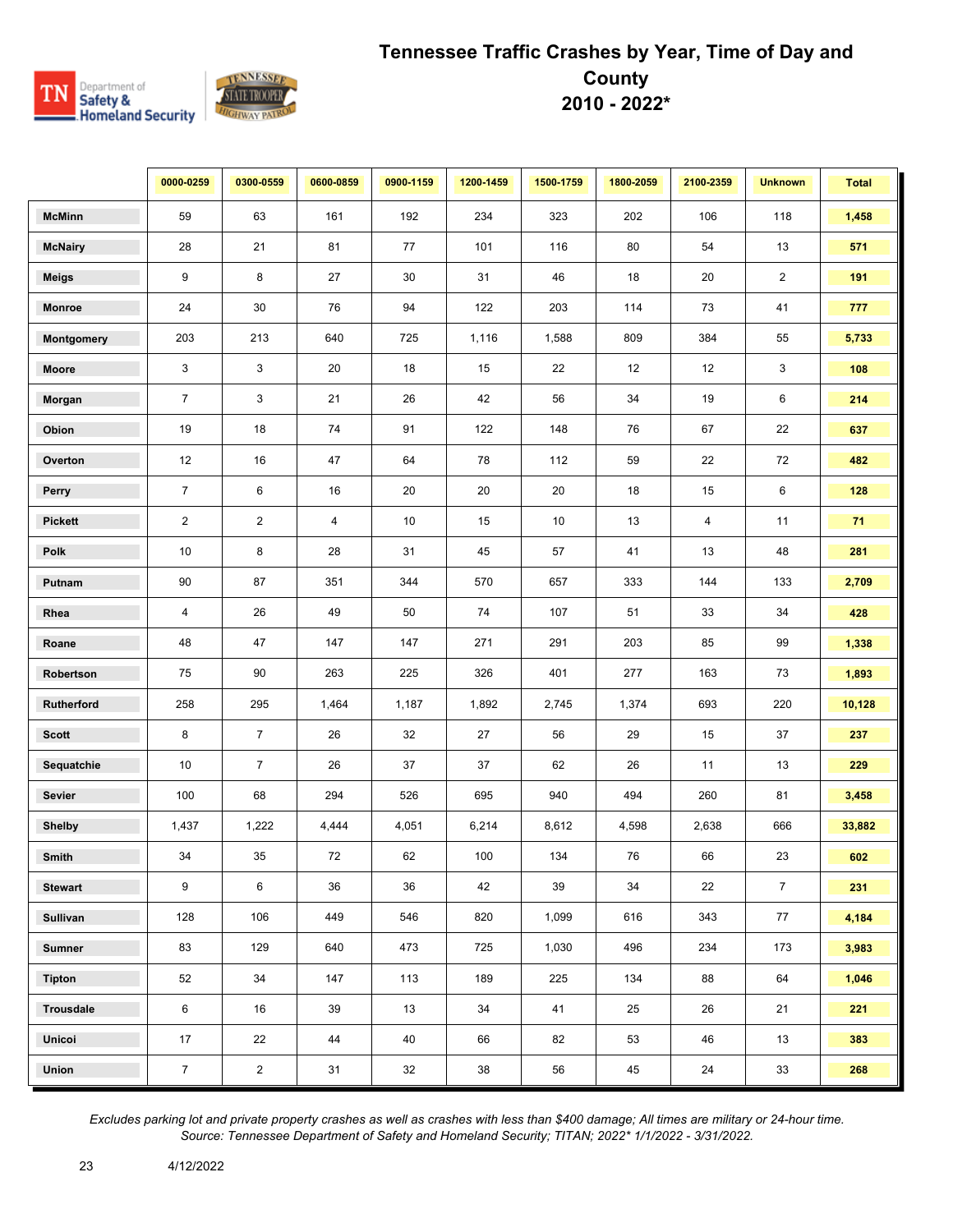# Tennessee Traffic Crashes by Year, Time of Day and County
# 2010 - 2022*

| | 0000-0259 | 0300-0559 | 0600-0859 | 0900-1159 | 1200-1459 | 1500-1759 | 1800-2059 | 2100-2359 | Unknown | Total |
|---|---|---|---|---|---|---|---|---|---|---|
| **McMinn** | 59 | 63 | 161 | 192 | 234 | 323 | 202 | 106 | 118 | **1,458** |
| **McNairy** | 28 | 21 | 81 | 77 | 101 | 116 | 80 | 54 | 13 | **571** |
| **Meigs** | 9 | 8 | 27 | 30 | 31 | 46 | 18 | 20 | 2 | **191** |
| **Monroe** | 24 | 30 | 76 | 94 | 122 | 203 | 114 | 73 | 41 | **777** |
| **Montgomery** | 203 | 213 | 640 | 725 | 1,116 | 1,588 | 809 | 384 | 55 | **5,733** |
| **Moore** | 3 | 3 | 20 | 18 | 15 | 22 | 12 | 12 | 3 | **108** |
| **Morgan** | 7 | 3 | 21 | 26 | 42 | 56 | 34 | 19 | 6 | **214** |
| **Obion** | 19 | 18 | 74 | 91 | 122 | 148 | 76 | 67 | 22 | **637** |
| **Overton** | 12 | 16 | 47 | 64 | 78 | 112 | 59 | 22 | 72 | **482** |
| **Perry** | 7 | 6 | 16 | 20 | 20 | 20 | 18 | 15 | 6 | **128** |
| **Pickett** | 2 | 2 | 4 | 10 | 15 | 10 | 13 | 4 | 11 | **71** |
| **Polk** | 10 | 8 | 28 | 31 | 45 | 57 | 41 | 13 | 48 | **281** |
| **Putnam** | 90 | 87 | 351 | 344 | 570 | 657 | 333 | 144 | 133 | **2,709** |
| **Rhea** | 4 | 26 | 49 | 50 | 74 | 107 | 51 | 33 | 34 | **428** |
| **Roane** | 48 | 47 | 147 | 147 | 271 | 291 | 203 | 85 | 99 | **1,338** |
| **Robertson** | 75 | 90 | 263 | 225 | 326 | 401 | 277 | 163 | 73 | **1,893** |
| **Rutherford** | 258 | 295 | 1,464 | 1,187 | 1,892 | 2,745 | 1,374 | 693 | 220 | **10,128** |
| **Scott** | 8 | 7 | 26 | 32 | 27 | 56 | 29 | 15 | 37 | **237** |
| **Sequatchie** | 10 | 7 | 26 | 37 | 37 | 62 | 26 | 11 | 13 | **229** |
| **Sevier** | 100 | 68 | 294 | 526 | 695 | 940 | 494 | 260 | 81 | **3,458** |
| **Shelby** | 1,437 | 1,222 | 4,444 | 4,051 | 6,214 | 8,612 | 4,598 | 2,638 | 666 | **33,882** |
| **Smith** | 34 | 35 | 72 | 62 | 100 | 134 | 76 | 66 | 23 | **602** |
| **Stewart** | 9 | 6 | 36 | 36 | 42 | 39 | 34 | 22 | 7 | **231** |
| **Sullivan** | 128 | 106 | 449 | 546 | 820 | 1,099 | 616 | 343 | 77 | **4,184** |
| **Sumner** | 83 | 129 | 640 | 473 | 725 | 1,030 | 496 | 234 | 173 | **3,983** |
| **Tipton** | 52 | 34 | 147 | 113 | 189 | 225 | 134 | 88 | 64 | **1,046** |
| **Trousdale** | 6 | 16 | 39 | 13 | 34 | 41 | 25 | 26 | 21 | **221** |
| **Unicoi** | 17 | 22 | 44 | 40 | 66 | 82 | 53 | 46 | 13 | **383** |
| **Union** | 7 | 2 | 31 | 32 | 38 | 56 | 45 | 24 | 33 | **268** |

*Excludes parking lot and private property crashes as well as crashes with less than $400 damage; All times are military or 24-hour time.*
*Source: Tennessee Department of Safety and Homeland Security; TITAN; 2022* 1/1/2022 - 3/31/2022.*

4/12/2022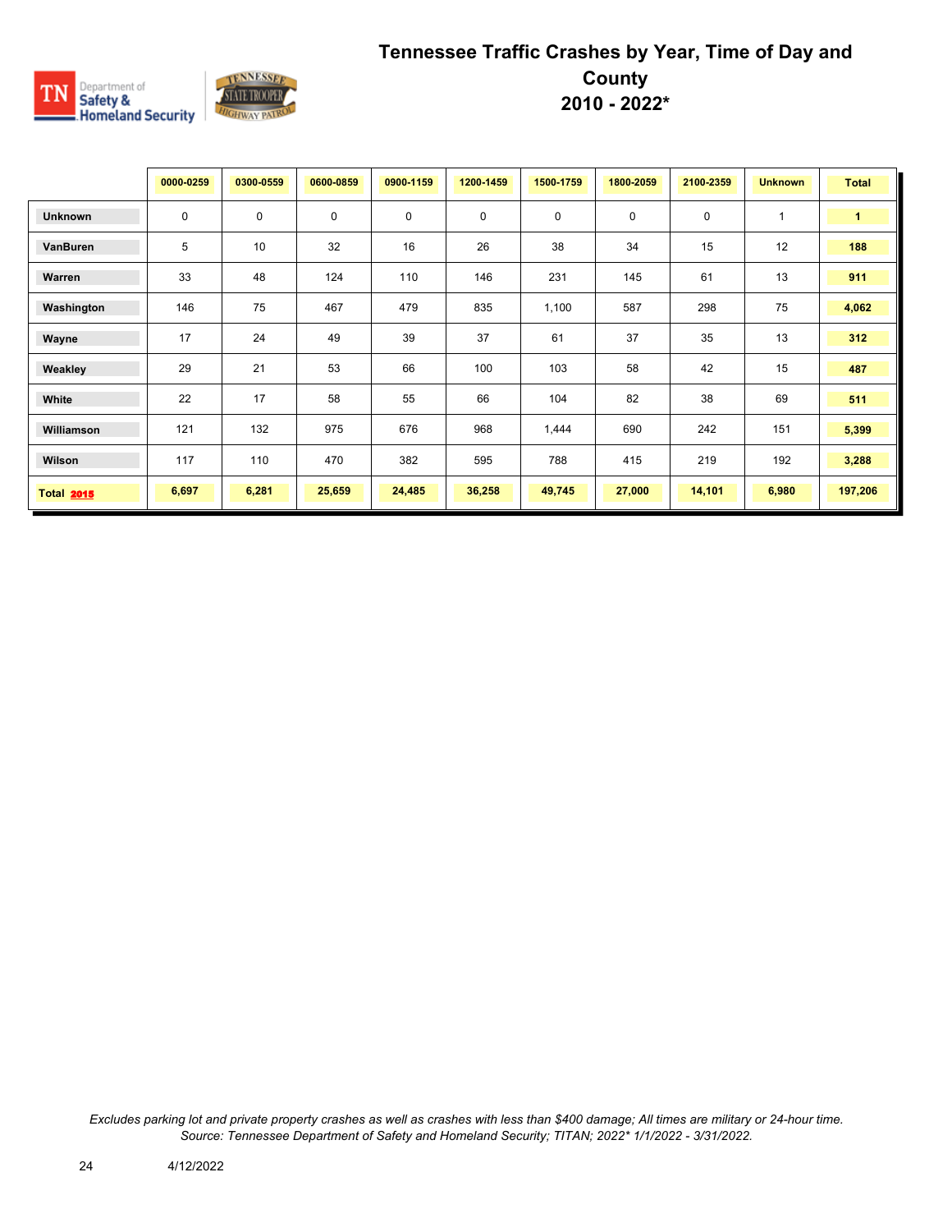# Tennessee Traffic Crashes by Year, Time of Day and County 2010 - 2022*

| | 0000-0259 | 0300-0559 | 0600-0859 | 0900-1159 | 1200-1459 | 1500-1759 | 1800-2059 | 2100-2359 | Unknown | Total |
|---|---|---|---|---|---|---|---|---|---|---|
| **Unknown** | 0 | 0 | 0 | 0 | 0 | 0 | 0 | 0 | 1 | **1** |
| **VanBuren** | 5 | 10 | 32 | 16 | 26 | 38 | 34 | 15 | 12 | **188** |
| **Warren** | 33 | 48 | 124 | 110 | 146 | 231 | 145 | 61 | 13 | **911** |
| **Washington** | 146 | 75 | 467 | 479 | 835 | 1,100 | 587 | 298 | 75 | **4,062** |
| **Wayne** | 17 | 24 | 49 | 39 | 37 | 61 | 37 | 35 | 13 | **312** |
| **Weakley** | 29 | 21 | 53 | 66 | 100 | 103 | 58 | 42 | 15 | **487** |
| **White** | 22 | 17 | 58 | 55 | 66 | 104 | 82 | 38 | 69 | **511** |
| **Williamson** | 121 | 132 | 975 | 676 | 968 | 1,444 | 690 | 242 | 151 | **5,399** |
| **Wilson** | 117 | 110 | 470 | 382 | 595 | 788 | 415 | 219 | 192 | **3,288** |
| **Total 2015** | **6,697** | **6,281** | **25,659** | **24,485** | **36,258** | **49,745** | **27,000** | **14,101** | **6,980** | **197,206** |

*Excludes parking lot and private property crashes as well as crashes with less than $400 damage; All times are military or 24-hour time.*
*Source: Tennessee Department of Safety and Homeland Security; TITAN; 2022* 1/1/2022 - 3/31/2022.*

4/12/2022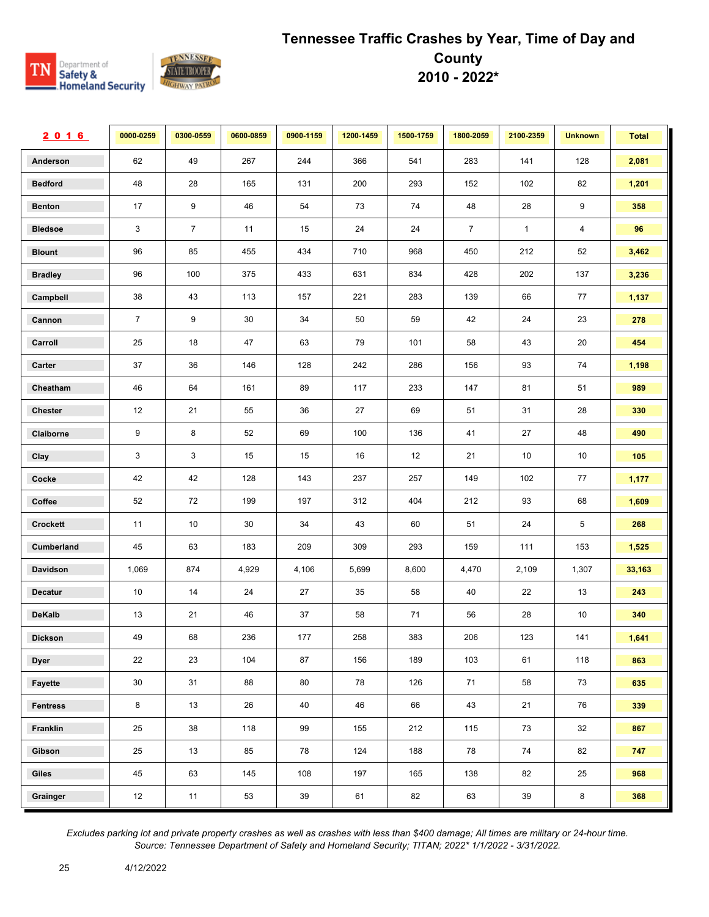# Tennessee Traffic Crashes by Year, Time of Day and County 2010 - 2022*

| 2016 | 0000-0259 | 0300-0559 | 0600-0859 | 0900-1159 | 1200-1459 | 1500-1759 | 1800-2059 | 2100-2359 | Unknown | Total |
|---|---|---|---|---|---|---|---|---|---|---|
| Anderson | 62 | 49 | 267 | 244 | 366 | 541 | 283 | 141 | 128 | 2,081 |
| Bedford | 48 | 28 | 165 | 131 | 200 | 293 | 152 | 102 | 82 | 1,201 |
| Benton | 17 | 9 | 46 | 54 | 73 | 74 | 48 | 28 | 9 | 358 |
| Bledsoe | 3 | 7 | 11 | 15 | 24 | 24 | 7 | 1 | 4 | 96 |
| Blount | 96 | 85 | 455 | 434 | 710 | 968 | 450 | 212 | 52 | 3,462 |
| Bradley | 96 | 100 | 375 | 433 | 631 | 834 | 428 | 202 | 137 | 3,236 |
| Campbell | 38 | 43 | 113 | 157 | 221 | 283 | 139 | 66 | 77 | 1,137 |
| Cannon | 7 | 9 | 30 | 34 | 50 | 59 | 42 | 24 | 23 | 278 |
| Carroll | 25 | 18 | 47 | 63 | 79 | 101 | 58 | 43 | 20 | 454 |
| Carter | 37 | 36 | 146 | 128 | 242 | 286 | 156 | 93 | 74 | 1,198 |
| Cheatham | 46 | 64 | 161 | 89 | 117 | 233 | 147 | 81 | 51 | 989 |
| Chester | 12 | 21 | 55 | 36 | 27 | 69 | 51 | 31 | 28 | 330 |
| Claiborne | 9 | 8 | 52 | 69 | 100 | 136 | 41 | 27 | 48 | 490 |
| Clay | 3 | 3 | 15 | 15 | 16 | 12 | 21 | 10 | 10 | 105 |
| Cocke | 42 | 42 | 128 | 143 | 237 | 257 | 149 | 102 | 77 | 1,177 |
| Coffee | 52 | 72 | 199 | 197 | 312 | 404 | 212 | 93 | 68 | 1,609 |
| Crockett | 11 | 10 | 30 | 34 | 43 | 60 | 51 | 24 | 5 | 268 |
| Cumberland | 45 | 63 | 183 | 209 | 309 | 293 | 159 | 111 | 153 | 1,525 |
| Davidson | 1,069 | 874 | 4,929 | 4,106 | 5,699 | 8,600 | 4,470 | 2,109 | 1,307 | 33,163 |
| Decatur | 10 | 14 | 24 | 27 | 35 | 58 | 40 | 22 | 13 | 243 |
| DeKalb | 13 | 21 | 46 | 37 | 58 | 71 | 56 | 28 | 10 | 340 |
| Dickson | 49 | 68 | 236 | 177 | 258 | 383 | 206 | 123 | 141 | 1,641 |
| Dyer | 22 | 23 | 104 | 87 | 156 | 189 | 103 | 61 | 118 | 863 |
| Fayette | 30 | 31 | 88 | 80 | 78 | 126 | 71 | 58 | 73 | 635 |
| Fentress | 8 | 13 | 26 | 40 | 46 | 66 | 43 | 21 | 76 | 339 |
| Franklin | 25 | 38 | 118 | 99 | 155 | 212 | 115 | 73 | 32 | 867 |
| Gibson | 25 | 13 | 85 | 78 | 124 | 188 | 78 | 74 | 82 | 747 |
| Giles | 45 | 63 | 145 | 108 | 197 | 165 | 138 | 82 | 25 | 968 |
| Grainger | 12 | 11 | 53 | 39 | 61 | 82 | 63 | 39 | 8 | 368 |

*Excludes parking lot and private property crashes as well as crashes with less than $400 damage; All times are military or 24-hour time.*
*Source: Tennessee Department of Safety and Homeland Security; TITAN; 2022* 1/1/2022 - 3/31/2022.*

4/12/2022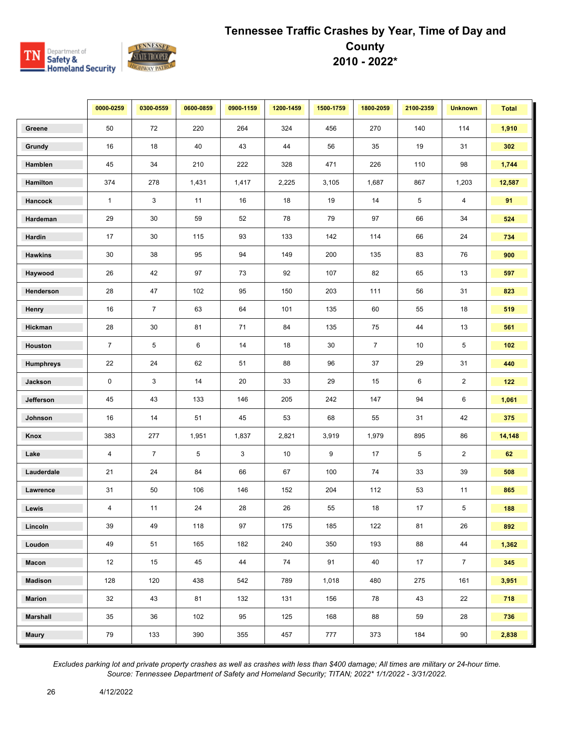# Tennessee Traffic Crashes by Year, Time of Day and County 2010 - 2022*

| | 0000-0259 | 0300-0559 | 0600-0859 | 0900-1159 | 1200-1459 | 1500-1759 | 1800-2059 | 2100-2359 | Unknown | Total |
|---|---|---|---|---|---|---|---|---|---|---|
| Greene | 50 | 72 | 220 | 264 | 324 | 456 | 270 | 140 | 114 | **1,910** |
| Grundy | 16 | 18 | 40 | 43 | 44 | 56 | 35 | 19 | 31 | **302** |
| Hamblen | 45 | 34 | 210 | 222 | 328 | 471 | 226 | 110 | 98 | **1,744** |
| Hamilton | 374 | 278 | 1,431 | 1,417 | 2,225 | 3,105 | 1,687 | 867 | 1,203 | **12,587** |
| Hancock | 1 | 3 | 11 | 16 | 18 | 19 | 14 | 5 | 4 | **91** |
| Hardeman | 29 | 30 | 59 | 52 | 78 | 79 | 97 | 66 | 34 | **524** |
| Hardin | 17 | 30 | 115 | 93 | 133 | 142 | 114 | 66 | 24 | **734** |
| Hawkins | 30 | 38 | 95 | 94 | 149 | 200 | 135 | 83 | 76 | **900** |
| Haywood | 26 | 42 | 97 | 73 | 92 | 107 | 82 | 65 | 13 | **597** |
| Henderson | 28 | 47 | 102 | 95 | 150 | 203 | 111 | 56 | 31 | **823** |
| Henry | 16 | 7 | 63 | 64 | 101 | 135 | 60 | 55 | 18 | **519** |
| Hickman | 28 | 30 | 81 | 71 | 84 | 135 | 75 | 44 | 13 | **561** |
| Houston | 7 | 5 | 6 | 14 | 18 | 30 | 7 | 10 | 5 | **102** |
| Humphreys | 22 | 24 | 62 | 51 | 88 | 96 | 37 | 29 | 31 | **440** |
| Jackson | 0 | 3 | 14 | 20 | 33 | 29 | 15 | 6 | 2 | **122** |
| Jefferson | 45 | 43 | 133 | 146 | 205 | 242 | 147 | 94 | 6 | **1,061** |
| Johnson | 16 | 14 | 51 | 45 | 53 | 68 | 55 | 31 | 42 | **375** |
| Knox | 383 | 277 | 1,951 | 1,837 | 2,821 | 3,919 | 1,979 | 895 | 86 | **14,148** |
| Lake | 4 | 7 | 5 | 3 | 10 | 9 | 17 | 5 | 2 | **62** |
| Lauderdale | 21 | 24 | 84 | 66 | 67 | 100 | 74 | 33 | 39 | **508** |
| Lawrence | 31 | 50 | 106 | 146 | 152 | 204 | 112 | 53 | 11 | **865** |
| Lewis | 4 | 11 | 24 | 28 | 26 | 55 | 18 | 17 | 5 | **188** |
| Lincoln | 39 | 49 | 118 | 97 | 175 | 185 | 122 | 81 | 26 | **892** |
| Loudon | 49 | 51 | 165 | 182 | 240 | 350 | 193 | 88 | 44 | **1,362** |
| Macon | 12 | 15 | 45 | 44 | 74 | 91 | 40 | 17 | 7 | **345** |
| Madison | 128 | 120 | 438 | 542 | 789 | 1,018 | 480 | 275 | 161 | **3,951** |
| Marion | 32 | 43 | 81 | 132 | 131 | 156 | 78 | 43 | 22 | **718** |
| Marshall | 35 | 36 | 102 | 95 | 125 | 168 | 88 | 59 | 28 | **736** |
| Maury | 79 | 133 | 390 | 355 | 457 | 777 | 373 | 184 | 90 | **2,838** |

*Excludes parking lot and private property crashes as well as crashes with less than $400 damage; All times are military or 24-hour time. Source: Tennessee Department of Safety and Homeland Security; TITAN; 2022* 1/1/2022 - 3/31/2022.*

4/12/2022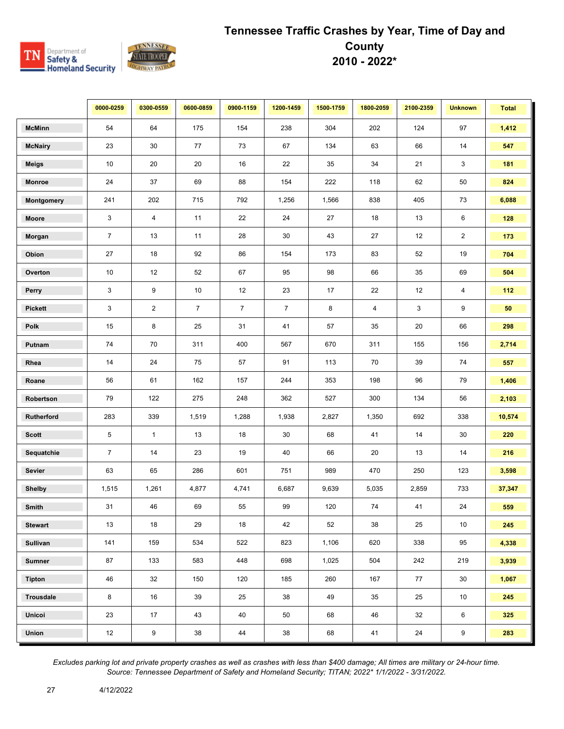# Tennessee Traffic Crashes by Year, Time of Day and County 2010 - 2022*

| | 0000-0259 | 0300-0559 | 0600-0859 | 0900-1159 | 1200-1459 | 1500-1759 | 1800-2059 | 2100-2359 | Unknown | Total |
|---|---|---|---|---|---|---|---|---|---|---|
| McMinn | 54 | 64 | 175 | 154 | 238 | 304 | 202 | 124 | 97 | 1,412 |
| McNairy | 23 | 30 | 77 | 73 | 67 | 134 | 63 | 66 | 14 | 547 |
| Meigs | 10 | 20 | 20 | 16 | 22 | 35 | 34 | 21 | 3 | 181 |
| Monroe | 24 | 37 | 69 | 88 | 154 | 222 | 118 | 62 | 50 | 824 |
| Montgomery | 241 | 202 | 715 | 792 | 1,256 | 1,566 | 838 | 405 | 73 | 6,088 |
| Moore | 3 | 4 | 11 | 22 | 24 | 27 | 18 | 13 | 6 | 128 |
| Morgan | 7 | 13 | 11 | 28 | 30 | 43 | 27 | 12 | 2 | 173 |
| Obion | 27 | 18 | 92 | 86 | 154 | 173 | 83 | 52 | 19 | 704 |
| Overton | 10 | 12 | 52 | 67 | 95 | 98 | 66 | 35 | 69 | 504 |
| Perry | 3 | 9 | 10 | 12 | 23 | 17 | 22 | 12 | 4 | 112 |
| Pickett | 3 | 2 | 7 | 7 | 7 | 8 | 4 | 3 | 9 | 50 |
| Polk | 15 | 8 | 25 | 31 | 41 | 57 | 35 | 20 | 66 | 298 |
| Putnam | 74 | 70 | 311 | 400 | 567 | 670 | 311 | 155 | 156 | 2,714 |
| Rhea | 14 | 24 | 75 | 57 | 91 | 113 | 70 | 39 | 74 | 557 |
| Roane | 56 | 61 | 162 | 157 | 244 | 353 | 198 | 96 | 79 | 1,406 |
| Robertson | 79 | 122 | 275 | 248 | 362 | 527 | 300 | 134 | 56 | 2,103 |
| Rutherford | 283 | 339 | 1,519 | 1,288 | 1,938 | 2,827 | 1,350 | 692 | 338 | 10,574 |
| Scott | 5 | 1 | 13 | 18 | 30 | 68 | 41 | 14 | 30 | 220 |
| Sequatchie | 7 | 14 | 23 | 19 | 40 | 66 | 20 | 13 | 14 | 216 |
| Sevier | 63 | 65 | 286 | 601 | 751 | 989 | 470 | 250 | 123 | 3,598 |
| Shelby | 1,515 | 1,261 | 4,877 | 4,741 | 6,687 | 9,639 | 5,035 | 2,859 | 733 | 37,347 |
| Smith | 31 | 46 | 69 | 55 | 99 | 120 | 74 | 41 | 24 | 559 |
| Stewart | 13 | 18 | 29 | 18 | 42 | 52 | 38 | 25 | 10 | 245 |
| Sullivan | 141 | 159 | 534 | 522 | 823 | 1,106 | 620 | 338 | 95 | 4,338 |
| Sumner | 87 | 133 | 583 | 448 | 698 | 1,025 | 504 | 242 | 219 | 3,939 |
| Tipton | 46 | 32 | 150 | 120 | 185 | 260 | 167 | 77 | 30 | 1,067 |
| Trousdale | 8 | 16 | 39 | 25 | 38 | 49 | 35 | 25 | 10 | 245 |
| Unicoi | 23 | 17 | 43 | 40 | 50 | 68 | 46 | 32 | 6 | 325 |
| Union | 12 | 9 | 38 | 44 | 38 | 68 | 41 | 24 | 9 | 283 |

*Excludes parking lot and private property crashes as well as crashes with less than $400 damage; All times are military or 24-hour time.*
*Source: Tennessee Department of Safety and Homeland Security; TITAN; 2022* 1/1/2022 - 3/31/2022.*

4/12/2022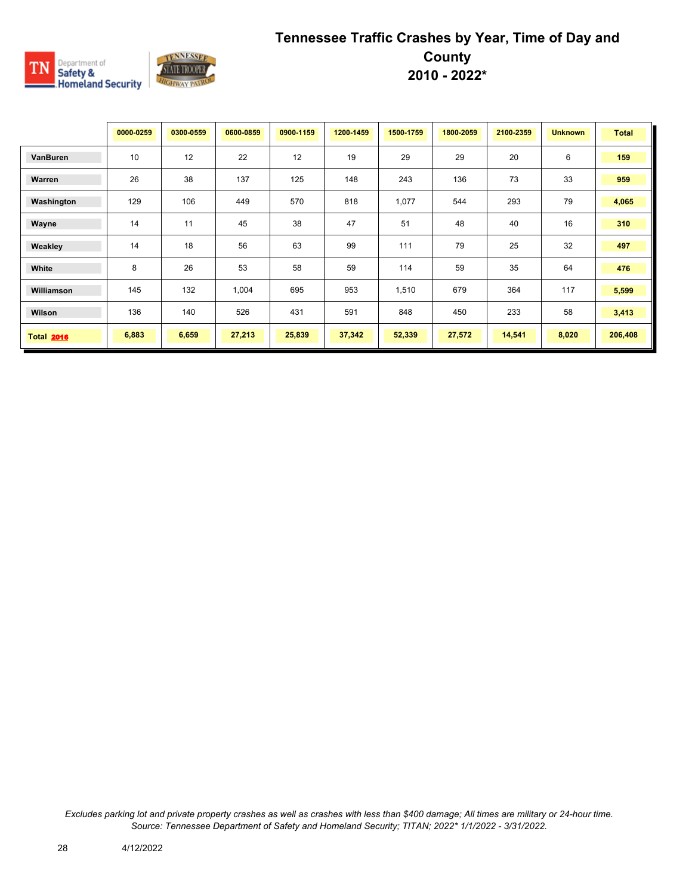# Tennessee Traffic Crashes by Year, Time of Day and County 2010 - 2022*

| | 0000-0259 | 0300-0559 | 0600-0859 | 0900-1159 | 1200-1459 | 1500-1759 | 1800-2059 | 2100-2359 | Unknown | Total |
|---|---|---|---|---|---|---|---|---|---|---|
| **VanBuren** | 10 | 12 | 22 | 12 | 19 | 29 | 29 | 20 | 6 | **159** |
| **Warren** | 26 | 38 | 137 | 125 | 148 | 243 | 136 | 73 | 33 | **959** |
| **Washington** | 129 | 106 | 449 | 570 | 818 | 1,077 | 544 | 293 | 79 | **4,065** |
| **Wayne** | 14 | 11 | 45 | 38 | 47 | 51 | 48 | 40 | 16 | **310** |
| **Weakley** | 14 | 18 | 56 | 63 | 99 | 111 | 79 | 25 | 32 | **497** |
| **White** | 8 | 26 | 53 | 58 | 59 | 114 | 59 | 35 | 64 | **476** |
| **Williamson** | 145 | 132 | 1,004 | 695 | 953 | 1,510 | 679 | 364 | 117 | **5,599** |
| **Wilson** | 136 | 140 | 526 | 431 | 591 | 848 | 450 | 233 | 58 | **3,413** |
| **Total 2016** | **6,883** | **6,659** | **27,213** | **25,839** | **37,342** | **52,339** | **27,572** | **14,541** | **8,020** | **206,408** |

*Excludes parking lot and private property crashes as well as crashes with less than $400 damage; All times are military or 24-hour time.*
*Source: Tennessee Department of Safety and Homeland Security; TITAN; 2022* 1/1/2022 - 3/31/2022.*

4/12/2022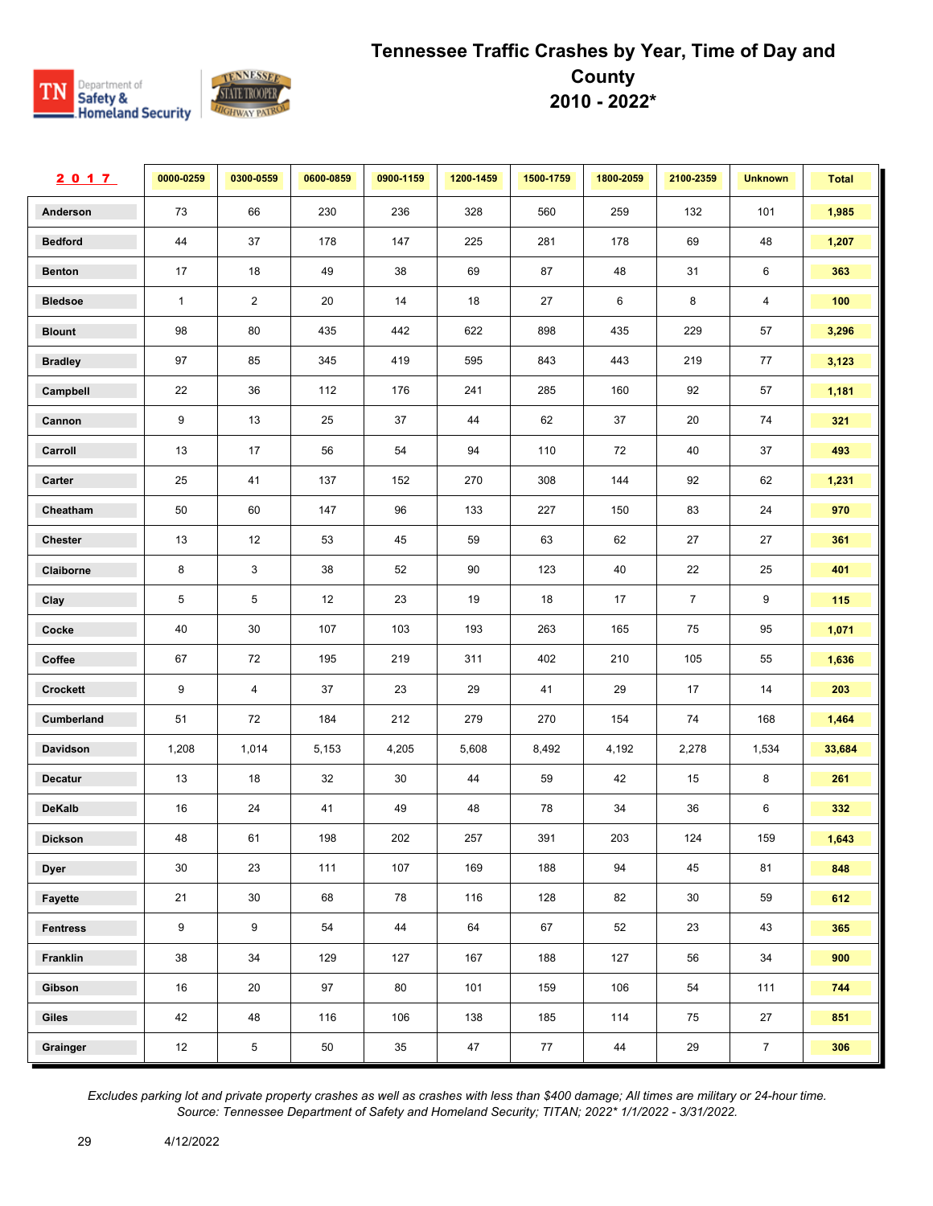# Tennessee Traffic Crashes by Year, Time of Day and County 2010 - 2022*

| 2017 | 0000-0259 | 0300-0559 | 0600-0859 | 0900-1159 | 1200-1459 | 1500-1759 | 1800-2059 | 2100-2359 | Unknown | Total |
|---|---|---|---|---|---|---|---|---|---|---|
| Anderson | 73 | 66 | 230 | 236 | 328 | 560 | 259 | 132 | 101 | **1,985** |
| Bedford | 44 | 37 | 178 | 147 | 225 | 281 | 178 | 69 | 48 | **1,207** |
| Benton | 17 | 18 | 49 | 38 | 69 | 87 | 48 | 31 | 6 | **363** |
| Bledsoe | 1 | 2 | 20 | 14 | 18 | 27 | 6 | 8 | 4 | **100** |
| Blount | 98 | 80 | 435 | 442 | 622 | 898 | 435 | 229 | 57 | **3,296** |
| Bradley | 97 | 85 | 345 | 419 | 595 | 843 | 443 | 219 | 77 | **3,123** |
| Campbell | 22 | 36 | 112 | 176 | 241 | 285 | 160 | 92 | 57 | **1,181** |
| Cannon | 9 | 13 | 25 | 37 | 44 | 62 | 37 | 20 | 74 | **321** |
| Carroll | 13 | 17 | 56 | 54 | 94 | 110 | 72 | 40 | 37 | **493** |
| Carter | 25 | 41 | 137 | 152 | 270 | 308 | 144 | 92 | 62 | **1,231** |
| Cheatham | 50 | 60 | 147 | 96 | 133 | 227 | 150 | 83 | 24 | **970** |
| Chester | 13 | 12 | 53 | 45 | 59 | 63 | 62 | 27 | 27 | **361** |
| Claiborne | 8 | 3 | 38 | 52 | 90 | 123 | 40 | 22 | 25 | **401** |
| Clay | 5 | 5 | 12 | 23 | 19 | 18 | 17 | 7 | 9 | **115** |
| Cocke | 40 | 30 | 107 | 103 | 193 | 263 | 165 | 75 | 95 | **1,071** |
| Coffee | 67 | 72 | 195 | 219 | 311 | 402 | 210 | 105 | 55 | **1,636** |
| Crockett | 9 | 4 | 37 | 23 | 29 | 41 | 29 | 17 | 14 | **203** |
| Cumberland | 51 | 72 | 184 | 212 | 279 | 270 | 154 | 74 | 168 | **1,464** |
| Davidson | 1,208 | 1,014 | 5,153 | 4,205 | 5,608 | 8,492 | 4,192 | 2,278 | 1,534 | **33,684** |
| Decatur | 13 | 18 | 32 | 30 | 44 | 59 | 42 | 15 | 8 | **261** |
| DeKalb | 16 | 24 | 41 | 49 | 48 | 78 | 34 | 36 | 6 | **332** |
| Dickson | 48 | 61 | 198 | 202 | 257 | 391 | 203 | 124 | 159 | **1,643** |
| Dyer | 30 | 23 | 111 | 107 | 169 | 188 | 94 | 45 | 81 | **848** |
| Fayette | 21 | 30 | 68 | 78 | 116 | 128 | 82 | 30 | 59 | **612** |
| Fentress | 9 | 9 | 54 | 44 | 64 | 67 | 52 | 23 | 43 | **365** |
| Franklin | 38 | 34 | 129 | 127 | 167 | 188 | 127 | 56 | 34 | **900** |
| Gibson | 16 | 20 | 97 | 80 | 101 | 159 | 106 | 54 | 111 | **744** |
| Giles | 42 | 48 | 116 | 106 | 138 | 185 | 114 | 75 | 27 | **851** |
| Grainger | 12 | 5 | 50 | 35 | 47 | 77 | 44 | 29 | 7 | **306** |

*Excludes parking lot and private property crashes as well as crashes with less than $400 damage; All times are military or 24-hour time.*
*Source: Tennessee Department of Safety and Homeland Security; TITAN; 2022* 1/1/2022 - 3/31/2022.*

4/12/2022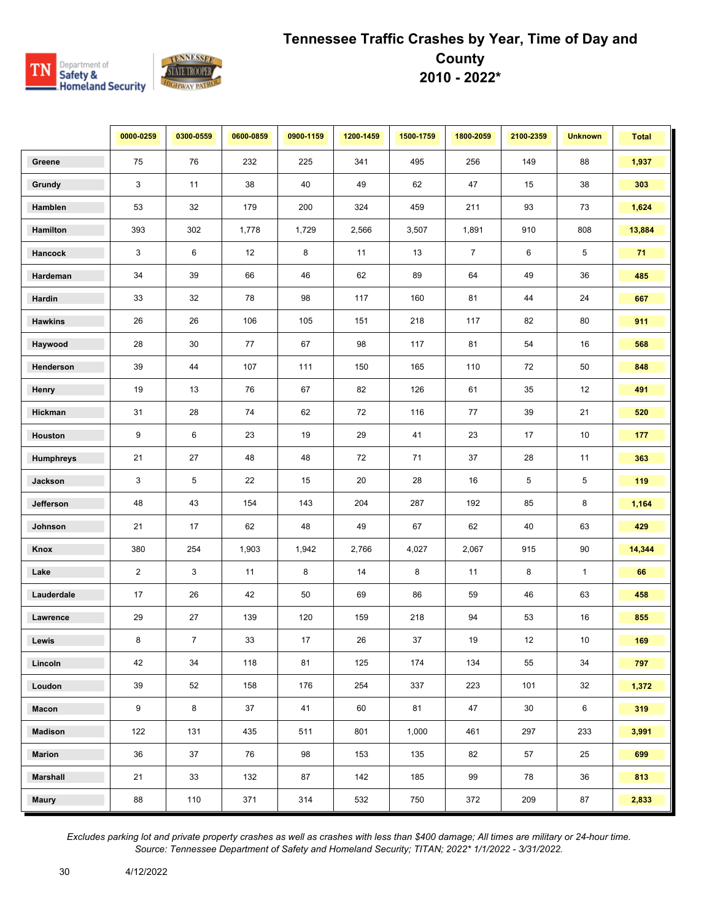# Tennessee Traffic Crashes by Year, Time of Day and County
## 2010 - 2022*

| | 0000-0259 | 0300-0559 | 0600-0859 | 0900-1159 | 1200-1459 | 1500-1759 | 1800-2059 | 2100-2359 | Unknown | Total |
|---|---|---|---|---|---|---|---|---|---|---|
| Greene | 75 | 76 | 232 | 225 | 341 | 495 | 256 | 149 | 88 | **1,937** |
| Grundy | 3 | 11 | 38 | 40 | 49 | 62 | 47 | 15 | 38 | **303** |
| Hamblen | 53 | 32 | 179 | 200 | 324 | 459 | 211 | 93 | 73 | **1,624** |
| Hamilton | 393 | 302 | 1,778 | 1,729 | 2,566 | 3,507 | 1,891 | 910 | 808 | **13,884** |
| Hancock | 3 | 6 | 12 | 8 | 11 | 13 | 7 | 6 | 5 | **71** |
| Hardeman | 34 | 39 | 66 | 46 | 62 | 89 | 64 | 49 | 36 | **485** |
| Hardin | 33 | 32 | 78 | 98 | 117 | 160 | 81 | 44 | 24 | **667** |
| Hawkins | 26 | 26 | 106 | 105 | 151 | 218 | 117 | 82 | 80 | **911** |
| Haywood | 28 | 30 | 77 | 67 | 98 | 117 | 81 | 54 | 16 | **568** |
| Henderson | 39 | 44 | 107 | 111 | 150 | 165 | 110 | 72 | 50 | **848** |
| Henry | 19 | 13 | 76 | 67 | 82 | 126 | 61 | 35 | 12 | **491** |
| Hickman | 31 | 28 | 74 | 62 | 72 | 116 | 77 | 39 | 21 | **520** |
| Houston | 9 | 6 | 23 | 19 | 29 | 41 | 23 | 17 | 10 | **177** |
| Humphreys | 21 | 27 | 48 | 48 | 72 | 71 | 37 | 28 | 11 | **363** |
| Jackson | 3 | 5 | 22 | 15 | 20 | 28 | 16 | 5 | 5 | **119** |
| Jefferson | 48 | 43 | 154 | 143 | 204 | 287 | 192 | 85 | 8 | **1,164** |
| Johnson | 21 | 17 | 62 | 48 | 49 | 67 | 62 | 40 | 63 | **429** |
| Knox | 380 | 254 | 1,903 | 1,942 | 2,766 | 4,027 | 2,067 | 915 | 90 | **14,344** |
| Lake | 2 | 3 | 11 | 8 | 14 | 8 | 11 | 8 | 1 | **66** |
| Lauderdale | 17 | 26 | 42 | 50 | 69 | 86 | 59 | 46 | 63 | **458** |
| Lawrence | 29 | 27 | 139 | 120 | 159 | 218 | 94 | 53 | 16 | **855** |
| Lewis | 8 | 7 | 33 | 17 | 26 | 37 | 19 | 12 | 10 | **169** |
| Lincoln | 42 | 34 | 118 | 81 | 125 | 174 | 134 | 55 | 34 | **797** |
| Loudon | 39 | 52 | 158 | 176 | 254 | 337 | 223 | 101 | 32 | **1,372** |
| Macon | 9 | 8 | 37 | 41 | 60 | 81 | 47 | 30 | 6 | **319** |
| Madison | 122 | 131 | 435 | 511 | 801 | 1,000 | 461 | 297 | 233 | **3,991** |
| Marion | 36 | 37 | 76 | 98 | 153 | 135 | 82 | 57 | 25 | **699** |
| Marshall | 21 | 33 | 132 | 87 | 142 | 185 | 99 | 78 | 36 | **813** |
| Maury | 88 | 110 | 371 | 314 | 532 | 750 | 372 | 209 | 87 | **2,833** |

*Excludes parking lot and private property crashes as well as crashes with less than $400 damage; All times are military or 24-hour time.*
*Source: Tennessee Department of Safety and Homeland Security; TITAN; 2022* 1/1/2022 - 3/31/2022.*

4/12/2022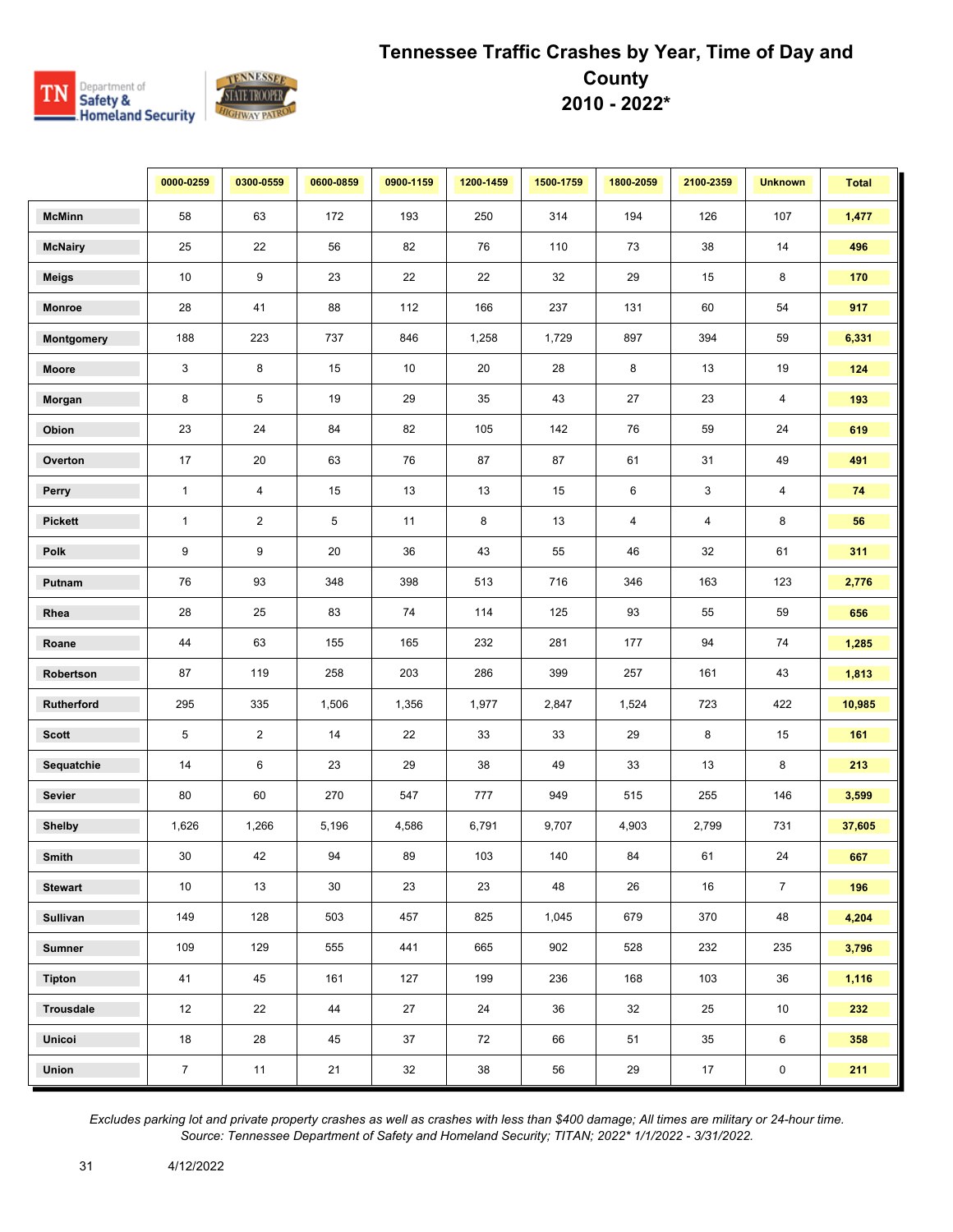# Tennessee Traffic Crashes by Year, Time of Day and County
## 2010 - 2022*

| | 0000-0259 | 0300-0559 | 0600-0859 | 0900-1159 | 1200-1459 | 1500-1759 | 1800-2059 | 2100-2359 | Unknown | Total |
|---|---|---|---|---|---|---|---|---|---|---|
| **McMinn** | 58 | 63 | 172 | 193 | 250 | 314 | 194 | 126 | 107 | **1,477** |
| **McNairy** | 25 | 22 | 56 | 82 | 76 | 110 | 73 | 38 | 14 | **496** |
| **Meigs** | 10 | 9 | 23 | 22 | 22 | 32 | 29 | 15 | 8 | **170** |
| **Monroe** | 28 | 41 | 88 | 112 | 166 | 237 | 131 | 60 | 54 | **917** |
| **Montgomery** | 188 | 223 | 737 | 846 | 1,258 | 1,729 | 897 | 394 | 59 | **6,331** |
| **Moore** | 3 | 8 | 15 | 10 | 20 | 28 | 8 | 13 | 19 | **124** |
| **Morgan** | 8 | 5 | 19 | 29 | 35 | 43 | 27 | 23 | 4 | **193** |
| **Obion** | 23 | 24 | 84 | 82 | 105 | 142 | 76 | 59 | 24 | **619** |
| **Overton** | 17 | 20 | 63 | 76 | 87 | 87 | 61 | 31 | 49 | **491** |
| **Perry** | 1 | 4 | 15 | 13 | 13 | 15 | 6 | 3 | 4 | **74** |
| **Pickett** | 1 | 2 | 5 | 11 | 8 | 13 | 4 | 4 | 8 | **56** |
| **Polk** | 9 | 9 | 20 | 36 | 43 | 55 | 46 | 32 | 61 | **311** |
| **Putnam** | 76 | 93 | 348 | 398 | 513 | 716 | 346 | 163 | 123 | **2,776** |
| **Rhea** | 28 | 25 | 83 | 74 | 114 | 125 | 93 | 55 | 59 | **656** |
| **Roane** | 44 | 63 | 155 | 165 | 232 | 281 | 177 | 94 | 74 | **1,285** |
| **Robertson** | 87 | 119 | 258 | 203 | 286 | 399 | 257 | 161 | 43 | **1,813** |
| **Rutherford** | 295 | 335 | 1,506 | 1,356 | 1,977 | 2,847 | 1,524 | 723 | 422 | **10,985** |
| **Scott** | 5 | 2 | 14 | 22 | 33 | 33 | 29 | 8 | 15 | **161** |
| **Sequatchie** | 14 | 6 | 23 | 29 | 38 | 49 | 33 | 13 | 8 | **213** |
| **Sevier** | 80 | 60 | 270 | 547 | 777 | 949 | 515 | 255 | 146 | **3,599** |
| **Shelby** | 1,626 | 1,266 | 5,196 | 4,586 | 6,791 | 9,707 | 4,903 | 2,799 | 731 | **37,605** |
| **Smith** | 30 | 42 | 94 | 89 | 103 | 140 | 84 | 61 | 24 | **667** |
| **Stewart** | 10 | 13 | 30 | 23 | 23 | 48 | 26 | 16 | 7 | **196** |
| **Sullivan** | 149 | 128 | 503 | 457 | 825 | 1,045 | 679 | 370 | 48 | **4,204** |
| **Sumner** | 109 | 129 | 555 | 441 | 665 | 902 | 528 | 232 | 235 | **3,796** |
| **Tipton** | 41 | 45 | 161 | 127 | 199 | 236 | 168 | 103 | 36 | **1,116** |
| **Trousdale** | 12 | 22 | 44 | 27 | 24 | 36 | 32 | 25 | 10 | **232** |
| **Unicoi** | 18 | 28 | 45 | 37 | 72 | 66 | 51 | 35 | 6 | **358** |
| **Union** | 7 | 11 | 21 | 32 | 38 | 56 | 29 | 17 | 0 | **211** |

*Excludes parking lot and private property crashes as well as crashes with less than $400 damage; All times are military or 24-hour time.*
*Source: Tennessee Department of Safety and Homeland Security; TITAN; 2022* 1/1/2022 - 3/31/2022.*

4/12/2022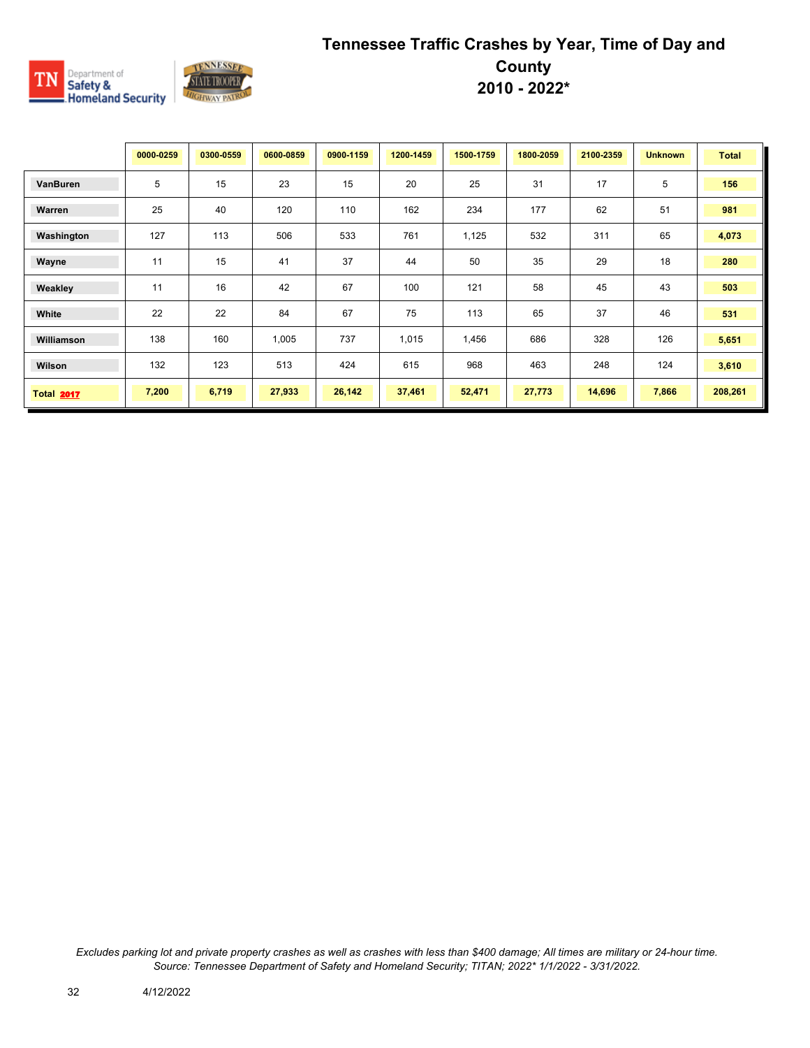# Tennessee Traffic Crashes by Year, Time of Day and County 2010 - 2022*

| | 0000-0259 | 0300-0559 | 0600-0859 | 0900-1159 | 1200-1459 | 1500-1759 | 1800-2059 | 2100-2359 | Unknown | Total |
|---|---|---|---|---|---|---|---|---|---|---|
| **VanBuren** | 5 | 15 | 23 | 15 | 20 | 25 | 31 | 17 | 5 | **156** |
| **Warren** | 25 | 40 | 120 | 110 | 162 | 234 | 177 | 62 | 51 | **981** |
| **Washington** | 127 | 113 | 506 | 533 | 761 | 1,125 | 532 | 311 | 65 | **4,073** |
| **Wayne** | 11 | 15 | 41 | 37 | 44 | 50 | 35 | 29 | 18 | **280** |
| **Weakley** | 11 | 16 | 42 | 67 | 100 | 121 | 58 | 45 | 43 | **503** |
| **White** | 22 | 22 | 84 | 67 | 75 | 113 | 65 | 37 | 46 | **531** |
| **Williamson** | 138 | 160 | 1,005 | 737 | 1,015 | 1,456 | 686 | 328 | 126 | **5,651** |
| **Wilson** | 132 | 123 | 513 | 424 | 615 | 968 | 463 | 248 | 124 | **3,610** |
| **Total 2017** | **7,200** | **6,719** | **27,933** | **26,142** | **37,461** | **52,471** | **27,773** | **14,696** | **7,866** | **208,261** |

*Excludes parking lot and private property crashes as well as crashes with less than $400 damage; All times are military or 24-hour time.*
*Source: Tennessee Department of Safety and Homeland Security; TITAN; 2022* 1/1/2022 - 3/31/2022.*

4/12/2022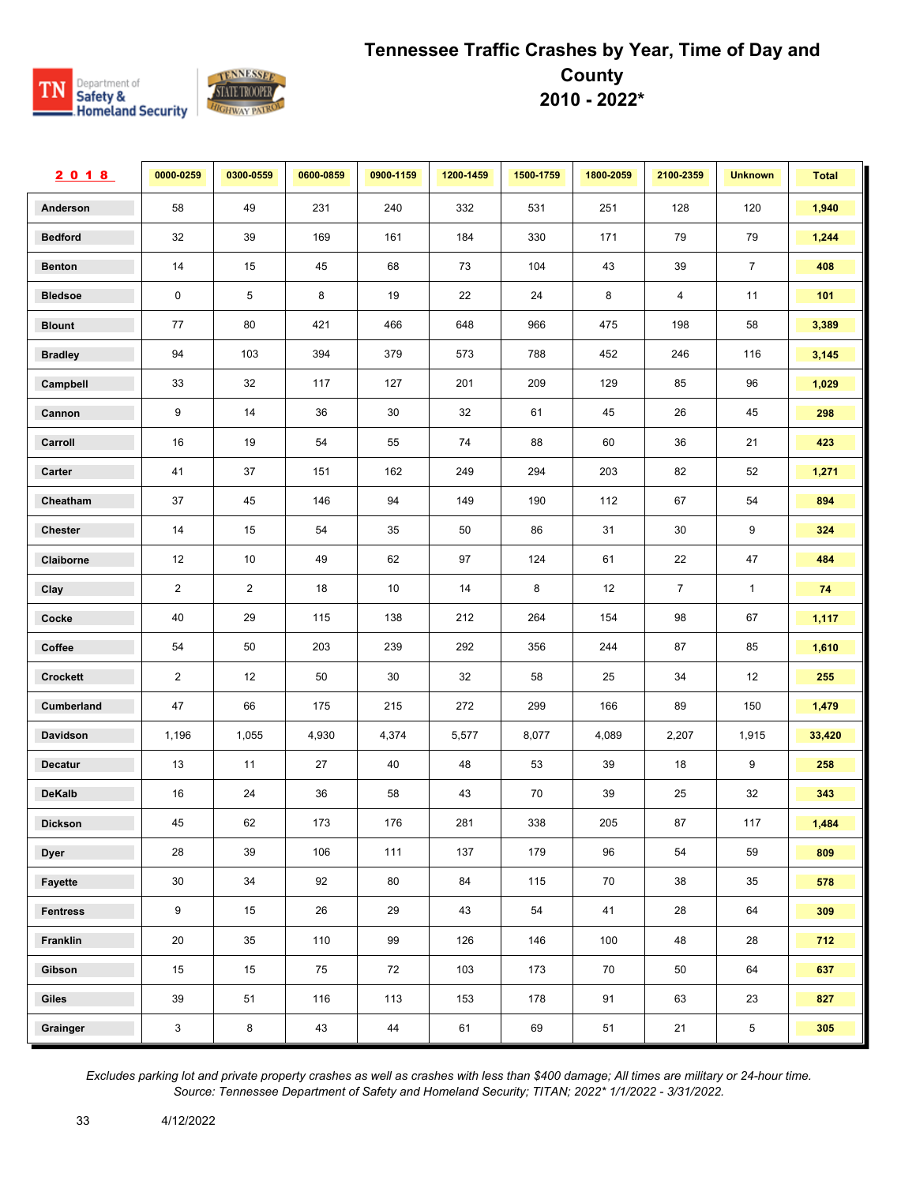# Tennessee Traffic Crashes by Year, Time of Day and County 2010 - 2022*

| 2018 | 0000-0259 | 0300-0559 | 0600-0859 | 0900-1159 | 1200-1459 | 1500-1759 | 1800-2059 | 2100-2359 | Unknown | Total |
|---|---|---|---|---|---|---|---|---|---|---|
| Anderson | 58 | 49 | 231 | 240 | 332 | 531 | 251 | 128 | 120 | **1,940** |
| Bedford | 32 | 39 | 169 | 161 | 184 | 330 | 171 | 79 | 79 | **1,244** |
| Benton | 14 | 15 | 45 | 68 | 73 | 104 | 43 | 39 | 7 | **408** |
| Bledsoe | 0 | 5 | 8 | 19 | 22 | 24 | 8 | 4 | 11 | **101** |
| Blount | 77 | 80 | 421 | 466 | 648 | 966 | 475 | 198 | 58 | **3,389** |
| Bradley | 94 | 103 | 394 | 379 | 573 | 788 | 452 | 246 | 116 | **3,145** |
| Campbell | 33 | 32 | 117 | 127 | 201 | 209 | 129 | 85 | 96 | **1,029** |
| Cannon | 9 | 14 | 36 | 30 | 32 | 61 | 45 | 26 | 45 | **298** |
| Carroll | 16 | 19 | 54 | 55 | 74 | 88 | 60 | 36 | 21 | **423** |
| Carter | 41 | 37 | 151 | 162 | 249 | 294 | 203 | 82 | 52 | **1,271** |
| Cheatham | 37 | 45 | 146 | 94 | 149 | 190 | 112 | 67 | 54 | **894** |
| Chester | 14 | 15 | 54 | 35 | 50 | 86 | 31 | 30 | 9 | **324** |
| Claiborne | 12 | 10 | 49 | 62 | 97 | 124 | 61 | 22 | 47 | **484** |
| Clay | 2 | 2 | 18 | 10 | 14 | 8 | 12 | 7 | 1 | **74** |
| Cocke | 40 | 29 | 115 | 138 | 212 | 264 | 154 | 98 | 67 | **1,117** |
| Coffee | 54 | 50 | 203 | 239 | 292 | 356 | 244 | 87 | 85 | **1,610** |
| Crockett | 2 | 12 | 50 | 30 | 32 | 58 | 25 | 34 | 12 | **255** |
| Cumberland | 47 | 66 | 175 | 215 | 272 | 299 | 166 | 89 | 150 | **1,479** |
| Davidson | 1,196 | 1,055 | 4,930 | 4,374 | 5,577 | 8,077 | 4,089 | 2,207 | 1,915 | **33,420** |
| Decatur | 13 | 11 | 27 | 40 | 48 | 53 | 39 | 18 | 9 | **258** |
| DeKalb | 16 | 24 | 36 | 58 | 43 | 70 | 39 | 25 | 32 | **343** |
| Dickson | 45 | 62 | 173 | 176 | 281 | 338 | 205 | 87 | 117 | **1,484** |
| Dyer | 28 | 39 | 106 | 111 | 137 | 179 | 96 | 54 | 59 | **809** |
| Fayette | 30 | 34 | 92 | 80 | 84 | 115 | 70 | 38 | 35 | **578** |
| Fentress | 9 | 15 | 26 | 29 | 43 | 54 | 41 | 28 | 64 | **309** |
| Franklin | 20 | 35 | 110 | 99 | 126 | 146 | 100 | 48 | 28 | **712** |
| Gibson | 15 | 15 | 75 | 72 | 103 | 173 | 70 | 50 | 64 | **637** |
| Giles | 39 | 51 | 116 | 113 | 153 | 178 | 91 | 63 | 23 | **827** |
| Grainger | 3 | 8 | 43 | 44 | 61 | 69 | 51 | 21 | 5 | **305** |

*Excludes parking lot and private property crashes as well as crashes with less than $400 damage; All times are military or 24-hour time. Source: Tennessee Department of Safety and Homeland Security; TITAN; 2022* 1/1/2022 - 3/31/2022.*

4/12/2022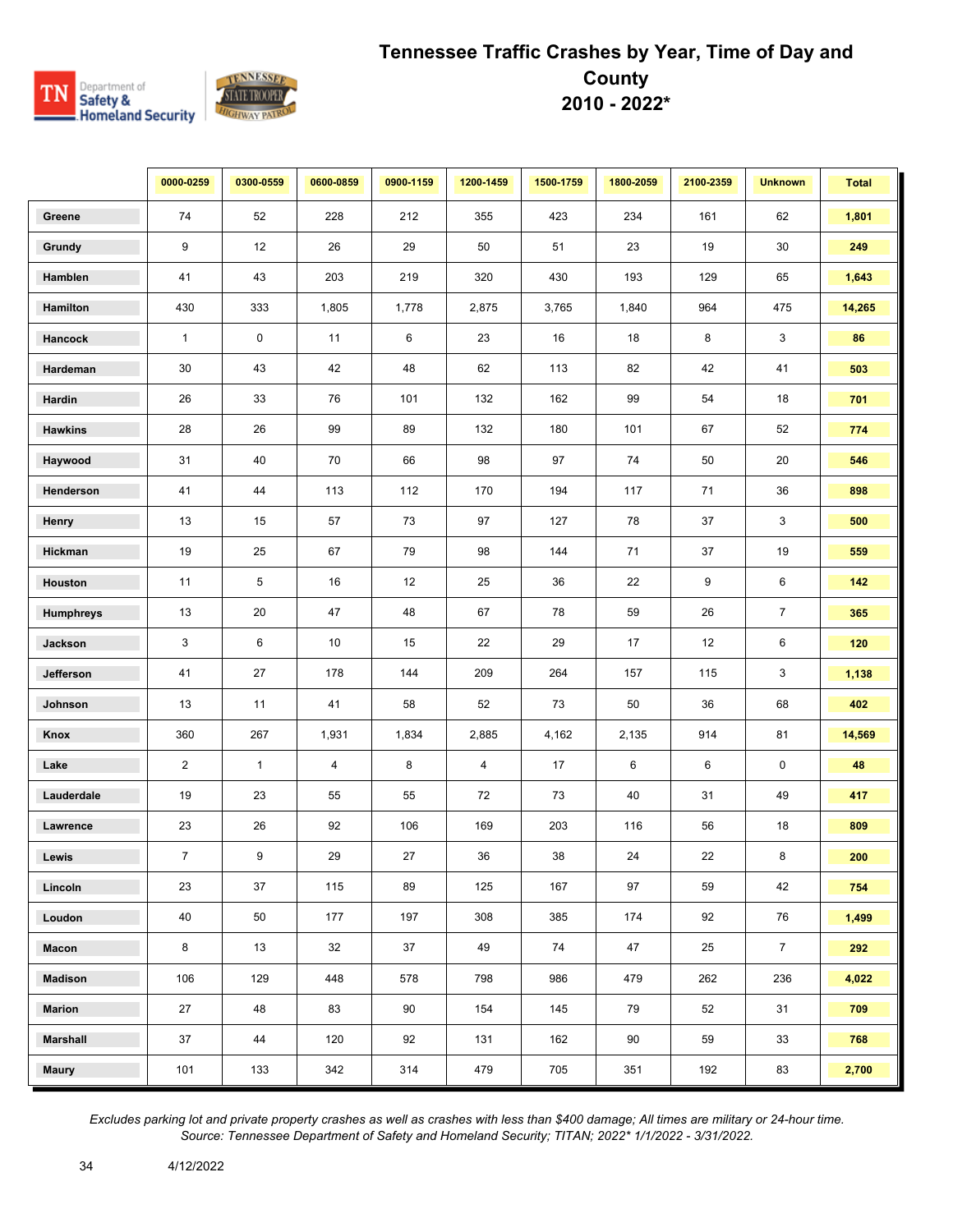# Tennessee Traffic Crashes by Year, Time of Day and County 2010 - 2022*

| | 0000-0259 | 0300-0559 | 0600-0859 | 0900-1159 | 1200-1459 | 1500-1759 | 1800-2059 | 2100-2359 | Unknown | Total |
|---|---|---|---|---|---|---|---|---|---|---|
| Greene | 74 | 52 | 228 | 212 | 355 | 423 | 234 | 161 | 62 | **1,801** |
| Grundy | 9 | 12 | 26 | 29 | 50 | 51 | 23 | 19 | 30 | **249** |
| Hamblen | 41 | 43 | 203 | 219 | 320 | 430 | 193 | 129 | 65 | **1,643** |
| Hamilton | 430 | 333 | 1,805 | 1,778 | 2,875 | 3,765 | 1,840 | 964 | 475 | **14,265** |
| Hancock | 1 | 0 | 11 | 6 | 23 | 16 | 18 | 8 | 3 | **86** |
| Hardeman | 30 | 43 | 42 | 48 | 62 | 113 | 82 | 42 | 41 | **503** |
| Hardin | 26 | 33 | 76 | 101 | 132 | 162 | 99 | 54 | 18 | **701** |
| Hawkins | 28 | 26 | 99 | 89 | 132 | 180 | 101 | 67 | 52 | **774** |
| Haywood | 31 | 40 | 70 | 66 | 98 | 97 | 74 | 50 | 20 | **546** |
| Henderson | 41 | 44 | 113 | 112 | 170 | 194 | 117 | 71 | 36 | **898** |
| Henry | 13 | 15 | 57 | 73 | 97 | 127 | 78 | 37 | 3 | **500** |
| Hickman | 19 | 25 | 67 | 79 | 98 | 144 | 71 | 37 | 19 | **559** |
| Houston | 11 | 5 | 16 | 12 | 25 | 36 | 22 | 9 | 6 | **142** |
| Humphreys | 13 | 20 | 47 | 48 | 67 | 78 | 59 | 26 | 7 | **365** |
| Jackson | 3 | 6 | 10 | 15 | 22 | 29 | 17 | 12 | 6 | **120** |
| Jefferson | 41 | 27 | 178 | 144 | 209 | 264 | 157 | 115 | 3 | **1,138** |
| Johnson | 13 | 11 | 41 | 58 | 52 | 73 | 50 | 36 | 68 | **402** |
| Knox | 360 | 267 | 1,931 | 1,834 | 2,885 | 4,162 | 2,135 | 914 | 81 | **14,569** |
| Lake | 2 | 1 | 4 | 8 | 4 | 17 | 6 | 6 | 0 | **48** |
| Lauderdale | 19 | 23 | 55 | 55 | 72 | 73 | 40 | 31 | 49 | **417** |
| Lawrence | 23 | 26 | 92 | 106 | 169 | 203 | 116 | 56 | 18 | **809** |
| Lewis | 7 | 9 | 29 | 27 | 36 | 38 | 24 | 22 | 8 | **200** |
| Lincoln | 23 | 37 | 115 | 89 | 125 | 167 | 97 | 59 | 42 | **754** |
| Loudon | 40 | 50 | 177 | 197 | 308 | 385 | 174 | 92 | 76 | **1,499** |
| Macon | 8 | 13 | 32 | 37 | 49 | 74 | 47 | 25 | 7 | **292** |
| Madison | 106 | 129 | 448 | 578 | 798 | 986 | 479 | 262 | 236 | **4,022** |
| Marion | 27 | 48 | 83 | 90 | 154 | 145 | 79 | 52 | 31 | **709** |
| Marshall | 37 | 44 | 120 | 92 | 131 | 162 | 90 | 59 | 33 | **768** |
| Maury | 101 | 133 | 342 | 314 | 479 | 705 | 351 | 192 | 83 | **2,700** |

*Excludes parking lot and private property crashes as well as crashes with less than $400 damage; All times are military or 24-hour time.*
*Source: Tennessee Department of Safety and Homeland Security; TITAN; 2022* 1/1/2022 - 3/31/2022.*

4/12/2022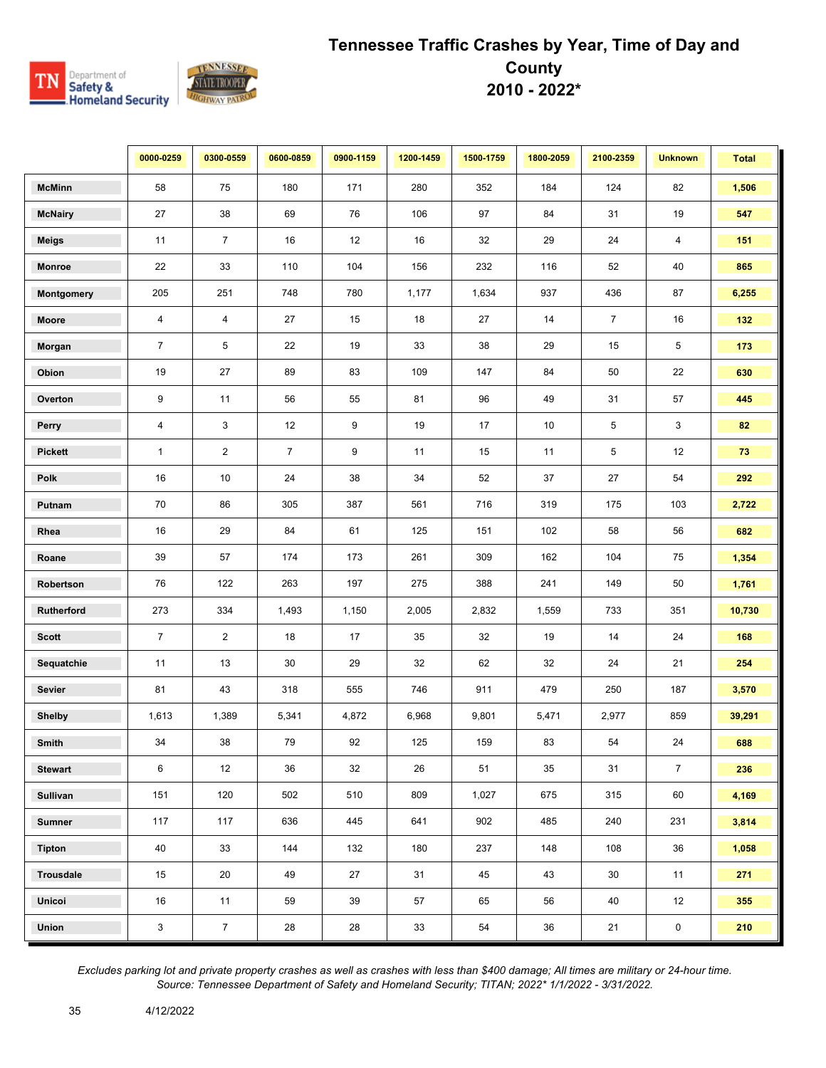# Tennessee Traffic Crashes by Year, Time of Day and County 2010 - 2022*

| | 0000-0259 | 0300-0559 | 0600-0859 | 0900-1159 | 1200-1459 | 1500-1759 | 1800-2059 | 2100-2359 | Unknown | Total |
|---|---|---|---|---|---|---|---|---|---|---|
| McMinn | 58 | 75 | 180 | 171 | 280 | 352 | 184 | 124 | 82 | 1,506 |
| McNairy | 27 | 38 | 69 | 76 | 106 | 97 | 84 | 31 | 19 | 547 |
| Meigs | 11 | 7 | 16 | 12 | 16 | 32 | 29 | 24 | 4 | 151 |
| Monroe | 22 | 33 | 110 | 104 | 156 | 232 | 116 | 52 | 40 | 865 |
| Montgomery | 205 | 251 | 748 | 780 | 1,177 | 1,634 | 937 | 436 | 87 | 6,255 |
| Moore | 4 | 4 | 27 | 15 | 18 | 27 | 14 | 7 | 16 | 132 |
| Morgan | 7 | 5 | 22 | 19 | 33 | 38 | 29 | 15 | 5 | 173 |
| Obion | 19 | 27 | 89 | 83 | 109 | 147 | 84 | 50 | 22 | 630 |
| Overton | 9 | 11 | 56 | 55 | 81 | 96 | 49 | 31 | 57 | 445 |
| Perry | 4 | 3 | 12 | 9 | 19 | 17 | 10 | 5 | 3 | 82 |
| Pickett | 1 | 2 | 7 | 9 | 11 | 15 | 11 | 5 | 12 | 73 |
| Polk | 16 | 10 | 24 | 38 | 34 | 52 | 37 | 27 | 54 | 292 |
| Putnam | 70 | 86 | 305 | 387 | 561 | 716 | 319 | 175 | 103 | 2,722 |
| Rhea | 16 | 29 | 84 | 61 | 125 | 151 | 102 | 58 | 56 | 682 |
| Roane | 39 | 57 | 174 | 173 | 261 | 309 | 162 | 104 | 75 | 1,354 |
| Robertson | 76 | 122 | 263 | 197 | 275 | 388 | 241 | 149 | 50 | 1,761 |
| Rutherford | 273 | 334 | 1,493 | 1,150 | 2,005 | 2,832 | 1,559 | 733 | 351 | 10,730 |
| Scott | 7 | 2 | 18 | 17 | 35 | 32 | 19 | 14 | 24 | 168 |
| Sequatchie | 11 | 13 | 30 | 29 | 32 | 62 | 32 | 24 | 21 | 254 |
| Sevier | 81 | 43 | 318 | 555 | 746 | 911 | 479 | 250 | 187 | 3,570 |
| Shelby | 1,613 | 1,389 | 5,341 | 4,872 | 6,968 | 9,801 | 5,471 | 2,977 | 859 | 39,291 |
| Smith | 34 | 38 | 79 | 92 | 125 | 159 | 83 | 54 | 24 | 688 |
| Stewart | 6 | 12 | 36 | 32 | 26 | 51 | 35 | 31 | 7 | 236 |
| Sullivan | 151 | 120 | 502 | 510 | 809 | 1,027 | 675 | 315 | 60 | 4,169 |
| Sumner | 117 | 117 | 636 | 445 | 641 | 902 | 485 | 240 | 231 | 3,814 |
| Tipton | 40 | 33 | 144 | 132 | 180 | 237 | 148 | 108 | 36 | 1,058 |
| Trousdale | 15 | 20 | 49 | 27 | 31 | 45 | 43 | 30 | 11 | 271 |
| Unicoi | 16 | 11 | 59 | 39 | 57 | 65 | 56 | 40 | 12 | 355 |
| Union | 3 | 7 | 28 | 28 | 33 | 54 | 36 | 21 | 0 | 210 |

*Excludes parking lot and private property crashes as well as crashes with less than $400 damage; All times are military or 24-hour time.*
*Source: Tennessee Department of Safety and Homeland Security; TITAN; 2022* 1/1/2022 - 3/31/2022.*

4/12/2022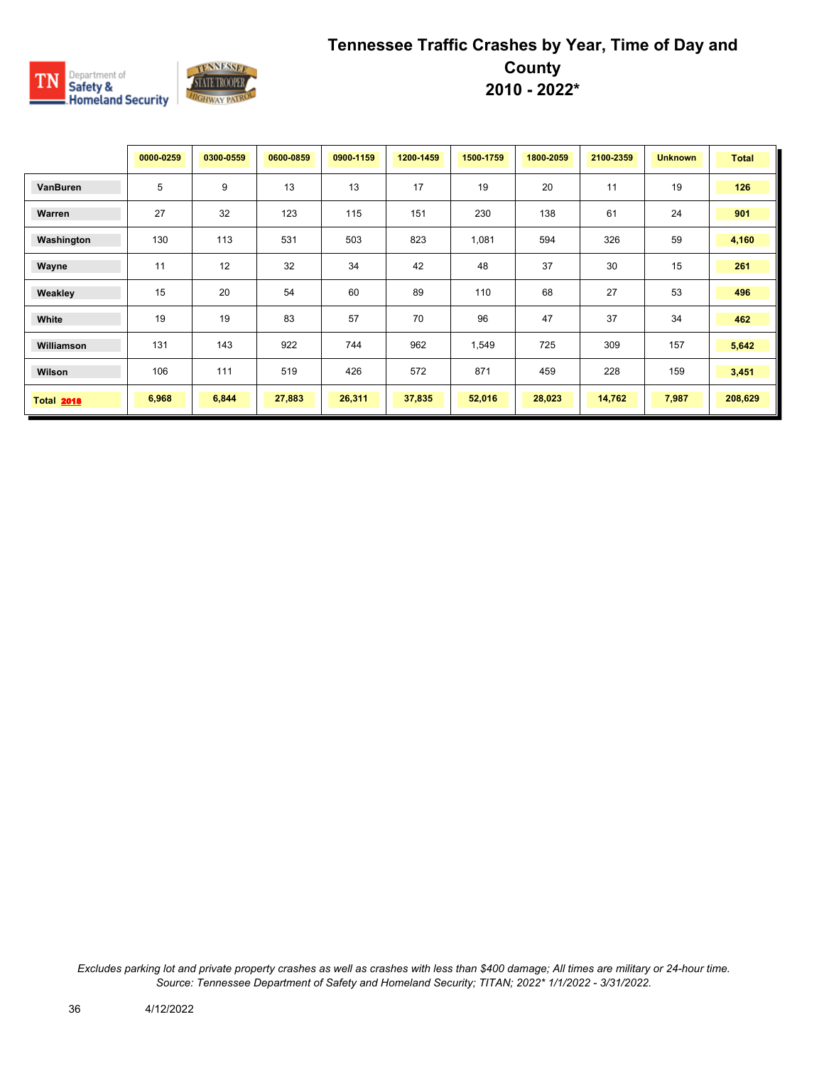# Tennessee Traffic Crashes by Year, Time of Day and County 2010 - 2022*

| | 0000-0259 | 0300-0559 | 0600-0859 | 0900-1159 | 1200-1459 | 1500-1759 | 1800-2059 | 2100-2359 | Unknown | Total |
|---|---|---|---|---|---|---|---|---|---|---|
| **VanBuren** | 5 | 9 | 13 | 13 | 17 | 19 | 20 | 11 | 19 | **126** |
| **Warren** | 27 | 32 | 123 | 115 | 151 | 230 | 138 | 61 | 24 | **901** |
| **Washington** | 130 | 113 | 531 | 503 | 823 | 1,081 | 594 | 326 | 59 | **4,160** |
| **Wayne** | 11 | 12 | 32 | 34 | 42 | 48 | 37 | 30 | 15 | **261** |
| **Weakley** | 15 | 20 | 54 | 60 | 89 | 110 | 68 | 27 | 53 | **496** |
| **White** | 19 | 19 | 83 | 57 | 70 | 96 | 47 | 37 | 34 | **462** |
| **Williamson** | 131 | 143 | 922 | 744 | 962 | 1,549 | 725 | 309 | 157 | **5,642** |
| **Wilson** | 106 | 111 | 519 | 426 | 572 | 871 | 459 | 228 | 159 | **3,451** |
| **Total 2018** | **6,968** | **6,844** | **27,883** | **26,311** | **37,835** | **52,016** | **28,023** | **14,762** | **7,987** | **208,629** |

*Excludes parking lot and private property crashes as well as crashes with less than $400 damage; All times are military or 24-hour time. Source: Tennessee Department of Safety and Homeland Security; TITAN; 2022* 1/1/2022 - 3/31/2022.*

4/12/2022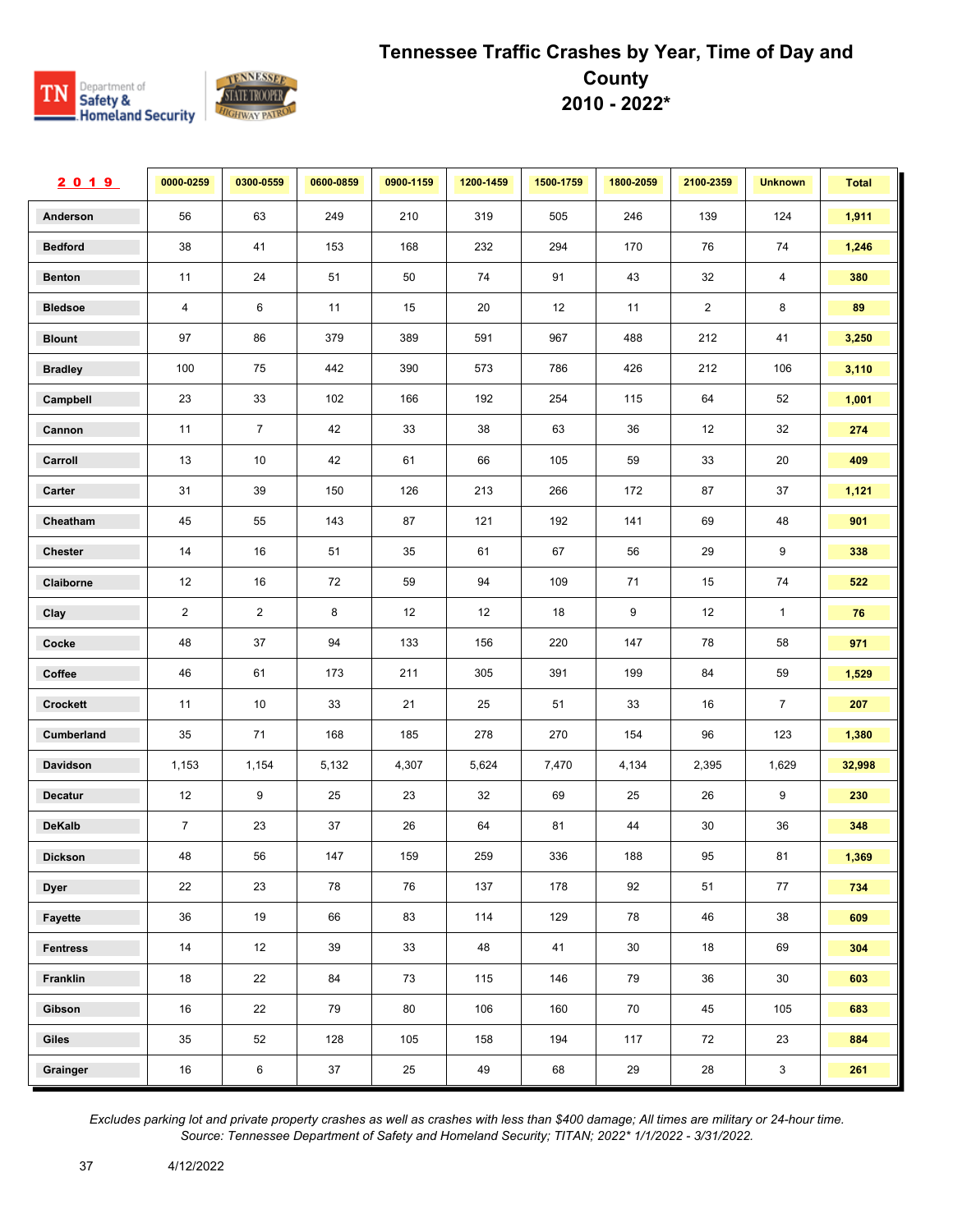# Tennessee Traffic Crashes by Year, Time of Day and County
## 2010 - 2022*

| 2019 | 0000-0259 | 0300-0559 | 0600-0859 | 0900-1159 | 1200-1459 | 1500-1759 | 1800-2059 | 2100-2359 | Unknown | Total |
|---|---|---|---|---|---|---|---|---|---|---|
| Anderson | 56 | 63 | 249 | 210 | 319 | 505 | 246 | 139 | 124 | **1,911** |
| Bedford | 38 | 41 | 153 | 168 | 232 | 294 | 170 | 76 | 74 | **1,246** |
| Benton | 11 | 24 | 51 | 50 | 74 | 91 | 43 | 32 | 4 | **380** |
| Bledsoe | 4 | 6 | 11 | 15 | 20 | 12 | 11 | 2 | 8 | **89** |
| Blount | 97 | 86 | 379 | 389 | 591 | 967 | 488 | 212 | 41 | **3,250** |
| Bradley | 100 | 75 | 442 | 390 | 573 | 786 | 426 | 212 | 106 | **3,110** |
| Campbell | 23 | 33 | 102 | 166 | 192 | 254 | 115 | 64 | 52 | **1,001** |
| Cannon | 11 | 7 | 42 | 33 | 38 | 63 | 36 | 12 | 32 | **274** |
| Carroll | 13 | 10 | 42 | 61 | 66 | 105 | 59 | 33 | 20 | **409** |
| Carter | 31 | 39 | 150 | 126 | 213 | 266 | 172 | 87 | 37 | **1,121** |
| Cheatham | 45 | 55 | 143 | 87 | 121 | 192 | 141 | 69 | 48 | **901** |
| Chester | 14 | 16 | 51 | 35 | 61 | 67 | 56 | 29 | 9 | **338** |
| Claiborne | 12 | 16 | 72 | 59 | 94 | 109 | 71 | 15 | 74 | **522** |
| Clay | 2 | 2 | 8 | 12 | 12 | 18 | 9 | 12 | 1 | **76** |
| Cocke | 48 | 37 | 94 | 133 | 156 | 220 | 147 | 78 | 58 | **971** |
| Coffee | 46 | 61 | 173 | 211 | 305 | 391 | 199 | 84 | 59 | **1,529** |
| Crockett | 11 | 10 | 33 | 21 | 25 | 51 | 33 | 16 | 7 | **207** |
| Cumberland | 35 | 71 | 168 | 185 | 278 | 270 | 154 | 96 | 123 | **1,380** |
| Davidson | 1,153 | 1,154 | 5,132 | 4,307 | 5,624 | 7,470 | 4,134 | 2,395 | 1,629 | **32,998** |
| Decatur | 12 | 9 | 25 | 23 | 32 | 69 | 25 | 26 | 9 | **230** |
| DeKalb | 7 | 23 | 37 | 26 | 64 | 81 | 44 | 30 | 36 | **348** |
| Dickson | 48 | 56 | 147 | 159 | 259 | 336 | 188 | 95 | 81 | **1,369** |
| Dyer | 22 | 23 | 78 | 76 | 137 | 178 | 92 | 51 | 77 | **734** |
| Fayette | 36 | 19 | 66 | 83 | 114 | 129 | 78 | 46 | 38 | **609** |
| Fentress | 14 | 12 | 39 | 33 | 48 | 41 | 30 | 18 | 69 | **304** |
| Franklin | 18 | 22 | 84 | 73 | 115 | 146 | 79 | 36 | 30 | **603** |
| Gibson | 16 | 22 | 79 | 80 | 106 | 160 | 70 | 45 | 105 | **683** |
| Giles | 35 | 52 | 128 | 105 | 158 | 194 | 117 | 72 | 23 | **884** |
| Grainger | 16 | 6 | 37 | 25 | 49 | 68 | 29 | 28 | 3 | **261** |

*Excludes parking lot and private property crashes as well as crashes with less than $400 damage; All times are military or 24-hour time.*
*Source: Tennessee Department of Safety and Homeland Security; TITAN; 2022* 1/1/2022 - 3/31/2022.*

4/12/2022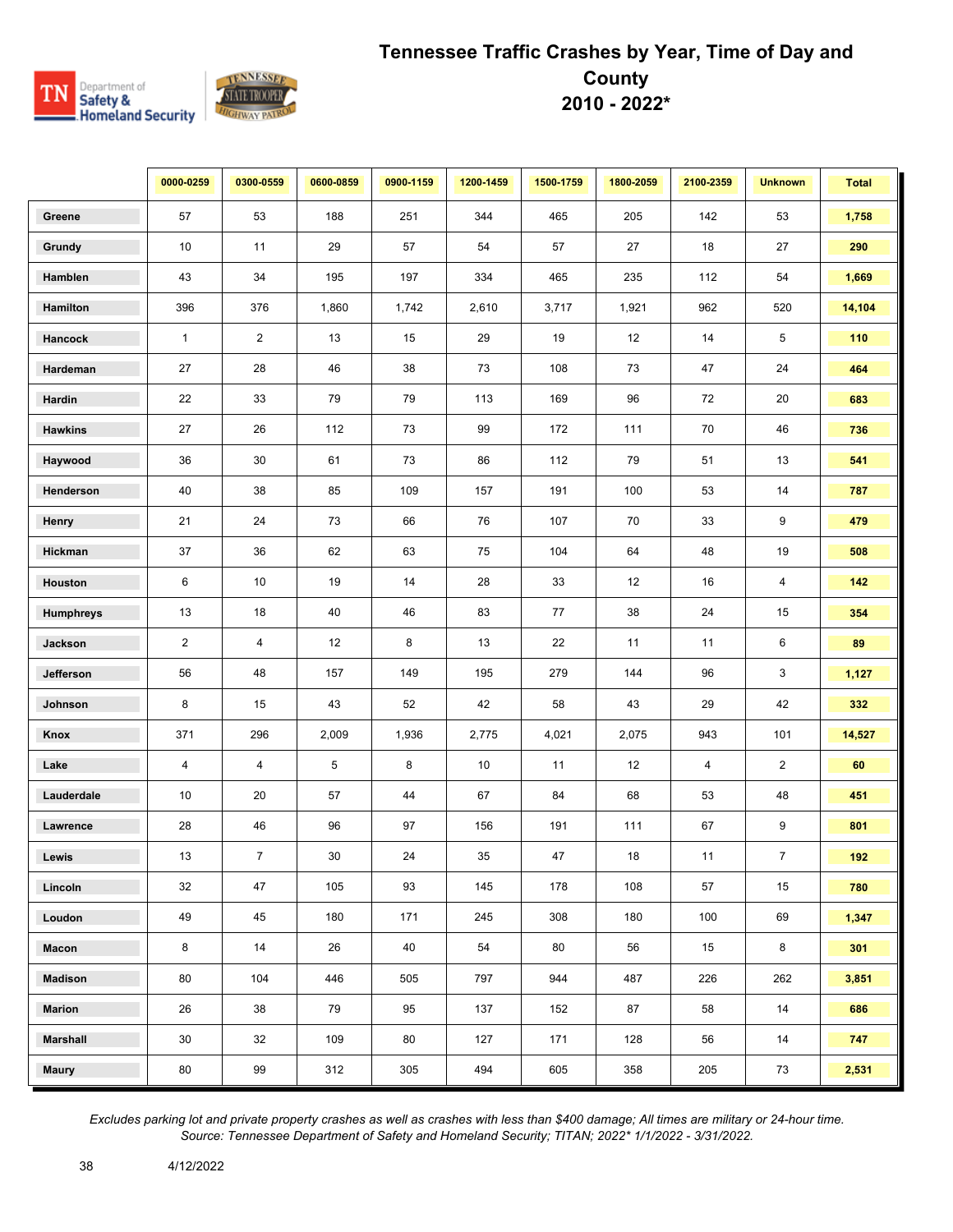# Tennessee Traffic Crashes by Year, Time of Day and County 2010 - 2022*

| | 0000-0259 | 0300-0559 | 0600-0859 | 0900-1159 | 1200-1459 | 1500-1759 | 1800-2059 | 2100-2359 | Unknown | Total |
|---|---|---|---|---|---|---|---|---|---|---|
| Greene | 57 | 53 | 188 | 251 | 344 | 465 | 205 | 142 | 53 | **1,758** |
| Grundy | 10 | 11 | 29 | 57 | 54 | 57 | 27 | 18 | 27 | **290** |
| Hamblen | 43 | 34 | 195 | 197 | 334 | 465 | 235 | 112 | 54 | **1,669** |
| Hamilton | 396 | 376 | 1,860 | 1,742 | 2,610 | 3,717 | 1,921 | 962 | 520 | **14,104** |
| Hancock | 1 | 2 | 13 | 15 | 29 | 19 | 12 | 14 | 5 | **110** |
| Hardeman | 27 | 28 | 46 | 38 | 73 | 108 | 73 | 47 | 24 | **464** |
| Hardin | 22 | 33 | 79 | 79 | 113 | 169 | 96 | 72 | 20 | **683** |
| Hawkins | 27 | 26 | 112 | 73 | 99 | 172 | 111 | 70 | 46 | **736** |
| Haywood | 36 | 30 | 61 | 73 | 86 | 112 | 79 | 51 | 13 | **541** |
| Henderson | 40 | 38 | 85 | 109 | 157 | 191 | 100 | 53 | 14 | **787** |
| Henry | 21 | 24 | 73 | 66 | 76 | 107 | 70 | 33 | 9 | **479** |
| Hickman | 37 | 36 | 62 | 63 | 75 | 104 | 64 | 48 | 19 | **508** |
| Houston | 6 | 10 | 19 | 14 | 28 | 33 | 12 | 16 | 4 | **142** |
| Humphreys | 13 | 18 | 40 | 46 | 83 | 77 | 38 | 24 | 15 | **354** |
| Jackson | 2 | 4 | 12 | 8 | 13 | 22 | 11 | 11 | 6 | **89** |
| Jefferson | 56 | 48 | 157 | 149 | 195 | 279 | 144 | 96 | 3 | **1,127** |
| Johnson | 8 | 15 | 43 | 52 | 42 | 58 | 43 | 29 | 42 | **332** |
| Knox | 371 | 296 | 2,009 | 1,936 | 2,775 | 4,021 | 2,075 | 943 | 101 | **14,527** |
| Lake | 4 | 4 | 5 | 8 | 10 | 11 | 12 | 4 | 2 | **60** |
| Lauderdale | 10 | 20 | 57 | 44 | 67 | 84 | 68 | 53 | 48 | **451** |
| Lawrence | 28 | 46 | 96 | 97 | 156 | 191 | 111 | 67 | 9 | **801** |
| Lewis | 13 | 7 | 30 | 24 | 35 | 47 | 18 | 11 | 7 | **192** |
| Lincoln | 32 | 47 | 105 | 93 | 145 | 178 | 108 | 57 | 15 | **780** |
| Loudon | 49 | 45 | 180 | 171 | 245 | 308 | 180 | 100 | 69 | **1,347** |
| Macon | 8 | 14 | 26 | 40 | 54 | 80 | 56 | 15 | 8 | **301** |
| Madison | 80 | 104 | 446 | 505 | 797 | 944 | 487 | 226 | 262 | **3,851** |
| Marion | 26 | 38 | 79 | 95 | 137 | 152 | 87 | 58 | 14 | **686** |
| Marshall | 30 | 32 | 109 | 80 | 127 | 171 | 128 | 56 | 14 | **747** |
| Maury | 80 | 99 | 312 | 305 | 494 | 605 | 358 | 205 | 73 | **2,531** |

*Excludes parking lot and private property crashes as well as crashes with less than $400 damage; All times are military or 24-hour time.*
*Source: Tennessee Department of Safety and Homeland Security; TITAN; 2022* 1/1/2022 - 3/31/2022.*

4/12/2022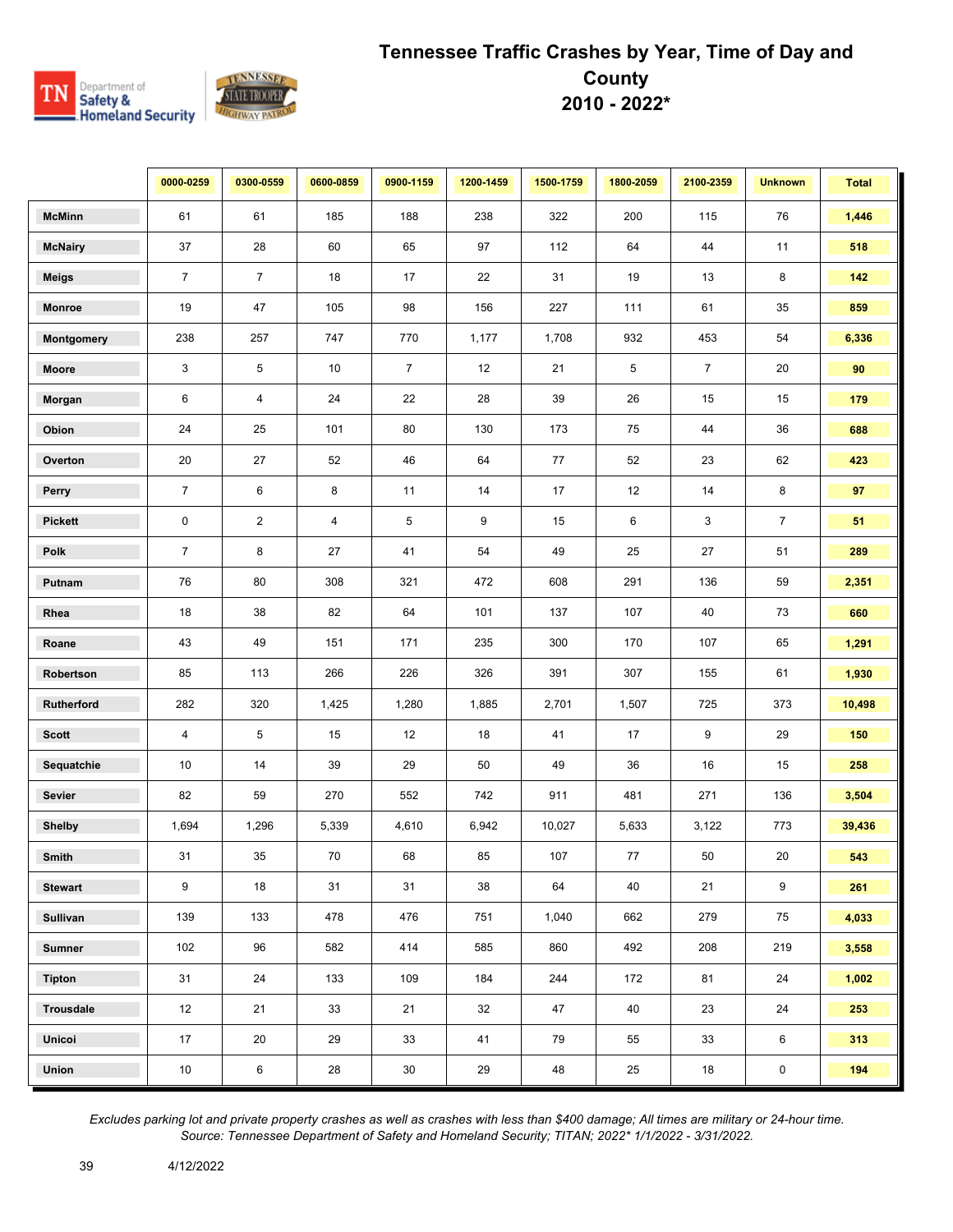# Tennessee Traffic Crashes by Year, Time of Day and County 2010 - 2022*

| | 0000-0259 | 0300-0559 | 0600-0859 | 0900-1159 | 1200-1459 | 1500-1759 | 1800-2059 | 2100-2359 | Unknown | Total |
|---|---|---|---|---|---|---|---|---|---|---|
| **McMinn** | 61 | 61 | 185 | 188 | 238 | 322 | 200 | 115 | 76 | **1,446** |
| **McNairy** | 37 | 28 | 60 | 65 | 97 | 112 | 64 | 44 | 11 | **518** |
| **Meigs** | 7 | 7 | 18 | 17 | 22 | 31 | 19 | 13 | 8 | **142** |
| **Monroe** | 19 | 47 | 105 | 98 | 156 | 227 | 111 | 61 | 35 | **859** |
| **Montgomery** | 238 | 257 | 747 | 770 | 1,177 | 1,708 | 932 | 453 | 54 | **6,336** |
| **Moore** | 3 | 5 | 10 | 7 | 12 | 21 | 5 | 7 | 20 | **90** |
| **Morgan** | 6 | 4 | 24 | 22 | 28 | 39 | 26 | 15 | 15 | **179** |
| **Obion** | 24 | 25 | 101 | 80 | 130 | 173 | 75 | 44 | 36 | **688** |
| **Overton** | 20 | 27 | 52 | 46 | 64 | 77 | 52 | 23 | 62 | **423** |
| **Perry** | 7 | 6 | 8 | 11 | 14 | 17 | 12 | 14 | 8 | **97** |
| **Pickett** | 0 | 2 | 4 | 5 | 9 | 15 | 6 | 3 | 7 | **51** |
| **Polk** | 7 | 8 | 27 | 41 | 54 | 49 | 25 | 27 | 51 | **289** |
| **Putnam** | 76 | 80 | 308 | 321 | 472 | 608 | 291 | 136 | 59 | **2,351** |
| **Rhea** | 18 | 38 | 82 | 64 | 101 | 137 | 107 | 40 | 73 | **660** |
| **Roane** | 43 | 49 | 151 | 171 | 235 | 300 | 170 | 107 | 65 | **1,291** |
| **Robertson** | 85 | 113 | 266 | 226 | 326 | 391 | 307 | 155 | 61 | **1,930** |
| **Rutherford** | 282 | 320 | 1,425 | 1,280 | 1,885 | 2,701 | 1,507 | 725 | 373 | **10,498** |
| **Scott** | 4 | 5 | 15 | 12 | 18 | 41 | 17 | 9 | 29 | **150** |
| **Sequatchie** | 10 | 14 | 39 | 29 | 50 | 49 | 36 | 16 | 15 | **258** |
| **Sevier** | 82 | 59 | 270 | 552 | 742 | 911 | 481 | 271 | 136 | **3,504** |
| **Shelby** | 1,694 | 1,296 | 5,339 | 4,610 | 6,942 | 10,027 | 5,633 | 3,122 | 773 | **39,436** |
| **Smith** | 31 | 35 | 70 | 68 | 85 | 107 | 77 | 50 | 20 | **543** |
| **Stewart** | 9 | 18 | 31 | 31 | 38 | 64 | 40 | 21 | 9 | **261** |
| **Sullivan** | 139 | 133 | 478 | 476 | 751 | 1,040 | 662 | 279 | 75 | **4,033** |
| **Sumner** | 102 | 96 | 582 | 414 | 585 | 860 | 492 | 208 | 219 | **3,558** |
| **Tipton** | 31 | 24 | 133 | 109 | 184 | 244 | 172 | 81 | 24 | **1,002** |
| **Trousdale** | 12 | 21 | 33 | 21 | 32 | 47 | 40 | 23 | 24 | **253** |
| **Unicoi** | 17 | 20 | 29 | 33 | 41 | 79 | 55 | 33 | 6 | **313** |
| **Union** | 10 | 6 | 28 | 30 | 29 | 48 | 25 | 18 | 0 | **194** |

*Excludes parking lot and private property crashes as well as crashes with less than $400 damage; All times are military or 24-hour time. Source: Tennessee Department of Safety and Homeland Security; TITAN; 2022* 1/1/2022 - 3/31/2022.*

4/12/2022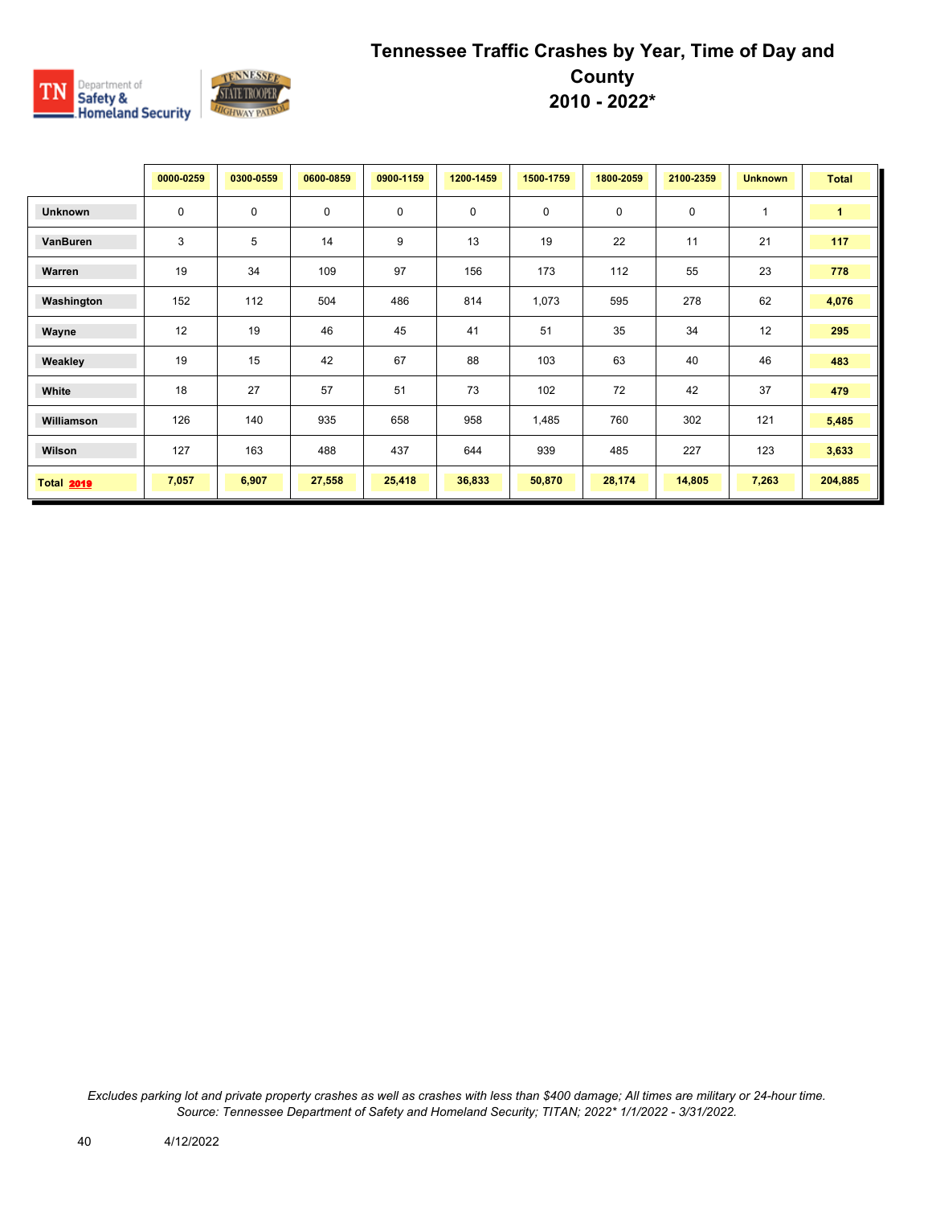# Tennessee Traffic Crashes by Year, Time of Day and County

## 2010 - 2022*

| | 0000-0259 | 0300-0559 | 0600-0859 | 0900-1159 | 1200-1459 | 1500-1759 | 1800-2059 | 2100-2359 | Unknown | Total |
|---|---|---|---|---|---|---|---|---|---|---|
| **Unknown** | 0 | 0 | 0 | 0 | 0 | 0 | 0 | 0 | 1 | **1** |
| **VanBuren** | 3 | 5 | 14 | 9 | 13 | 19 | 22 | 11 | 21 | **117** |
| **Warren** | 19 | 34 | 109 | 97 | 156 | 173 | 112 | 55 | 23 | **778** |
| **Washington** | 152 | 112 | 504 | 486 | 814 | 1,073 | 595 | 278 | 62 | **4,076** |
| **Wayne** | 12 | 19 | 46 | 45 | 41 | 51 | 35 | 34 | 12 | **295** |
| **Weakley** | 19 | 15 | 42 | 67 | 88 | 103 | 63 | 40 | 46 | **483** |
| **White** | 18 | 27 | 57 | 51 | 73 | 102 | 72 | 42 | 37 | **479** |
| **Williamson** | 126 | 140 | 935 | 658 | 958 | 1,485 | 760 | 302 | 121 | **5,485** |
| **Wilson** | 127 | 163 | 488 | 437 | 644 | 939 | 485 | 227 | 123 | **3,633** |
| **Total 2019** | **7,057** | **6,907** | **27,558** | **25,418** | **36,833** | **50,870** | **28,174** | **14,805** | **7,263** | **204,885** |

*Excludes parking lot and private property crashes as well as crashes with less than $400 damage; All times are military or 24-hour time. Source: Tennessee Department of Safety and Homeland Security; TITAN; 2022* 1/1/2022 - 3/31/2022.*

4/12/2022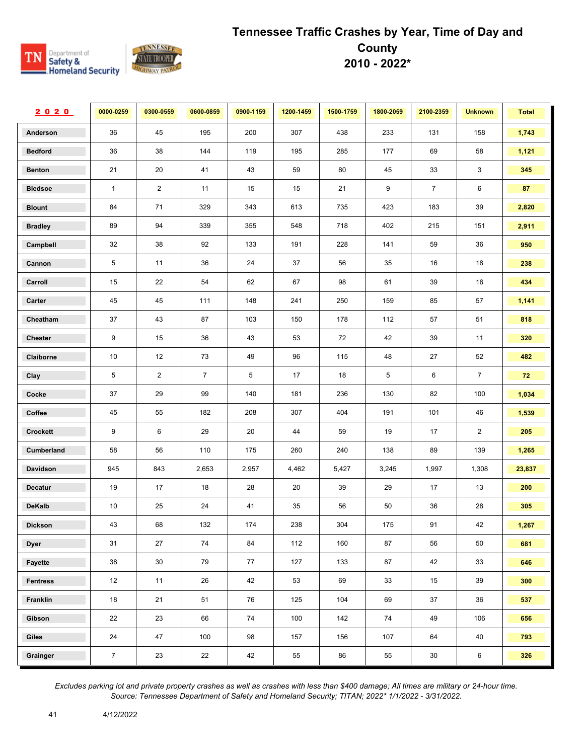# Tennessee Traffic Crashes by Year, Time of Day and County
# 2010 - 2022*

| 2020 | 0000-0259 | 0300-0559 | 0600-0859 | 0900-1159 | 1200-1459 | 1500-1759 | 1800-2059 | 2100-2359 | Unknown | Total |
|---|---|---|---|---|---|---|---|---|---|---|
| Anderson | 36 | 45 | 195 | 200 | 307 | 438 | 233 | 131 | 158 | 1,743 |
| Bedford | 36 | 38 | 144 | 119 | 195 | 285 | 177 | 69 | 58 | 1,121 |
| Benton | 21 | 20 | 41 | 43 | 59 | 80 | 45 | 33 | 3 | 345 |
| Bledsoe | 1 | 2 | 11 | 15 | 15 | 21 | 9 | 7 | 6 | 87 |
| Blount | 84 | 71 | 329 | 343 | 613 | 735 | 423 | 183 | 39 | 2,820 |
| Bradley | 89 | 94 | 339 | 355 | 548 | 718 | 402 | 215 | 151 | 2,911 |
| Campbell | 32 | 38 | 92 | 133 | 191 | 228 | 141 | 59 | 36 | 950 |
| Cannon | 5 | 11 | 36 | 24 | 37 | 56 | 35 | 16 | 18 | 238 |
| Carroll | 15 | 22 | 54 | 62 | 67 | 98 | 61 | 39 | 16 | 434 |
| Carter | 45 | 45 | 111 | 148 | 241 | 250 | 159 | 85 | 57 | 1,141 |
| Cheatham | 37 | 43 | 87 | 103 | 150 | 178 | 112 | 57 | 51 | 818 |
| Chester | 9 | 15 | 36 | 43 | 53 | 72 | 42 | 39 | 11 | 320 |
| Claiborne | 10 | 12 | 73 | 49 | 96 | 115 | 48 | 27 | 52 | 482 |
| Clay | 5 | 2 | 7 | 5 | 17 | 18 | 5 | 6 | 7 | 72 |
| Cocke | 37 | 29 | 99 | 140 | 181 | 236 | 130 | 82 | 100 | 1,034 |
| Coffee | 45 | 55 | 182 | 208 | 307 | 404 | 191 | 101 | 46 | 1,539 |
| Crockett | 9 | 6 | 29 | 20 | 44 | 59 | 19 | 17 | 2 | 205 |
| Cumberland | 58 | 56 | 110 | 175 | 260 | 240 | 138 | 89 | 139 | 1,265 |
| Davidson | 945 | 843 | 2,653 | 2,957 | 4,462 | 5,427 | 3,245 | 1,997 | 1,308 | 23,837 |
| Decatur | 19 | 17 | 18 | 28 | 20 | 39 | 29 | 17 | 13 | 200 |
| DeKalb | 10 | 25 | 24 | 41 | 35 | 56 | 50 | 36 | 28 | 305 |
| Dickson | 43 | 68 | 132 | 174 | 238 | 304 | 175 | 91 | 42 | 1,267 |
| Dyer | 31 | 27 | 74 | 84 | 112 | 160 | 87 | 56 | 50 | 681 |
| Fayette | 38 | 30 | 79 | 77 | 127 | 133 | 87 | 42 | 33 | 646 |
| Fentress | 12 | 11 | 26 | 42 | 53 | 69 | 33 | 15 | 39 | 300 |
| Franklin | 18 | 21 | 51 | 76 | 125 | 104 | 69 | 37 | 36 | 537 |
| Gibson | 22 | 23 | 66 | 74 | 100 | 142 | 74 | 49 | 106 | 656 |
| Giles | 24 | 47 | 100 | 98 | 157 | 156 | 107 | 64 | 40 | 793 |
| Grainger | 7 | 23 | 22 | 42 | 55 | 86 | 55 | 30 | 6 | 326 |

*Excludes parking lot and private property crashes as well as crashes with less than $400 damage; All times are military or 24-hour time.*
*Source: Tennessee Department of Safety and Homeland Security; TITAN; 2022* 1/1/2022 - 3/31/2022.*

4/12/2022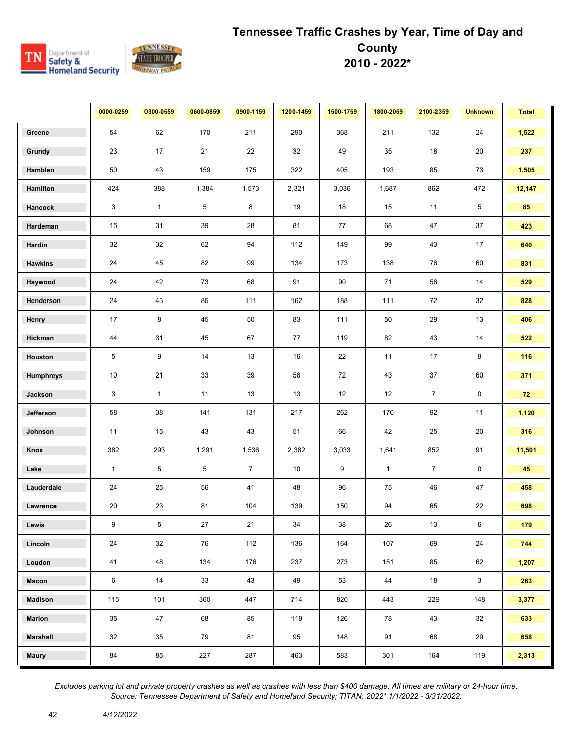# Tennessee Traffic Crashes by Year, Time of Day and County 2010 - 2022*

| | 0000-0259 | 0300-0559 | 0600-0859 | 0900-1159 | 1200-1459 | 1500-1759 | 1800-2059 | 2100-2359 | Unknown | Total |
|---|---|---|---|---|---|---|---|---|---|---|
| Greene | 54 | 62 | 170 | 211 | 290 | 368 | 211 | 132 | 24 | 1,522 |
| Grundy | 23 | 17 | 21 | 22 | 32 | 49 | 35 | 18 | 20 | 237 |
| Hamblen | 50 | 43 | 159 | 175 | 322 | 405 | 193 | 85 | 73 | 1,505 |
| Hamilton | 424 | 388 | 1,384 | 1,573 | 2,321 | 3,036 | 1,687 | 862 | 472 | 12,147 |
| Hancock | 3 | 1 | 5 | 8 | 19 | 18 | 15 | 11 | 5 | 85 |
| Hardeman | 15 | 31 | 39 | 28 | 81 | 77 | 68 | 47 | 37 | 423 |
| Hardin | 32 | 32 | 62 | 94 | 112 | 149 | 99 | 43 | 17 | 640 |
| Hawkins | 24 | 45 | 82 | 99 | 134 | 173 | 138 | 76 | 60 | 831 |
| Haywood | 24 | 42 | 73 | 68 | 91 | 90 | 71 | 56 | 14 | 529 |
| Henderson | 24 | 43 | 85 | 111 | 162 | 188 | 111 | 72 | 32 | 828 |
| Henry | 17 | 8 | 45 | 50 | 83 | 111 | 50 | 29 | 13 | 406 |
| Hickman | 44 | 31 | 45 | 67 | 77 | 119 | 82 | 43 | 14 | 522 |
| Houston | 5 | 9 | 14 | 13 | 16 | 22 | 11 | 17 | 9 | 116 |
| Humphreys | 10 | 21 | 33 | 39 | 56 | 72 | 43 | 37 | 60 | 371 |
| Jackson | 3 | 1 | 11 | 13 | 13 | 12 | 12 | 7 | 0 | 72 |
| Jefferson | 58 | 38 | 141 | 131 | 217 | 262 | 170 | 92 | 11 | 1,120 |
| Johnson | 11 | 15 | 43 | 43 | 51 | 66 | 42 | 25 | 20 | 316 |
| Knox | 382 | 293 | 1,291 | 1,536 | 2,382 | 3,033 | 1,641 | 852 | 91 | 11,501 |
| Lake | 1 | 5 | 5 | 7 | 10 | 9 | 1 | 7 | 0 | 45 |
| Lauderdale | 24 | 25 | 56 | 41 | 48 | 96 | 75 | 46 | 47 | 458 |
| Lawrence | 20 | 23 | 81 | 104 | 139 | 150 | 94 | 65 | 22 | 698 |
| Lewis | 9 | 5 | 27 | 21 | 34 | 38 | 26 | 13 | 6 | 179 |
| Lincoln | 24 | 32 | 76 | 112 | 136 | 164 | 107 | 69 | 24 | 744 |
| Loudon | 41 | 48 | 134 | 176 | 237 | 273 | 151 | 85 | 62 | 1,207 |
| Macon | 6 | 14 | 33 | 43 | 49 | 53 | 44 | 18 | 3 | 263 |
| Madison | 115 | 101 | 360 | 447 | 714 | 820 | 443 | 229 | 148 | 3,377 |
| Marion | 35 | 47 | 68 | 85 | 119 | 126 | 78 | 43 | 32 | 633 |
| Marshall | 32 | 35 | 79 | 81 | 95 | 148 | 91 | 68 | 29 | 658 |
| Maury | 84 | 85 | 227 | 287 | 463 | 583 | 301 | 164 | 119 | 2,313 |

*Excludes parking lot and private property crashes as well as crashes with less than $400 damage; All times are military or 24-hour time.*
*Source: Tennessee Department of Safety and Homeland Security; TITAN; 2022* 1/1/2022 - 3/31/2022.*

4/12/2022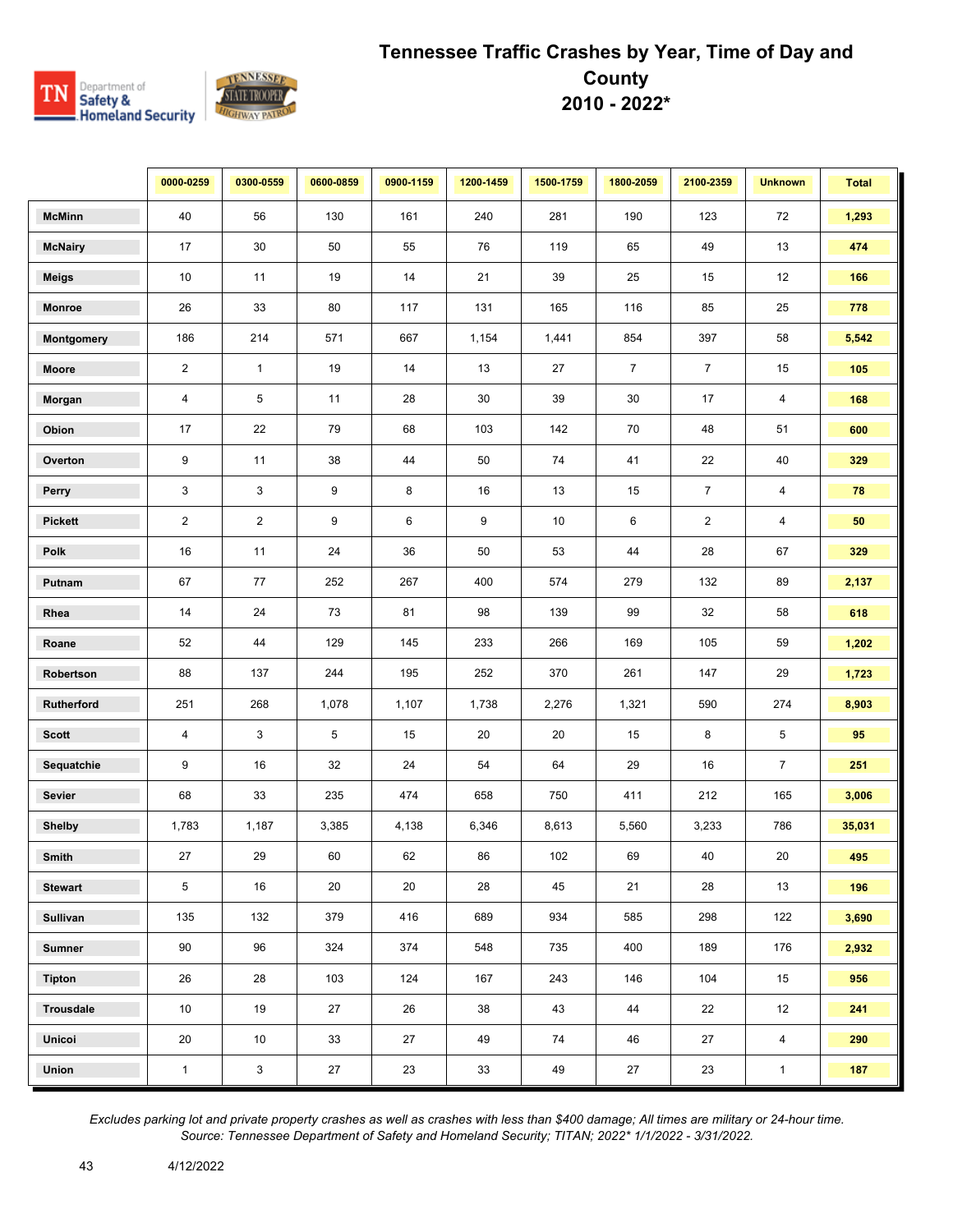# Tennessee Traffic Crashes by Year, Time of Day and County
# 2010 - 2022*

| | 0000-0259 | 0300-0559 | 0600-0859 | 0900-1159 | 1200-1459 | 1500-1759 | 1800-2059 | 2100-2359 | Unknown | Total |
|---|---|---|---|---|---|---|---|---|---|---|
| McMinn | 40 | 56 | 130 | 161 | 240 | 281 | 190 | 123 | 72 | **1,293** |
| McNairy | 17 | 30 | 50 | 55 | 76 | 119 | 65 | 49 | 13 | **474** |
| Meigs | 10 | 11 | 19 | 14 | 21 | 39 | 25 | 15 | 12 | **166** |
| Monroe | 26 | 33 | 80 | 117 | 131 | 165 | 116 | 85 | 25 | **778** |
| Montgomery | 186 | 214 | 571 | 667 | 1,154 | 1,441 | 854 | 397 | 58 | **5,542** |
| Moore | 2 | 1 | 19 | 14 | 13 | 27 | 7 | 7 | 15 | **105** |
| Morgan | 4 | 5 | 11 | 28 | 30 | 39 | 30 | 17 | 4 | **168** |
| Obion | 17 | 22 | 79 | 68 | 103 | 142 | 70 | 48 | 51 | **600** |
| Overton | 9 | 11 | 38 | 44 | 50 | 74 | 41 | 22 | 40 | **329** |
| Perry | 3 | 3 | 9 | 8 | 16 | 13 | 15 | 7 | 4 | **78** |
| Pickett | 2 | 2 | 9 | 6 | 9 | 10 | 6 | 2 | 4 | **50** |
| Polk | 16 | 11 | 24 | 36 | 50 | 53 | 44 | 28 | 67 | **329** |
| Putnam | 67 | 77 | 252 | 267 | 400 | 574 | 279 | 132 | 89 | **2,137** |
| Rhea | 14 | 24 | 73 | 81 | 98 | 139 | 99 | 32 | 58 | **618** |
| Roane | 52 | 44 | 129 | 145 | 233 | 266 | 169 | 105 | 59 | **1,202** |
| Robertson | 88 | 137 | 244 | 195 | 252 | 370 | 261 | 147 | 29 | **1,723** |
| Rutherford | 251 | 268 | 1,078 | 1,107 | 1,738 | 2,276 | 1,321 | 590 | 274 | **8,903** |
| Scott | 4 | 3 | 5 | 15 | 20 | 20 | 15 | 8 | 5 | **95** |
| Sequatchie | 9 | 16 | 32 | 24 | 54 | 64 | 29 | 16 | 7 | **251** |
| Sevier | 68 | 33 | 235 | 474 | 658 | 750 | 411 | 212 | 165 | **3,006** |
| Shelby | 1,783 | 1,187 | 3,385 | 4,138 | 6,346 | 8,613 | 5,560 | 3,233 | 786 | **35,031** |
| Smith | 27 | 29 | 60 | 62 | 86 | 102 | 69 | 40 | 20 | **495** |
| Stewart | 5 | 16 | 20 | 20 | 28 | 45 | 21 | 28 | 13 | **196** |
| Sullivan | 135 | 132 | 379 | 416 | 689 | 934 | 585 | 298 | 122 | **3,690** |
| Sumner | 90 | 96 | 324 | 374 | 548 | 735 | 400 | 189 | 176 | **2,932** |
| Tipton | 26 | 28 | 103 | 124 | 167 | 243 | 146 | 104 | 15 | **956** |
| Trousdale | 10 | 19 | 27 | 26 | 38 | 43 | 44 | 22 | 12 | **241** |
| Unicoi | 20 | 10 | 33 | 27 | 49 | 74 | 46 | 27 | 4 | **290** |
| Union | 1 | 3 | 27 | 23 | 33 | 49 | 27 | 23 | 1 | **187** |

*Excludes parking lot and private property crashes as well as crashes with less than $400 damage; All times are military or 24-hour time.*
*Source: Tennessee Department of Safety and Homeland Security; TITAN; 2022* 1/1/2022 - 3/31/2022.*

4/12/2022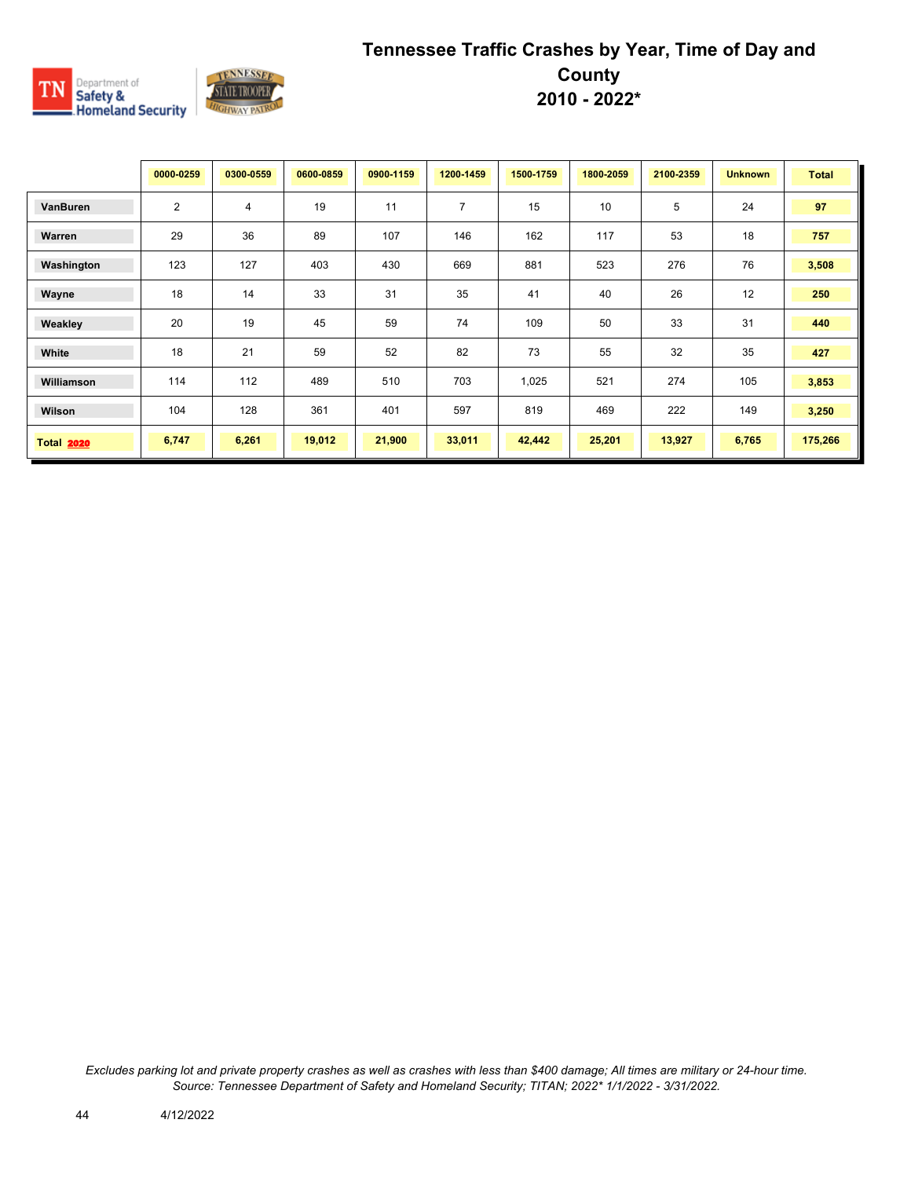# Tennessee Traffic Crashes by Year, Time of Day and County 2010 - 2022*

| | 0000-0259 | 0300-0559 | 0600-0859 | 0900-1159 | 1200-1459 | 1500-1759 | 1800-2059 | 2100-2359 | Unknown | Total |
|---|---|---|---|---|---|---|---|---|---|---|
| **VanBuren** | 2 | 4 | 19 | 11 | 7 | 15 | 10 | 5 | 24 | **97** |
| **Warren** | 29 | 36 | 89 | 107 | 146 | 162 | 117 | 53 | 18 | **757** |
| **Washington** | 123 | 127 | 403 | 430 | 669 | 881 | 523 | 276 | 76 | **3,508** |
| **Wayne** | 18 | 14 | 33 | 31 | 35 | 41 | 40 | 26 | 12 | **250** |
| **Weakley** | 20 | 19 | 45 | 59 | 74 | 109 | 50 | 33 | 31 | **440** |
| **White** | 18 | 21 | 59 | 52 | 82 | 73 | 55 | 32 | 35 | **427** |
| **Williamson** | 114 | 112 | 489 | 510 | 703 | 1,025 | 521 | 274 | 105 | **3,853** |
| **Wilson** | 104 | 128 | 361 | 401 | 597 | 819 | 469 | 222 | 149 | **3,250** |
| **Total 2020** | **6,747** | **6,261** | **19,012** | **21,900** | **33,011** | **42,442** | **25,201** | **13,927** | **6,765** | **175,266** |

*Excludes parking lot and private property crashes as well as crashes with less than $400 damage; All times are military or 24-hour time. Source: Tennessee Department of Safety and Homeland Security; TITAN; 2022* 1/1/2022 - 3/31/2022.*

4/12/2022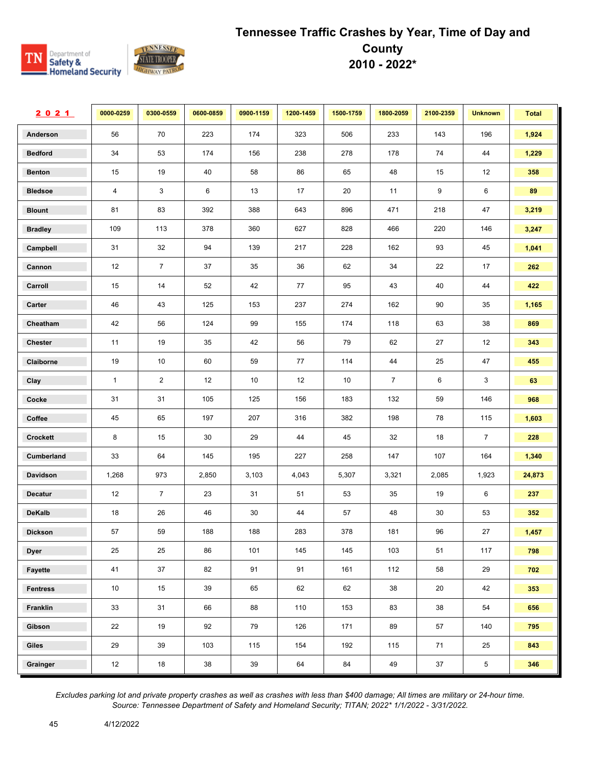# Tennessee Traffic Crashes by Year, Time of Day and County
## 2010 - 2022*

| 2021 | 0000-0259 | 0300-0559 | 0600-0859 | 0900-1159 | 1200-1459 | 1500-1759 | 1800-2059 | 2100-2359 | Unknown | Total |
|---|---|---|---|---|---|---|---|---|---|---|
| Anderson | 56 | 70 | 223 | 174 | 323 | 506 | 233 | 143 | 196 | 1,924 |
| Bedford | 34 | 53 | 174 | 156 | 238 | 278 | 178 | 74 | 44 | 1,229 |
| Benton | 15 | 19 | 40 | 58 | 86 | 65 | 48 | 15 | 12 | 358 |
| Bledsoe | 4 | 3 | 6 | 13 | 17 | 20 | 11 | 9 | 6 | 89 |
| Blount | 81 | 83 | 392 | 388 | 643 | 896 | 471 | 218 | 47 | 3,219 |
| Bradley | 109 | 113 | 378 | 360 | 627 | 828 | 466 | 220 | 146 | 3,247 |
| Campbell | 31 | 32 | 94 | 139 | 217 | 228 | 162 | 93 | 45 | 1,041 |
| Cannon | 12 | 7 | 37 | 35 | 36 | 62 | 34 | 22 | 17 | 262 |
| Carroll | 15 | 14 | 52 | 42 | 77 | 95 | 43 | 40 | 44 | 422 |
| Carter | 46 | 43 | 125 | 153 | 237 | 274 | 162 | 90 | 35 | 1,165 |
| Cheatham | 42 | 56 | 124 | 99 | 155 | 174 | 118 | 63 | 38 | 869 |
| Chester | 11 | 19 | 35 | 42 | 56 | 79 | 62 | 27 | 12 | 343 |
| Claiborne | 19 | 10 | 60 | 59 | 77 | 114 | 44 | 25 | 47 | 455 |
| Clay | 1 | 2 | 12 | 10 | 12 | 10 | 7 | 6 | 3 | 63 |
| Cocke | 31 | 31 | 105 | 125 | 156 | 183 | 132 | 59 | 146 | 968 |
| Coffee | 45 | 65 | 197 | 207 | 316 | 382 | 198 | 78 | 115 | 1,603 |
| Crockett | 8 | 15 | 30 | 29 | 44 | 45 | 32 | 18 | 7 | 228 |
| Cumberland | 33 | 64 | 145 | 195 | 227 | 258 | 147 | 107 | 164 | 1,340 |
| Davidson | 1,268 | 973 | 2,850 | 3,103 | 4,043 | 5,307 | 3,321 | 2,085 | 1,923 | 24,873 |
| Decatur | 12 | 7 | 23 | 31 | 51 | 53 | 35 | 19 | 6 | 237 |
| DeKalb | 18 | 26 | 46 | 30 | 44 | 57 | 48 | 30 | 53 | 352 |
| Dickson | 57 | 59 | 188 | 188 | 283 | 378 | 181 | 96 | 27 | 1,457 |
| Dyer | 25 | 25 | 86 | 101 | 145 | 145 | 103 | 51 | 117 | 798 |
| Fayette | 41 | 37 | 82 | 91 | 91 | 161 | 112 | 58 | 29 | 702 |
| Fentress | 10 | 15 | 39 | 65 | 62 | 62 | 38 | 20 | 42 | 353 |
| Franklin | 33 | 31 | 66 | 88 | 110 | 153 | 83 | 38 | 54 | 656 |
| Gibson | 22 | 19 | 92 | 79 | 126 | 171 | 89 | 57 | 140 | 795 |
| Giles | 29 | 39 | 103 | 115 | 154 | 192 | 115 | 71 | 25 | 843 |
| Grainger | 12 | 18 | 38 | 39 | 64 | 84 | 49 | 37 | 5 | 346 |

*Excludes parking lot and private property crashes as well as crashes with less than $400 damage; All times are military or 24-hour time.*
*Source: Tennessee Department of Safety and Homeland Security; TITAN; 2022* 1/1/2022 - 3/31/2022.*

4/12/2022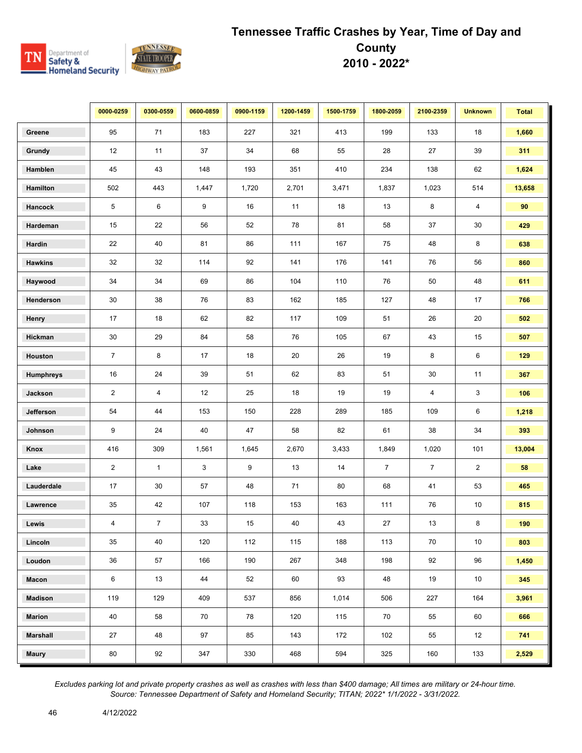# Tennessee Traffic Crashes by Year, Time of Day and County
## 2010 - 2022*

| | 0000-0259 | 0300-0559 | 0600-0859 | 0900-1159 | 1200-1459 | 1500-1759 | 1800-2059 | 2100-2359 | Unknown | Total |
|---|---|---|---|---|---|---|---|---|---|---|
| Greene | 95 | 71 | 183 | 227 | 321 | 413 | 199 | 133 | 18 | **1,660** |
| Grundy | 12 | 11 | 37 | 34 | 68 | 55 | 28 | 27 | 39 | **311** |
| Hamblen | 45 | 43 | 148 | 193 | 351 | 410 | 234 | 138 | 62 | **1,624** |
| Hamilton | 502 | 443 | 1,447 | 1,720 | 2,701 | 3,471 | 1,837 | 1,023 | 514 | **13,658** |
| Hancock | 5 | 6 | 9 | 16 | 11 | 18 | 13 | 8 | 4 | **90** |
| Hardeman | 15 | 22 | 56 | 52 | 78 | 81 | 58 | 37 | 30 | **429** |
| Hardin | 22 | 40 | 81 | 86 | 111 | 167 | 75 | 48 | 8 | **638** |
| Hawkins | 32 | 32 | 114 | 92 | 141 | 176 | 141 | 76 | 56 | **860** |
| Haywood | 34 | 34 | 69 | 86 | 104 | 110 | 76 | 50 | 48 | **611** |
| Henderson | 30 | 38 | 76 | 83 | 162 | 185 | 127 | 48 | 17 | **766** |
| Henry | 17 | 18 | 62 | 82 | 117 | 109 | 51 | 26 | 20 | **502** |
| Hickman | 30 | 29 | 84 | 58 | 76 | 105 | 67 | 43 | 15 | **507** |
| Houston | 7 | 8 | 17 | 18 | 20 | 26 | 19 | 8 | 6 | **129** |
| Humphreys | 16 | 24 | 39 | 51 | 62 | 83 | 51 | 30 | 11 | **367** |
| Jackson | 2 | 4 | 12 | 25 | 18 | 19 | 19 | 4 | 3 | **106** |
| Jefferson | 54 | 44 | 153 | 150 | 228 | 289 | 185 | 109 | 6 | **1,218** |
| Johnson | 9 | 24 | 40 | 47 | 58 | 82 | 61 | 38 | 34 | **393** |
| Knox | 416 | 309 | 1,561 | 1,645 | 2,670 | 3,433 | 1,849 | 1,020 | 101 | **13,004** |
| Lake | 2 | 1 | 3 | 9 | 13 | 14 | 7 | 7 | 2 | **58** |
| Lauderdale | 17 | 30 | 57 | 48 | 71 | 80 | 68 | 41 | 53 | **465** |
| Lawrence | 35 | 42 | 107 | 118 | 153 | 163 | 111 | 76 | 10 | **815** |
| Lewis | 4 | 7 | 33 | 15 | 40 | 43 | 27 | 13 | 8 | **190** |
| Lincoln | 35 | 40 | 120 | 112 | 115 | 188 | 113 | 70 | 10 | **803** |
| Loudon | 36 | 57 | 166 | 190 | 267 | 348 | 198 | 92 | 96 | **1,450** |
| Macon | 6 | 13 | 44 | 52 | 60 | 93 | 48 | 19 | 10 | **345** |
| Madison | 119 | 129 | 409 | 537 | 856 | 1,014 | 506 | 227 | 164 | **3,961** |
| Marion | 40 | 58 | 70 | 78 | 120 | 115 | 70 | 55 | 60 | **666** |
| Marshall | 27 | 48 | 97 | 85 | 143 | 172 | 102 | 55 | 12 | **741** |
| Maury | 80 | 92 | 347 | 330 | 468 | 594 | 325 | 160 | 133 | **2,529** |

*Excludes parking lot and private property crashes as well as crashes with less than $400 damage; All times are military or 24-hour time.*
*Source: Tennessee Department of Safety and Homeland Security; TITAN; 2022* 1/1/2022 - 3/31/2022.*

4/12/2022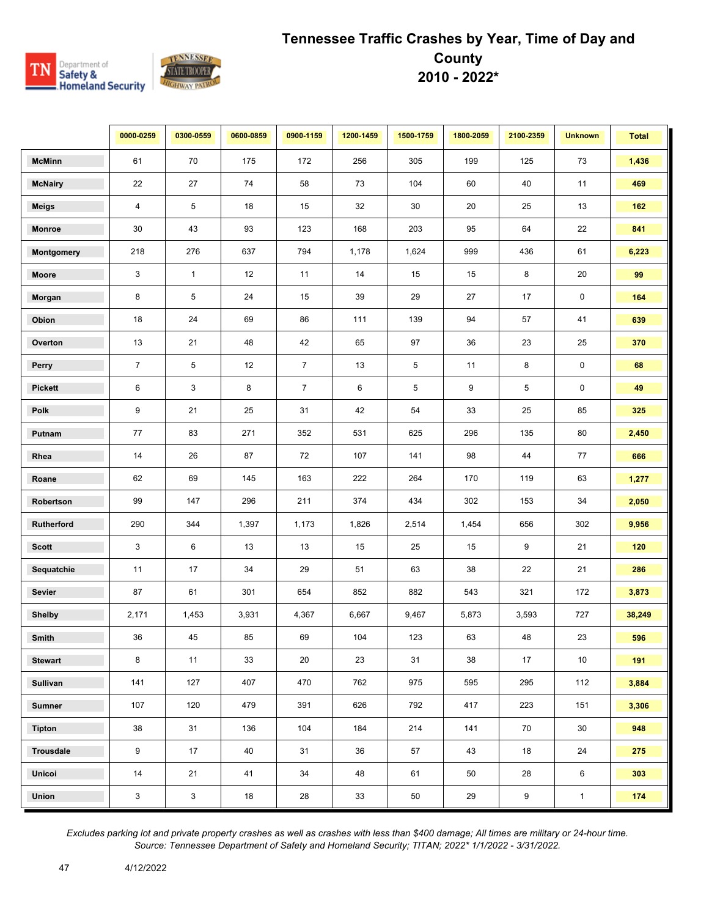# Tennessee Traffic Crashes by Year, Time of Day and County 2010 - 2022*

| | 0000-0259 | 0300-0559 | 0600-0859 | 0900-1159 | 1200-1459 | 1500-1759 | 1800-2059 | 2100-2359 | Unknown | Total |
|---|---|---|---|---|---|---|---|---|---|---|
| McMinn | 61 | 70 | 175 | 172 | 256 | 305 | 199 | 125 | 73 | 1,436 |
| McNairy | 22 | 27 | 74 | 58 | 73 | 104 | 60 | 40 | 11 | 469 |
| Meigs | 4 | 5 | 18 | 15 | 32 | 30 | 20 | 25 | 13 | 162 |
| Monroe | 30 | 43 | 93 | 123 | 168 | 203 | 95 | 64 | 22 | 841 |
| Montgomery | 218 | 276 | 637 | 794 | 1,178 | 1,624 | 999 | 436 | 61 | 6,223 |
| Moore | 3 | 1 | 12 | 11 | 14 | 15 | 15 | 8 | 20 | 99 |
| Morgan | 8 | 5 | 24 | 15 | 39 | 29 | 27 | 17 | 0 | 164 |
| Obion | 18 | 24 | 69 | 86 | 111 | 139 | 94 | 57 | 41 | 639 |
| Overton | 13 | 21 | 48 | 42 | 65 | 97 | 36 | 23 | 25 | 370 |
| Perry | 7 | 5 | 12 | 7 | 13 | 5 | 11 | 8 | 0 | 68 |
| Pickett | 6 | 3 | 8 | 7 | 6 | 5 | 9 | 5 | 0 | 49 |
| Polk | 9 | 21 | 25 | 31 | 42 | 54 | 33 | 25 | 85 | 325 |
| Putnam | 77 | 83 | 271 | 352 | 531 | 625 | 296 | 135 | 80 | 2,450 |
| Rhea | 14 | 26 | 87 | 72 | 107 | 141 | 98 | 44 | 77 | 666 |
| Roane | 62 | 69 | 145 | 163 | 222 | 264 | 170 | 119 | 63 | 1,277 |
| Robertson | 99 | 147 | 296 | 211 | 374 | 434 | 302 | 153 | 34 | 2,050 |
| Rutherford | 290 | 344 | 1,397 | 1,173 | 1,826 | 2,514 | 1,454 | 656 | 302 | 9,956 |
| Scott | 3 | 6 | 13 | 13 | 15 | 25 | 15 | 9 | 21 | 120 |
| Sequatchie | 11 | 17 | 34 | 29 | 51 | 63 | 38 | 22 | 21 | 286 |
| Sevier | 87 | 61 | 301 | 654 | 852 | 882 | 543 | 321 | 172 | 3,873 |
| Shelby | 2,171 | 1,453 | 3,931 | 4,367 | 6,667 | 9,467 | 5,873 | 3,593 | 727 | 38,249 |
| Smith | 36 | 45 | 85 | 69 | 104 | 123 | 63 | 48 | 23 | 596 |
| Stewart | 8 | 11 | 33 | 20 | 23 | 31 | 38 | 17 | 10 | 191 |
| Sullivan | 141 | 127 | 407 | 470 | 762 | 975 | 595 | 295 | 112 | 3,884 |
| Sumner | 107 | 120 | 479 | 391 | 626 | 792 | 417 | 223 | 151 | 3,306 |
| Tipton | 38 | 31 | 136 | 104 | 184 | 214 | 141 | 70 | 30 | 948 |
| Trousdale | 9 | 17 | 40 | 31 | 36 | 57 | 43 | 18 | 24 | 275 |
| Unicoi | 14 | 21 | 41 | 34 | 48 | 61 | 50 | 28 | 6 | 303 |
| Union | 3 | 3 | 18 | 28 | 33 | 50 | 29 | 9 | 1 | 174 |

*Excludes parking lot and private property crashes as well as crashes with less than $400 damage; All times are military or 24-hour time.*
*Source: Tennessee Department of Safety and Homeland Security; TITAN; 2022* 1/1/2022 - 3/31/2022.*

4/12/2022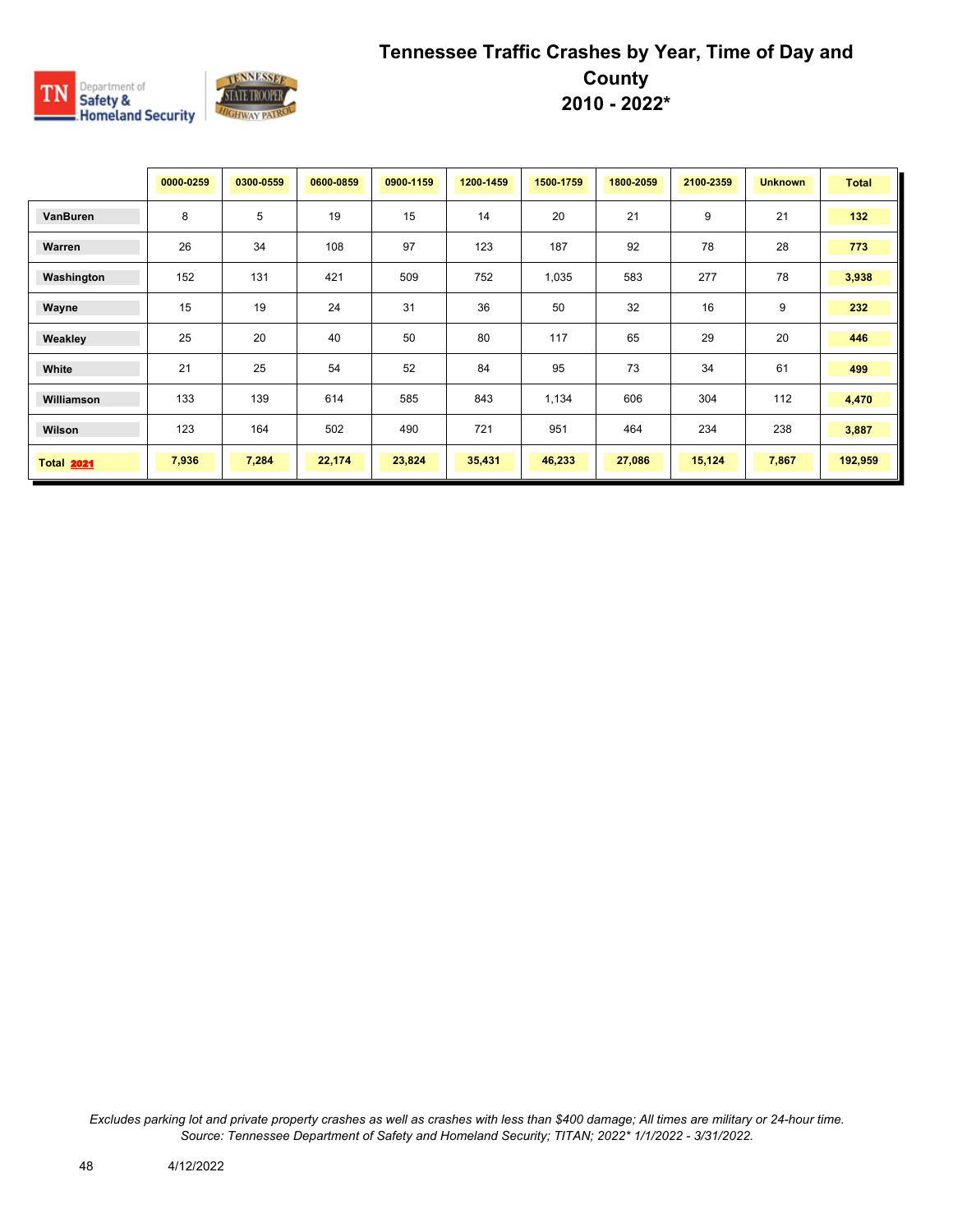# Tennessee Traffic Crashes by Year, Time of Day and County 2010 - 2022*

| | 0000-0259 | 0300-0559 | 0600-0859 | 0900-1159 | 1200-1459 | 1500-1759 | 1800-2059 | 2100-2359 | Unknown | Total |
|---|---|---|---|---|---|---|---|---|---|---|
| VanBuren | 8 | 5 | 19 | 15 | 14 | 20 | 21 | 9 | 21 | 132 |
| Warren | 26 | 34 | 108 | 97 | 123 | 187 | 92 | 78 | 28 | 773 |
| Washington | 152 | 131 | 421 | 509 | 752 | 1,035 | 583 | 277 | 78 | 3,938 |
| Wayne | 15 | 19 | 24 | 31 | 36 | 50 | 32 | 16 | 9 | 232 |
| Weakley | 25 | 20 | 40 | 50 | 80 | 117 | 65 | 29 | 20 | 446 |
| White | 21 | 25 | 54 | 52 | 84 | 95 | 73 | 34 | 61 | 499 |
| Williamson | 133 | 139 | 614 | 585 | 843 | 1,134 | 606 | 304 | 112 | 4,470 |
| Wilson | 123 | 164 | 502 | 490 | 721 | 951 | 464 | 234 | 238 | 3,887 |
| **Total 2021** | **7,936** | **7,284** | **22,174** | **23,824** | **35,431** | **46,233** | **27,086** | **15,124** | **7,867** | **192,959** |

*Excludes parking lot and private property crashes as well as crashes with less than $400 damage; All times are military or 24-hour time.*
*Source: Tennessee Department of Safety and Homeland Security; TITAN; 2022* 1/1/2022 - 3/31/2022.*

4/12/2022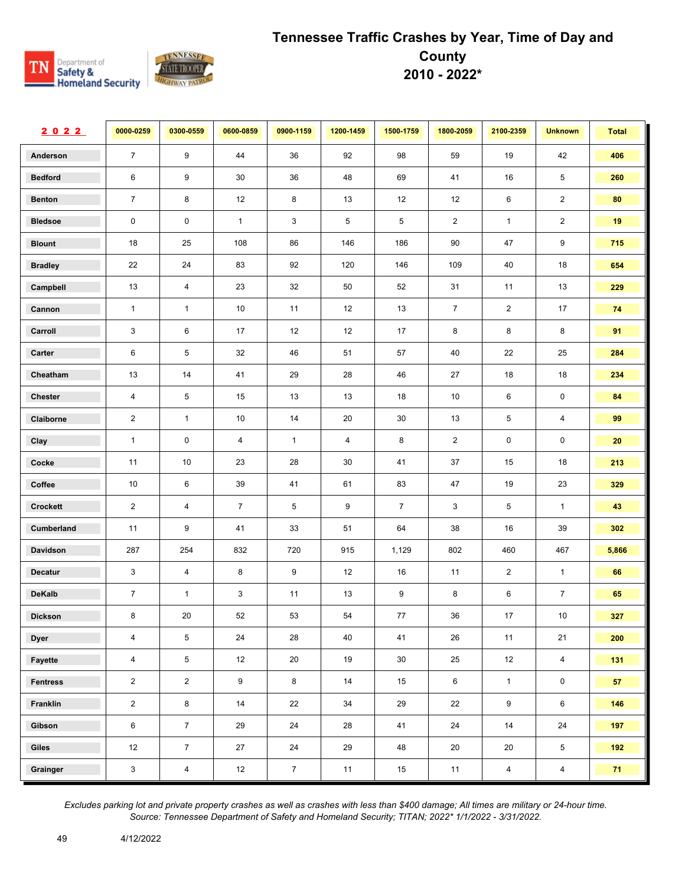# Tennessee Traffic Crashes by Year, Time of Day and County 2010 - 2022*

| 2022 | 0000-0259 | 0300-0559 | 0600-0859 | 0900-1159 | 1200-1459 | 1500-1759 | 1800-2059 | 2100-2359 | Unknown | Total |
|---|---|---|---|---|---|---|---|---|---|---|
| Anderson | 7 | 9 | 44 | 36 | 92 | 98 | 59 | 19 | 42 | 406 |
| Bedford | 6 | 9 | 30 | 36 | 48 | 69 | 41 | 16 | 5 | 260 |
| Benton | 7 | 8 | 12 | 8 | 13 | 12 | 12 | 6 | 2 | 80 |
| Bledsoe | 0 | 0 | 1 | 3 | 5 | 5 | 2 | 1 | 2 | 19 |
| Blount | 18 | 25 | 108 | 86 | 146 | 186 | 90 | 47 | 9 | 715 |
| Bradley | 22 | 24 | 83 | 92 | 120 | 146 | 109 | 40 | 18 | 654 |
| Campbell | 13 | 4 | 23 | 32 | 50 | 52 | 31 | 11 | 13 | 229 |
| Cannon | 1 | 1 | 10 | 11 | 12 | 13 | 7 | 2 | 17 | 74 |
| Carroll | 3 | 6 | 17 | 12 | 12 | 17 | 8 | 8 | 8 | 91 |
| Carter | 6 | 5 | 32 | 46 | 51 | 57 | 40 | 22 | 25 | 284 |
| Cheatham | 13 | 14 | 41 | 29 | 28 | 46 | 27 | 18 | 18 | 234 |
| Chester | 4 | 5 | 15 | 13 | 13 | 18 | 10 | 6 | 0 | 84 |
| Claiborne | 2 | 1 | 10 | 14 | 20 | 30 | 13 | 5 | 4 | 99 |
| Clay | 1 | 0 | 4 | 1 | 4 | 8 | 2 | 0 | 0 | 20 |
| Cocke | 11 | 10 | 23 | 28 | 30 | 41 | 37 | 15 | 18 | 213 |
| Coffee | 10 | 6 | 39 | 41 | 61 | 83 | 47 | 19 | 23 | 329 |
| Crockett | 2 | 4 | 7 | 5 | 9 | 7 | 3 | 5 | 1 | 43 |
| Cumberland | 11 | 9 | 41 | 33 | 51 | 64 | 38 | 16 | 39 | 302 |
| Davidson | 287 | 254 | 832 | 720 | 915 | 1,129 | 802 | 460 | 467 | 5,866 |
| Decatur | 3 | 4 | 8 | 9 | 12 | 16 | 11 | 2 | 1 | 66 |
| DeKalb | 7 | 1 | 3 | 11 | 13 | 9 | 8 | 6 | 7 | 65 |
| Dickson | 8 | 20 | 52 | 53 | 54 | 77 | 36 | 17 | 10 | 327 |
| Dyer | 4 | 5 | 24 | 28 | 40 | 41 | 26 | 11 | 21 | 200 |
| Fayette | 4 | 5 | 12 | 20 | 19 | 30 | 25 | 12 | 4 | 131 |
| Fentress | 2 | 2 | 9 | 8 | 14 | 15 | 6 | 1 | 0 | 57 |
| Franklin | 2 | 8 | 14 | 22 | 34 | 29 | 22 | 9 | 6 | 146 |
| Gibson | 6 | 7 | 29 | 24 | 28 | 41 | 24 | 14 | 24 | 197 |
| Giles | 12 | 7 | 27 | 24 | 29 | 48 | 20 | 20 | 5 | 192 |
| Grainger | 3 | 4 | 12 | 7 | 11 | 15 | 11 | 4 | 4 | 71 |

*Excludes parking lot and private property crashes as well as crashes with less than $400 damage; All times are military or 24-hour time.*
*Source: Tennessee Department of Safety and Homeland Security; TITAN; 2022* 1/1/2022 - 3/31/2022.*

4/12/2022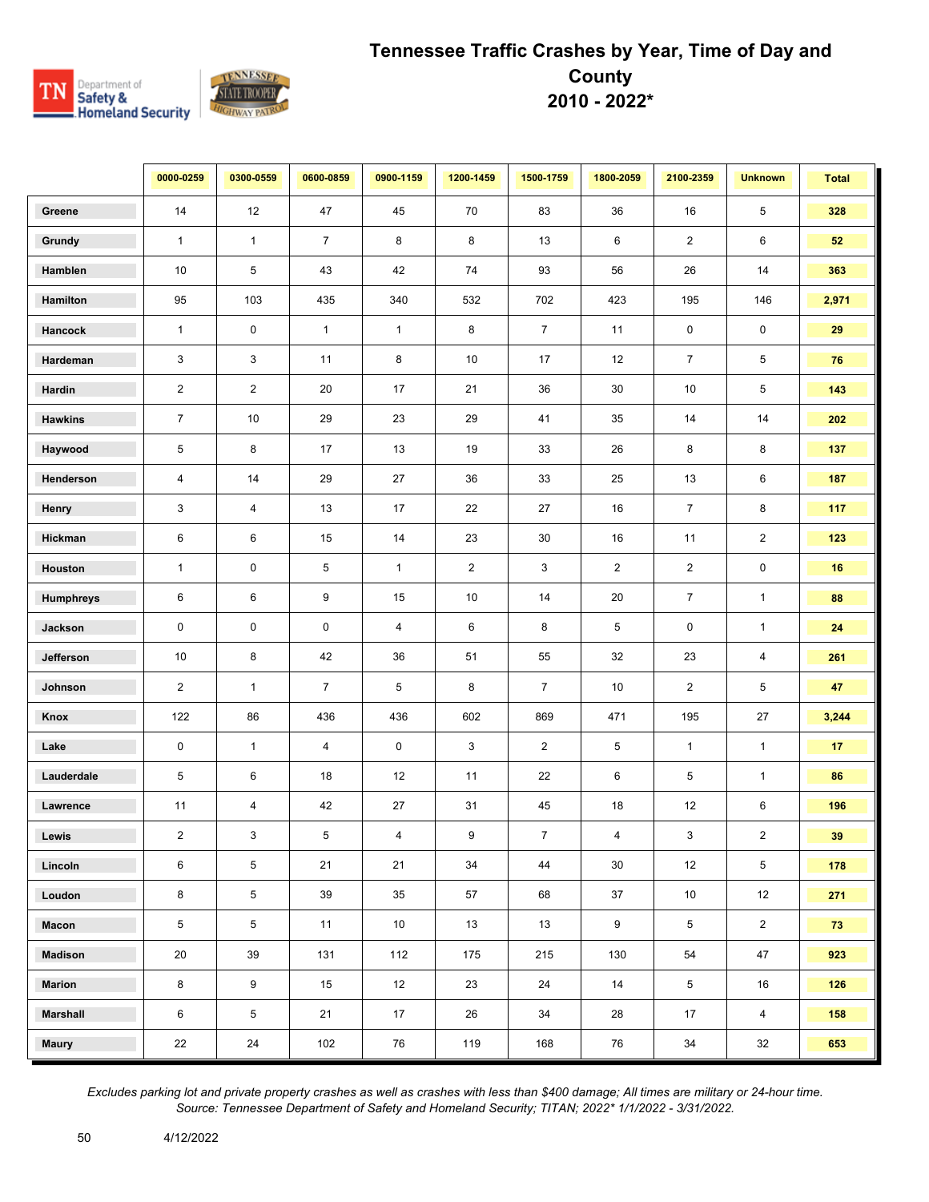# Tennessee Traffic Crashes by Year, Time of Day and County
## 2010 - 2022*

| | 0000-0259 | 0300-0559 | 0600-0859 | 0900-1159 | 1200-1459 | 1500-1759 | 1800-2059 | 2100-2359 | Unknown | Total |
|---|---|---|---|---|---|---|---|---|---|---|
| **Greene** | 14 | 12 | 47 | 45 | 70 | 83 | 36 | 16 | 5 | **328** |
| **Grundy** | 1 | 1 | 7 | 8 | 8 | 13 | 6 | 2 | 6 | **52** |
| **Hamblen** | 10 | 5 | 43 | 42 | 74 | 93 | 56 | 26 | 14 | **363** |
| **Hamilton** | 95 | 103 | 435 | 340 | 532 | 702 | 423 | 195 | 146 | **2,971** |
| **Hancock** | 1 | 0 | 1 | 1 | 8 | 7 | 11 | 0 | 0 | **29** |
| **Hardeman** | 3 | 3 | 11 | 8 | 10 | 17 | 12 | 7 | 5 | **76** |
| **Hardin** | 2 | 2 | 20 | 17 | 21 | 36 | 30 | 10 | 5 | **143** |
| **Hawkins** | 7 | 10 | 29 | 23 | 29 | 41 | 35 | 14 | 14 | **202** |
| **Haywood** | 5 | 8 | 17 | 13 | 19 | 33 | 26 | 8 | 8 | **137** |
| **Henderson** | 4 | 14 | 29 | 27 | 36 | 33 | 25 | 13 | 6 | **187** |
| **Henry** | 3 | 4 | 13 | 17 | 22 | 27 | 16 | 7 | 8 | **117** |
| **Hickman** | 6 | 6 | 15 | 14 | 23 | 30 | 16 | 11 | 2 | **123** |
| **Houston** | 1 | 0 | 5 | 1 | 2 | 3 | 2 | 2 | 0 | **16** |
| **Humphreys** | 6 | 6 | 9 | 15 | 10 | 14 | 20 | 7 | 1 | **88** |
| **Jackson** | 0 | 0 | 0 | 4 | 6 | 8 | 5 | 0 | 1 | **24** |
| **Jefferson** | 10 | 8 | 42 | 36 | 51 | 55 | 32 | 23 | 4 | **261** |
| **Johnson** | 2 | 1 | 7 | 5 | 8 | 7 | 10 | 2 | 5 | **47** |
| **Knox** | 122 | 86 | 436 | 436 | 602 | 869 | 471 | 195 | 27 | **3,244** |
| **Lake** | 0 | 1 | 4 | 0 | 3 | 2 | 5 | 1 | 1 | **17** |
| **Lauderdale** | 5 | 6 | 18 | 12 | 11 | 22 | 6 | 5 | 1 | **86** |
| **Lawrence** | 11 | 4 | 42 | 27 | 31 | 45 | 18 | 12 | 6 | **196** |
| **Lewis** | 2 | 3 | 5 | 4 | 9 | 7 | 4 | 3 | 2 | **39** |
| **Lincoln** | 6 | 5 | 21 | 21 | 34 | 44 | 30 | 12 | 5 | **178** |
| **Loudon** | 8 | 5 | 39 | 35 | 57 | 68 | 37 | 10 | 12 | **271** |
| **Macon** | 5 | 5 | 11 | 10 | 13 | 13 | 9 | 5 | 2 | **73** |
| **Madison** | 20 | 39 | 131 | 112 | 175 | 215 | 130 | 54 | 47 | **923** |
| **Marion** | 8 | 9 | 15 | 12 | 23 | 24 | 14 | 5 | 16 | **126** |
| **Marshall** | 6 | 5 | 21 | 17 | 26 | 34 | 28 | 17 | 4 | **158** |
| **Maury** | 22 | 24 | 102 | 76 | 119 | 168 | 76 | 34 | 32 | **653** |

*Excludes parking lot and private property crashes as well as crashes with less than $400 damage; All times are military or 24-hour time.*
*Source: Tennessee Department of Safety and Homeland Security; TITAN; 2022* 1/1/2022 - 3/31/2022.*

4/12/2022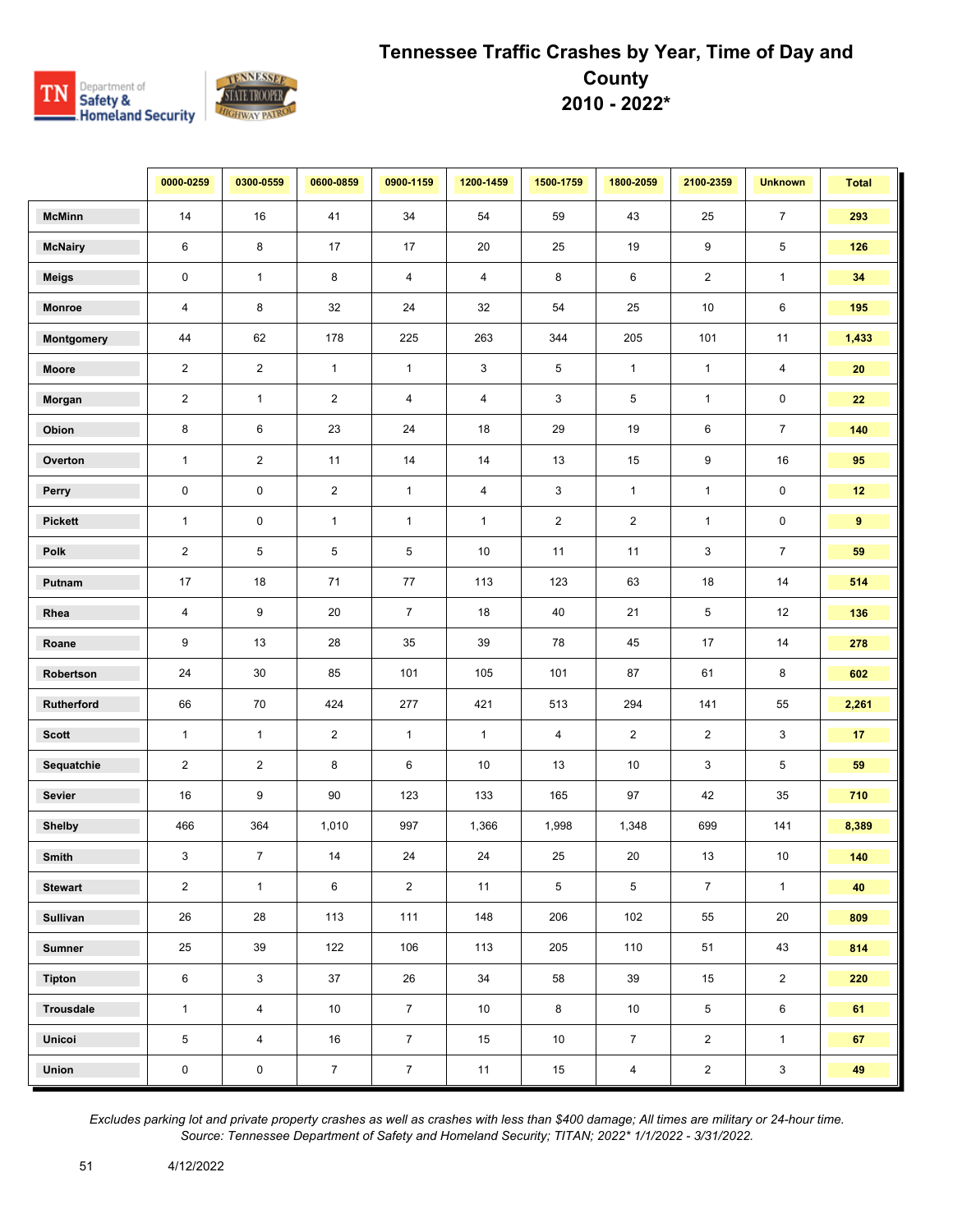# Tennessee Traffic Crashes by Year, Time of Day and County 2010 - 2022*

| | 0000-0259 | 0300-0559 | 0600-0859 | 0900-1159 | 1200-1459 | 1500-1759 | 1800-2059 | 2100-2359 | Unknown | Total |
|---|---|---|---|---|---|---|---|---|---|---|
| McMinn | 14 | 16 | 41 | 34 | 54 | 59 | 43 | 25 | 7 | **293** |
| McNairy | 6 | 8 | 17 | 17 | 20 | 25 | 19 | 9 | 5 | **126** |
| Meigs | 0 | 1 | 8 | 4 | 4 | 8 | 6 | 2 | 1 | **34** |
| Monroe | 4 | 8 | 32 | 24 | 32 | 54 | 25 | 10 | 6 | **195** |
| Montgomery | 44 | 62 | 178 | 225 | 263 | 344 | 205 | 101 | 11 | **1,433** |
| Moore | 2 | 2 | 1 | 1 | 3 | 5 | 1 | 1 | 4 | **20** |
| Morgan | 2 | 1 | 2 | 4 | 4 | 3 | 5 | 1 | 0 | **22** |
| Obion | 8 | 6 | 23 | 24 | 18 | 29 | 19 | 6 | 7 | **140** |
| Overton | 1 | 2 | 11 | 14 | 14 | 13 | 15 | 9 | 16 | **95** |
| Perry | 0 | 0 | 2 | 1 | 4 | 3 | 1 | 1 | 0 | **12** |
| Pickett | 1 | 0 | 1 | 1 | 1 | 2 | 2 | 1 | 0 | **9** |
| Polk | 2 | 5 | 5 | 5 | 10 | 11 | 11 | 3 | 7 | **59** |
| Putnam | 17 | 18 | 71 | 77 | 113 | 123 | 63 | 18 | 14 | **514** |
| Rhea | 4 | 9 | 20 | 7 | 18 | 40 | 21 | 5 | 12 | **136** |
| Roane | 9 | 13 | 28 | 35 | 39 | 78 | 45 | 17 | 14 | **278** |
| Robertson | 24 | 30 | 85 | 101 | 105 | 101 | 87 | 61 | 8 | **602** |
| Rutherford | 66 | 70 | 424 | 277 | 421 | 513 | 294 | 141 | 55 | **2,261** |
| Scott | 1 | 1 | 2 | 1 | 1 | 4 | 2 | 2 | 3 | **17** |
| Sequatchie | 2 | 2 | 8 | 6 | 10 | 13 | 10 | 3 | 5 | **59** |
| Sevier | 16 | 9 | 90 | 123 | 133 | 165 | 97 | 42 | 35 | **710** |
| Shelby | 466 | 364 | 1,010 | 997 | 1,366 | 1,998 | 1,348 | 699 | 141 | **8,389** |
| Smith | 3 | 7 | 14 | 24 | 24 | 25 | 20 | 13 | 10 | **140** |
| Stewart | 2 | 1 | 6 | 2 | 11 | 5 | 5 | 7 | 1 | **40** |
| Sullivan | 26 | 28 | 113 | 111 | 148 | 206 | 102 | 55 | 20 | **809** |
| Sumner | 25 | 39 | 122 | 106 | 113 | 205 | 110 | 51 | 43 | **814** |
| Tipton | 6 | 3 | 37 | 26 | 34 | 58 | 39 | 15 | 2 | **220** |
| Trousdale | 1 | 4 | 10 | 7 | 10 | 8 | 10 | 5 | 6 | **61** |
| Unicoi | 5 | 4 | 16 | 7 | 15 | 10 | 7 | 2 | 1 | **67** |
| Union | 0 | 0 | 7 | 7 | 11 | 15 | 4 | 2 | 3 | **49** |

*Excludes parking lot and private property crashes as well as crashes with less than $400 damage; All times are military or 24-hour time.*
*Source: Tennessee Department of Safety and Homeland Security; TITAN; 2022* 1/1/2022 - 3/31/2022.*

4/12/2022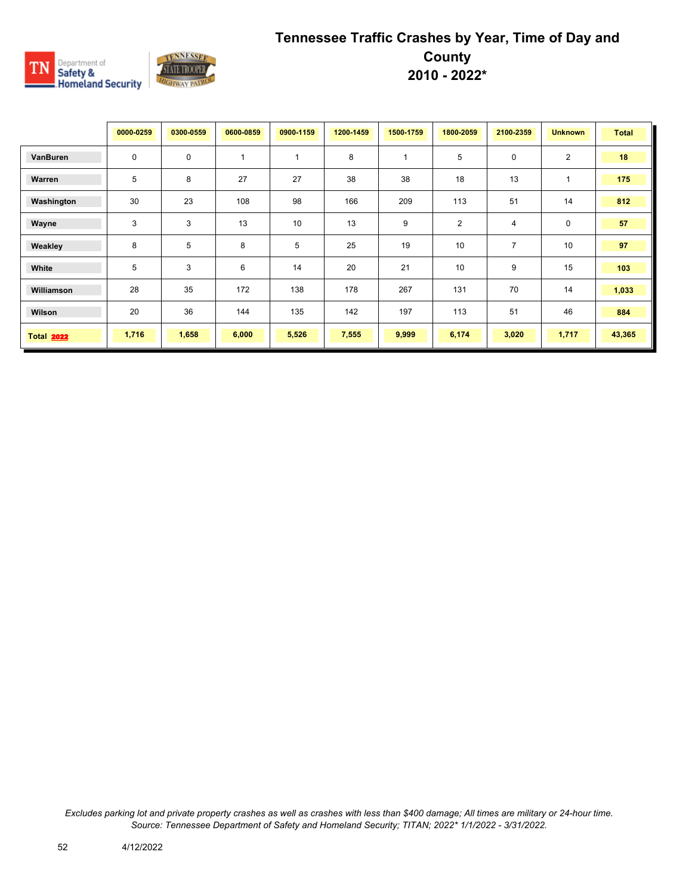# Tennessee Traffic Crashes by Year, Time of Day and County 2010 - 2022*

| | 0000-0259 | 0300-0559 | 0600-0859 | 0900-1159 | 1200-1459 | 1500-1759 | 1800-2059 | 2100-2359 | Unknown | Total |
|---|---|---|---|---|---|---|---|---|---|---|
| **VanBuren** | 0 | 0 | 1 | 1 | 8 | 1 | 5 | 0 | 2 | **18** |
| **Warren** | 5 | 8 | 27 | 27 | 38 | 38 | 18 | 13 | 1 | **175** |
| **Washington** | 30 | 23 | 108 | 98 | 166 | 209 | 113 | 51 | 14 | **812** |
| **Wayne** | 3 | 3 | 13 | 10 | 13 | 9 | 2 | 4 | 0 | **57** |
| **Weakley** | 8 | 5 | 8 | 5 | 25 | 19 | 10 | 7 | 10 | **97** |
| **White** | 5 | 3 | 6 | 14 | 20 | 21 | 10 | 9 | 15 | **103** |
| **Williamson** | 28 | 35 | 172 | 138 | 178 | 267 | 131 | 70 | 14 | **1,033** |
| **Wilson** | 20 | 36 | 144 | 135 | 142 | 197 | 113 | 51 | 46 | **884** |
| **Total 2022** | **1,716** | **1,658** | **6,000** | **5,526** | **7,555** | **9,999** | **6,174** | **3,020** | **1,717** | **43,365** |

*Excludes parking lot and private property crashes as well as crashes with less than $400 damage; All times are military or 24-hour time.*
*Source: Tennessee Department of Safety and Homeland Security; TITAN; 2022* 1/1/2022 - 3/31/2022.*

4/12/2022